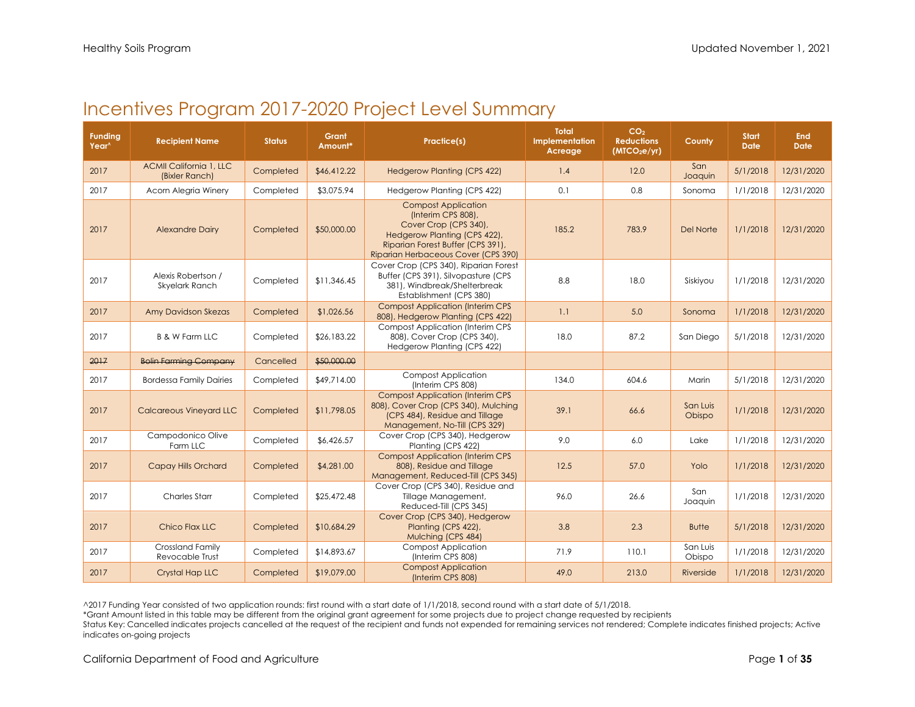# Incentives Program 2017-2020 Project Level Summary

| Funding Year^ | Recipient Name | Status | Grant Amount* | Practice(s) | Total Implementation Acreage | $CO_2$ Reductions ($MTCO_2e/yr$) | County | Start Date | End Date |
|---|---|---|---|---|---|---|---|---|---|
| 2017 | ACMII California 1, LLC (Bixler Ranch) | Completed | $46,412.22 | Hedgerow Planting (CPS 422) | 1.4 | 12.0 | San Joaquin | 5/1/2018 | 12/31/2020 |
| 2017 | Acorn Alegria Winery | Completed | $3,075.94 | Hedgerow Planting (CPS 422) | 0.1 | 0.8 | Sonoma | 1/1/2018 | 12/31/2020 |
| 2017 | Alexandre Dairy | Completed | $50,000.00 | Compost Application (Interim CPS 808), Cover Crop (CPS 340), Hedgerow Planting (CPS 422), Riparian Forest Buffer (CPS 391), Riparian Herbaceous Cover (CPS 390) | 185.2 | 783.9 | Del Norte | 1/1/2018 | 12/31/2020 |
| 2017 | Alexis Robertson / Skyelark Ranch | Completed | $11,346.45 | Cover Crop (CPS 340), Riparian Forest Buffer (CPS 391), Silvopasture (CPS 381), Windbreak/Shelterbreak Establishment (CPS 380) | 8.8 | 18.0 | Siskiyou | 1/1/2018 | 12/31/2020 |
| 2017 | Amy Davidson Skezas | Completed | $1,026.56 | Compost Application (Interim CPS 808), Hedgerow Planting (CPS 422) | 1.1 | 5.0 | Sonoma | 1/1/2018 | 12/31/2020 |
| 2017 | B & W Farm LLC | Completed | $26,183.22 | Compost Application (Interim CPS 808), Cover Crop (CPS 340), Hedgerow Planting (CPS 422) | 18.0 | 87.2 | San Diego | 5/1/2018 | 12/31/2020 |
| ~~2017~~ | ~~Bolin Farming Company~~ | Cancelled | ~~$50,000.00~~ | | | | | | |
| 2017 | Bordessa Family Dairies | Completed | $49,714.00 | Compost Application (Interim CPS 808) | 134.0 | 604.6 | Marin | 5/1/2018 | 12/31/2020 |
| 2017 | Calcareous Vineyard LLC | Completed | $11,798.05 | Compost Application (Interim CPS 808), Cover Crop (CPS 340), Mulching (CPS 484), Residue and Tillage Management, No-Till (CPS 329) | 39.1 | 66.6 | San Luis Obispo | 1/1/2018 | 12/31/2020 |
| 2017 | Campodonico Olive Farm LLC | Completed | $6,426.57 | Cover Crop (CPS 340), Hedgerow Planting (CPS 422) | 9.0 | 6.0 | Lake | 1/1/2018 | 12/31/2020 |
| 2017 | Capay Hills Orchard | Completed | $4,281.00 | Compost Application (Interim CPS 808), Residue and Tillage Management, Reduced-Till (CPS 345) | 12.5 | 57.0 | Yolo | 1/1/2018 | 12/31/2020 |
| 2017 | Charles Starr | Completed | $25,472.48 | Cover Crop (CPS 340), Residue and Tillage Management, Reduced-Till (CPS 345) | 96.0 | 26.6 | San Joaquin | 1/1/2018 | 12/31/2020 |
| 2017 | Chico Flax LLC | Completed | $10,684.29 | Cover Crop (CPS 340), Hedgerow Planting (CPS 422), Mulching (CPS 484) | 3.8 | 2.3 | Butte | 5/1/2018 | 12/31/2020 |
| 2017 | Crossland Family Revocable Trust | Completed | $14,893.67 | Compost Application (Interim CPS 808) | 71.9 | 110.1 | San Luis Obispo | 1/1/2018 | 12/31/2020 |
| 2017 | Crystal Hap LLC | Completed | $19,079.00 | Compost Application (Interim CPS 808) | 49.0 | 213.0 | Riverside | 1/1/2018 | 12/31/2020 |

^2017 Funding Year consisted of two application rounds: first round with a start date of 1/1/2018, second round with a start date of 5/1/2018.
*Grant Amount listed in this table may be different from the original grant agreement for some projects due to project change requested by recipients
Status Key: Cancelled indicates projects cancelled at the request of the recipient and funds not expended for remaining services not rendered; Complete indicates finished projects; Active indicates on-going projects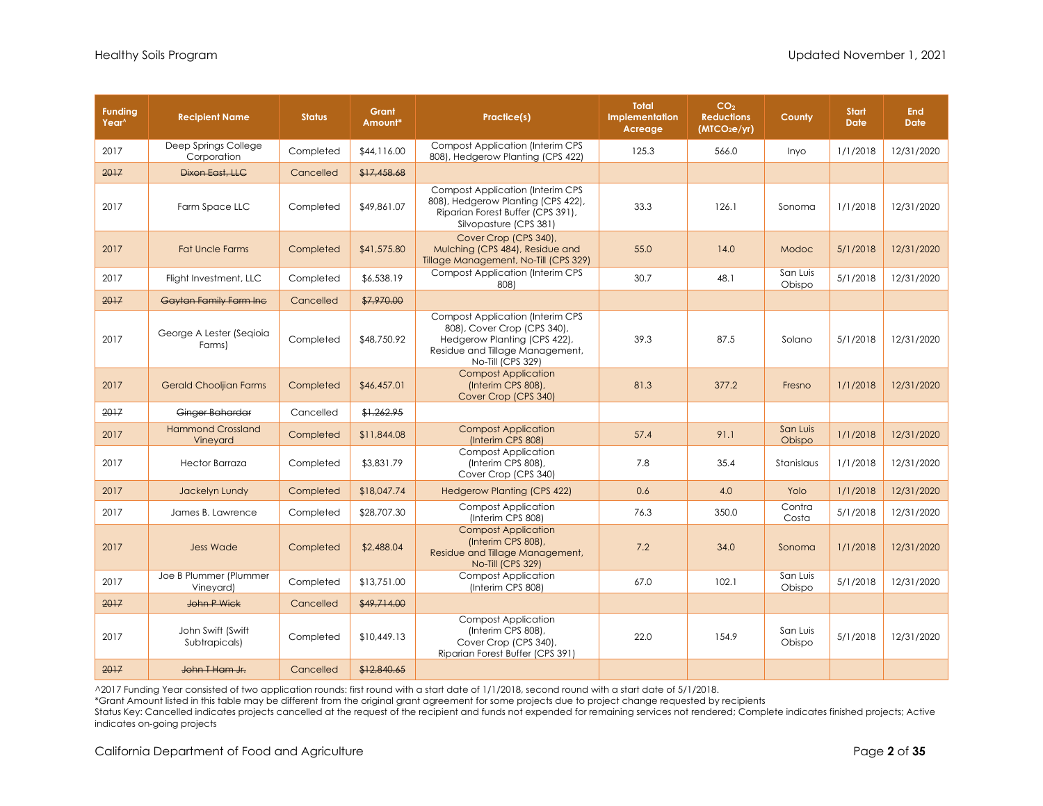| Funding Year^ | Recipient Name | Status | Grant Amount* | Practice(s) | Total Implementation Acreage | $CO_2$ Reductions ($MTCO_2e/yr$) | County | Start Date | End Date |
|---|---|---|---|---|---|---|---|---|---|
| 2017 | Deep Springs College Corporation | Completed | $44,116.00 | Compost Application (Interim CPS 808), Hedgerow Planting (CPS 422) | 125.3 | 566.0 | Inyo | 1/1/2018 | 12/31/2020 |
| ~~2017~~ | ~~Dixon East, LLC~~ | Cancelled | ~~$17,458.68~~ | | | | | | |
| 2017 | Farm Space LLC | Completed | $49,861.07 | Compost Application (Interim CPS 808), Hedgerow Planting (CPS 422), Riparian Forest Buffer (CPS 391), Silvopasture (CPS 381) | 33.3 | 126.1 | Sonoma | 1/1/2018 | 12/31/2020 |
| 2017 | Fat Uncle Farms | Completed | $41,575.80 | Cover Crop (CPS 340), Mulching (CPS 484), Residue and Tillage Management, No-Till (CPS 329) | 55.0 | 14.0 | Modoc | 5/1/2018 | 12/31/2020 |
| 2017 | Flight Investment, LLC | Completed | $6,538.19 | Compost Application (Interim CPS 808) | 30.7 | 48.1 | San Luis Obispo | 5/1/2018 | 12/31/2020 |
| ~~2017~~ | ~~Gaytan Family Farm Inc~~ | Cancelled | ~~$7,970.00~~ | | | | | | |
| 2017 | George A Lester (Seqioia Farms) | Completed | $48,750.92 | Compost Application (Interim CPS 808), Cover Crop (CPS 340), Hedgerow Planting (CPS 422), Residue and Tillage Management, No-Till (CPS 329) | 39.3 | 87.5 | Solano | 5/1/2018 | 12/31/2020 |
| 2017 | Gerald Chooljian Farms | Completed | $46,457.01 | Compost Application (Interim CPS 808), Cover Crop (CPS 340) | 81.3 | 377.2 | Fresno | 1/1/2018 | 12/31/2020 |
| ~~2017~~ | ~~Ginger Bahardar~~ | Cancelled | ~~$1,262.95~~ | | | | | | |
| 2017 | Hammond Crossland Vineyard | Completed | $11,844.08 | Compost Application (Interim CPS 808) | 57.4 | 91.1 | San Luis Obispo | 1/1/2018 | 12/31/2020 |
| 2017 | Hector Barraza | Completed | $3,831.79 | Compost Application (Interim CPS 808), Cover Crop (CPS 340) | 7.8 | 35.4 | Stanislaus | 1/1/2018 | 12/31/2020 |
| 2017 | Jackelyn Lundy | Completed | $18,047.74 | Hedgerow Planting (CPS 422) | 0.6 | 4.0 | Yolo | 1/1/2018 | 12/31/2020 |
| 2017 | James B. Lawrence | Completed | $28,707.30 | Compost Application (Interim CPS 808) | 76.3 | 350.0 | Contra Costa | 5/1/2018 | 12/31/2020 |
| 2017 | Jess Wade | Completed | $2,488.04 | Compost Application (Interim CPS 808), Residue and Tillage Management, No-Till (CPS 329) | 7.2 | 34.0 | Sonoma | 1/1/2018 | 12/31/2020 |
| 2017 | Joe B Plummer (Plummer Vineyard) | Completed | $13,751.00 | Compost Application (Interim CPS 808) | 67.0 | 102.1 | San Luis Obispo | 5/1/2018 | 12/31/2020 |
| ~~2017~~ | ~~John P Wick~~ | Cancelled | ~~$49,714.00~~ | | | | | | |
| 2017 | John Swift (Swift Subtropicals) | Completed | $10,449.13 | Compost Application (Interim CPS 808), Cover Crop (CPS 340), Riparian Forest Buffer (CPS 391) | 22.0 | 154.9 | San Luis Obispo | 5/1/2018 | 12/31/2020 |
| ~~2017~~ | ~~John T Ham Jr.~~ | Cancelled | ~~$12,840.65~~ | | | | | | |

^2017 Funding Year consisted of two application rounds: first round with a start date of 1/1/2018, second round with a start date of 5/1/2018.
*Grant Amount listed in this table may be different from the original grant agreement for some projects due to project change requested by recipients
Status Key: Cancelled indicates projects cancelled at the request of the recipient and funds not expended for remaining services not rendered; Complete indicates finished projects; Active indicates on-going projects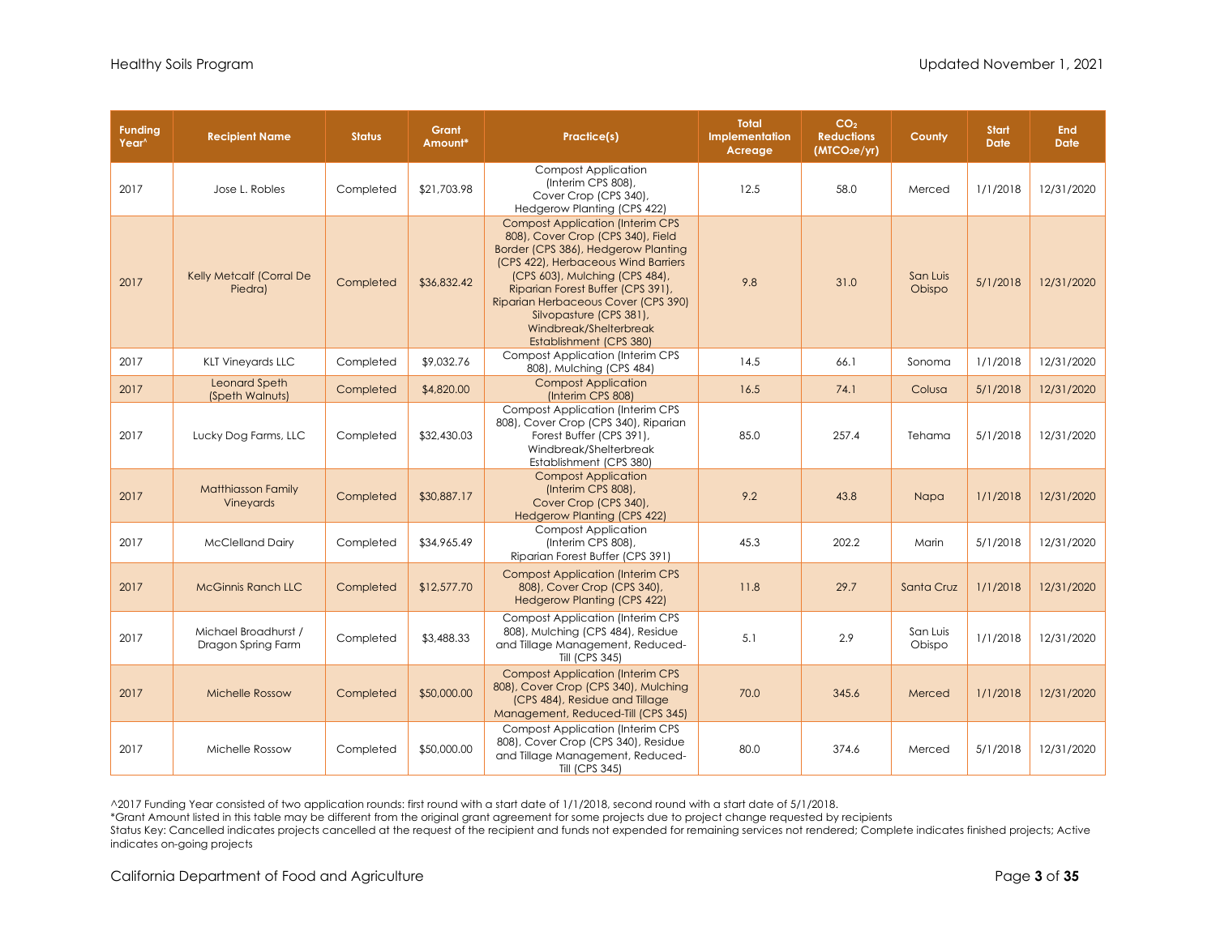| Funding Year^ | Recipient Name | Status | Grant Amount* | Practice(s) | Total Implementation Acreage | $CO_2$ Reductions ($MTCO_2e/yr$) | County | Start Date | End Date |
|---|---|---|---|---|---|---|---|---|---|
| 2017 | Jose L. Robles | Completed | $21,703.98 | Compost Application (Interim CPS 808), Cover Crop (CPS 340), Hedgerow Planting (CPS 422) | 12.5 | 58.0 | Merced | 1/1/2018 | 12/31/2020 |
| 2017 | Kelly Metcalf (Corral De Piedra) | Completed | $36,832.42 | Compost Application (Interim CPS 808), Cover Crop (CPS 340), Field Border (CPS 386), Hedgerow Planting (CPS 422), Herbaceous Wind Barriers (CPS 603), Mulching (CPS 484), Riparian Forest Buffer (CPS 391), Riparian Herbaceous Cover (CPS 390) Silvopasture (CPS 381), Windbreak/Shelterbreak Establishment (CPS 380) | 9.8 | 31.0 | San Luis Obispo | 5/1/2018 | 12/31/2020 |
| 2017 | KLT Vineyards LLC | Completed | $9,032.76 | Compost Application (Interim CPS 808), Mulching (CPS 484) | 14.5 | 66.1 | Sonoma | 1/1/2018 | 12/31/2020 |
| 2017 | Leonard Speth (Speth Walnuts) | Completed | $4,820.00 | Compost Application (Interim CPS 808) | 16.5 | 74.1 | Colusa | 5/1/2018 | 12/31/2020 |
| 2017 | Lucky Dog Farms, LLC | Completed | $32,430.03 | Compost Application (Interim CPS 808), Cover Crop (CPS 340), Riparian Forest Buffer (CPS 391), Windbreak/Shelterbreak Establishment (CPS 380) | 85.0 | 257.4 | Tehama | 5/1/2018 | 12/31/2020 |
| 2017 | Matthiasson Family Vineyards | Completed | $30,887.17 | Compost Application (Interim CPS 808), Cover Crop (CPS 340), Hedgerow Planting (CPS 422) | 9.2 | 43.8 | Napa | 1/1/2018 | 12/31/2020 |
| 2017 | McClelland Dairy | Completed | $34,965.49 | Compost Application (Interim CPS 808), Riparian Forest Buffer (CPS 391) | 45.3 | 202.2 | Marin | 5/1/2018 | 12/31/2020 |
| 2017 | McGinnis Ranch LLC | Completed | $12,577.70 | Compost Application (Interim CPS 808), Cover Crop (CPS 340), Hedgerow Planting (CPS 422) | 11.8 | 29.7 | Santa Cruz | 1/1/2018 | 12/31/2020 |
| 2017 | Michael Broadhurst / Dragon Spring Farm | Completed | $3,488.33 | Compost Application (Interim CPS 808), Mulching (CPS 484), Residue and Tillage Management, Reduced-Till (CPS 345) | 5.1 | 2.9 | San Luis Obispo | 1/1/2018 | 12/31/2020 |
| 2017 | Michelle Rossow | Completed | $50,000.00 | Compost Application (Interim CPS 808), Cover Crop (CPS 340), Mulching (CPS 484), Residue and Tillage Management, Reduced-Till (CPS 345) | 70.0 | 345.6 | Merced | 1/1/2018 | 12/31/2020 |
| 2017 | Michelle Rossow | Completed | $50,000.00 | Compost Application (Interim CPS 808), Cover Crop (CPS 340), Residue and Tillage Management, Reduced-Till (CPS 345) | 80.0 | 374.6 | Merced | 5/1/2018 | 12/31/2020 |

^2017 Funding Year consisted of two application rounds: first round with a start date of 1/1/2018, second round with a start date of 5/1/2018.

*Grant Amount listed in this table may be different from the original grant agreement for some projects due to project change requested by recipients

Status Key: Cancelled indicates projects cancelled at the request of the recipient and funds not expended for remaining services not rendered; Complete indicates finished projects; Active indicates on-going projects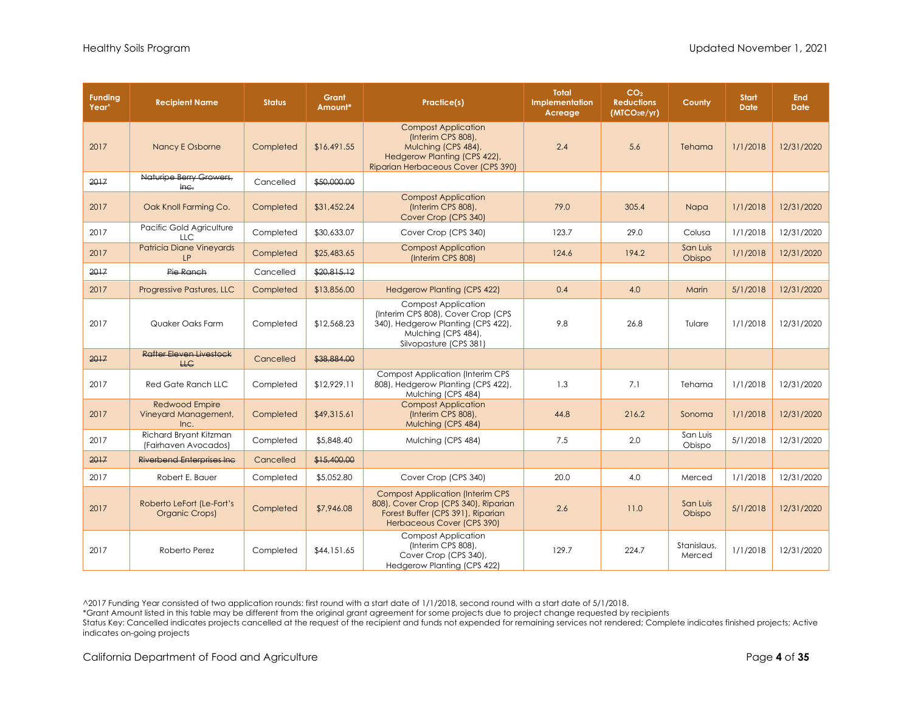| Funding Year^ | Recipient Name | Status | Grant Amount* | Practice(s) | Total Implementation Acreage | $CO_2$ Reductions ($MTCO_2e$/yr) | County | Start Date | End Date |
|---|---|---|---|---|---|---|---|---|---|
| 2017 | Nancy E Osborne | Completed | $16,491.55 | Compost Application (Interim CPS 808), Mulching (CPS 484), Hedgerow Planting (CPS 422), Riparian Herbaceous Cover (CPS 390) | 2.4 | 5.6 | Tehama | 1/1/2018 | 12/31/2020 |
| ~~2017~~ | ~~Naturipe Berry Growers, Inc.~~ | Cancelled | ~~$50,000.00~~ | | | | | | |
| 2017 | Oak Knoll Farming Co. | Completed | $31,452.24 | Compost Application (Interim CPS 808), Cover Crop (CPS 340) | 79.0 | 305.4 | Napa | 1/1/2018 | 12/31/2020 |
| 2017 | Pacific Gold Agriculture LLC | Completed | $30,633.07 | Cover Crop (CPS 340) | 123.7 | 29.0 | Colusa | 1/1/2018 | 12/31/2020 |
| 2017 | Patricia Diane Vineyards LP | Completed | $25,483.65 | Compost Application (Interim CPS 808) | 124.6 | 194.2 | San Luis Obispo | 1/1/2018 | 12/31/2020 |
| ~~2017~~ | ~~Pie Ranch~~ | Cancelled | ~~$20,815.12~~ | | | | | | |
| 2017 | Progressive Pastures, LLC | Completed | $13,856.00 | Hedgerow Planting (CPS 422) | 0.4 | 4.0 | Marin | 5/1/2018 | 12/31/2020 |
| 2017 | Quaker Oaks Farm | Completed | $12,568.23 | Compost Application (Interim CPS 808), Cover Crop (CPS 340), Hedgerow Planting (CPS 422), Mulching (CPS 484), Silvopasture (CPS 381) | 9.8 | 26.8 | Tulare | 1/1/2018 | 12/31/2020 |
| ~~2017~~ | ~~Rafter Eleven Livestock LLC~~ | Cancelled | ~~$38,884.00~~ | | | | | | |
| 2017 | Red Gate Ranch LLC | Completed | $12,929.11 | Compost Application (Interim CPS 808), Hedgerow Planting (CPS 422), Mulching (CPS 484) | 1.3 | 7.1 | Tehama | 1/1/2018 | 12/31/2020 |
| 2017 | Redwood Empire Vineyard Management, Inc. | Completed | $49,315.61 | Compost Application (Interim CPS 808), Mulching (CPS 484) | 44.8 | 216.2 | Sonoma | 1/1/2018 | 12/31/2020 |
| 2017 | Richard Bryant Kitzman (Fairhaven Avocados) | Completed | $5,848.40 | Mulching (CPS 484) | 7.5 | 2.0 | San Luis Obispo | 5/1/2018 | 12/31/2020 |
| ~~2017~~ | ~~Riverbend Enterprises Inc~~ | Cancelled | ~~$15,400.00~~ | | | | | | |
| 2017 | Robert E. Bauer | Completed | $5,052.80 | Cover Crop (CPS 340) | 20.0 | 4.0 | Merced | 1/1/2018 | 12/31/2020 |
| 2017 | Roberto LeFort (Le-Fort's Organic Crops) | Completed | $7,946.08 | Compost Application (Interim CPS 808), Cover Crop (CPS 340), Riparian Forest Buffer (CPS 391), Riparian Herbaceous Cover (CPS 390) | 2.6 | 11.0 | San Luis Obispo | 5/1/2018 | 12/31/2020 |
| 2017 | Roberto Perez | Completed | $44,151.65 | Compost Application (Interim CPS 808), Cover Crop (CPS 340), Hedgerow Planting (CPS 422) | 129.7 | 224.7 | Stanislaus, Merced | 1/1/2018 | 12/31/2020 |

^2017 Funding Year consisted of two application rounds: first round with a start date of 1/1/2018, second round with a start date of 5/1/2018.
*Grant Amount listed in this table may be different from the original grant agreement for some projects due to project change requested by recipients
Status Key: Cancelled indicates projects cancelled at the request of the recipient and funds not expended for remaining services not rendered; Complete indicates finished projects; Active indicates on-going projects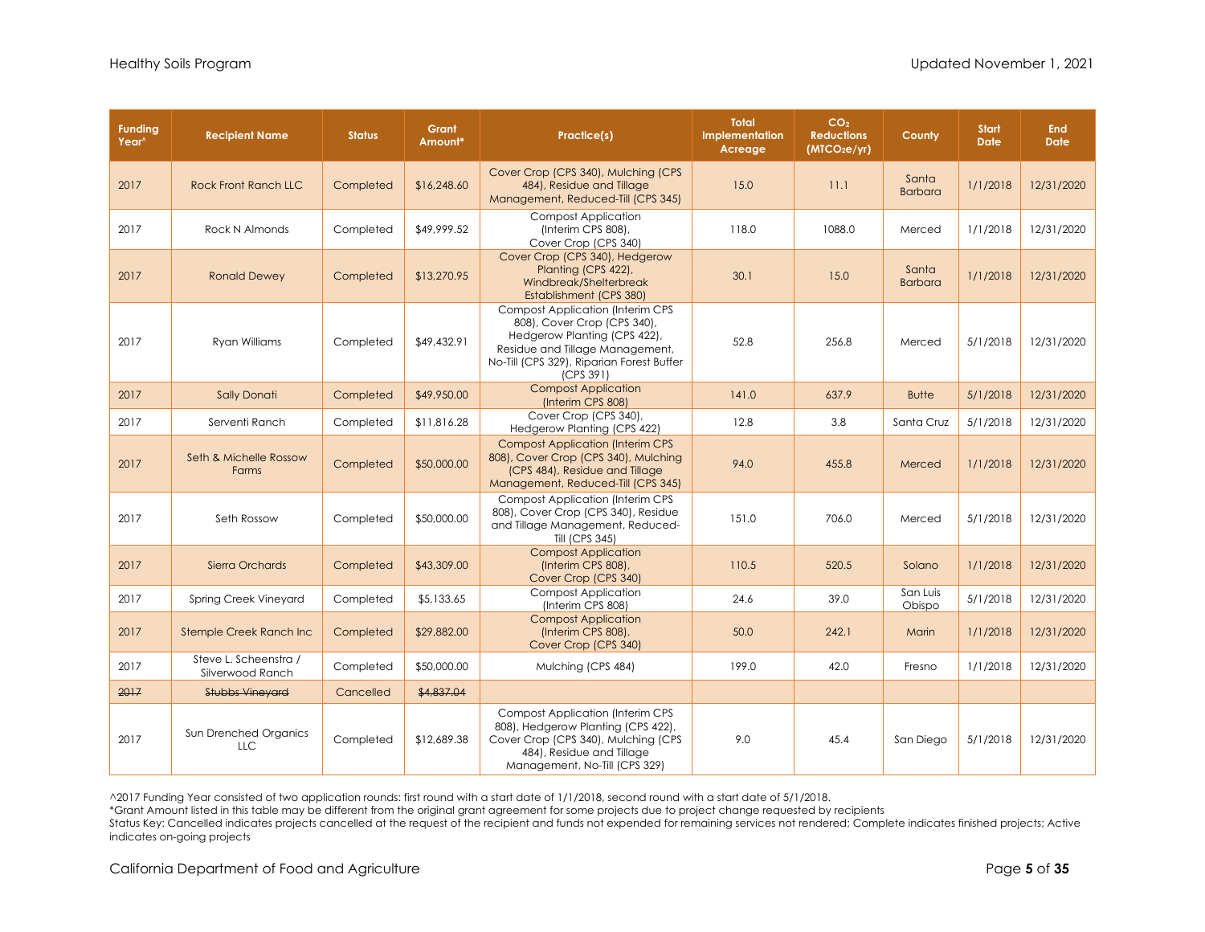| Funding Year^ | Recipient Name | Status | Grant Amount* | Practice(s) | Total Implementation Acreage | $CO_2$ Reductions ($MTCO_2e/yr$) | County | Start Date | End Date |
|---|---|---|---|---|---|---|---|---|---|
| 2017 | Rock Front Ranch LLC | Completed | $16,248.60 | Cover Crop (CPS 340), Mulching (CPS 484), Residue and Tillage Management, Reduced-Till (CPS 345) | 15.0 | 11.1 | Santa Barbara | 1/1/2018 | 12/31/2020 |
| 2017 | Rock N Almonds | Completed | $49,999.52 | Compost Application (Interim CPS 808), Cover Crop (CPS 340) | 118.0 | 1088.0 | Merced | 1/1/2018 | 12/31/2020 |
| 2017 | Ronald Dewey | Completed | $13,270.95 | Cover Crop (CPS 340), Hedgerow Planting (CPS 422), Windbreak/Shelterbreak Establishment (CPS 380) | 30.1 | 15.0 | Santa Barbara | 1/1/2018 | 12/31/2020 |
| 2017 | Ryan Williams | Completed | $49,432.91 | Compost Application (Interim CPS 808), Cover Crop (CPS 340), Hedgerow Planting (CPS 422), Residue and Tillage Management, No-Till (CPS 329), Riparian Forest Buffer (CPS 391) | 52.8 | 256.8 | Merced | 5/1/2018 | 12/31/2020 |
| 2017 | Sally Donati | Completed | $49,950.00 | Compost Application (Interim CPS 808) | 141.0 | 637.9 | Butte | 5/1/2018 | 12/31/2020 |
| 2017 | Serventi Ranch | Completed | $11,816.28 | Cover Crop (CPS 340), Hedgerow Planting (CPS 422) | 12.8 | 3.8 | Santa Cruz | 5/1/2018 | 12/31/2020 |
| 2017 | Seth & Michelle Rossow Farms | Completed | $50,000.00 | Compost Application (Interim CPS 808), Cover Crop (CPS 340), Mulching (CPS 484), Residue and Tillage Management, Reduced-Till (CPS 345) | 94.0 | 455.8 | Merced | 1/1/2018 | 12/31/2020 |
| 2017 | Seth Rossow | Completed | $50,000.00 | Compost Application (Interim CPS 808), Cover Crop (CPS 340), Residue and Tillage Management, Reduced-Till (CPS 345) | 151.0 | 706.0 | Merced | 5/1/2018 | 12/31/2020 |
| 2017 | Sierra Orchards | Completed | $43,309.00 | Compost Application (Interim CPS 808), Cover Crop (CPS 340) | 110.5 | 520.5 | Solano | 1/1/2018 | 12/31/2020 |
| 2017 | Spring Creek Vineyard | Completed | $5,133.65 | Compost Application (Interim CPS 808) | 24.6 | 39.0 | San Luis Obispo | 5/1/2018 | 12/31/2020 |
| 2017 | Stemple Creek Ranch Inc | Completed | $29,882.00 | Compost Application (Interim CPS 808), Cover Crop (CPS 340) | 50.0 | 242.1 | Marin | 1/1/2018 | 12/31/2020 |
| 2017 | Steve L. Scheenstra / Silverwood Ranch | Completed | $50,000.00 | Mulching (CPS 484) | 199.0 | 42.0 | Fresno | 1/1/2018 | 12/31/2020 |
| ~~2017~~ | ~~Stubbs Vineyard~~ | Cancelled | ~~$4,837.04~~ | | | | | | |
| 2017 | Sun Drenched Organics LLC | Completed | $12,689.38 | Compost Application (Interim CPS 808), Hedgerow Planting (CPS 422), Cover Crop (CPS 340), Mulching (CPS 484), Residue and Tillage Management, No-Till (CPS 329) | 9.0 | 45.4 | San Diego | 5/1/2018 | 12/31/2020 |

^2017 Funding Year consisted of two application rounds: first round with a start date of 1/1/2018, second round with a start date of 5/1/2018.
*Grant Amount listed in this table may be different from the original grant agreement for some projects due to project change requested by recipients
Status Key: Cancelled indicates projects cancelled at the request of the recipient and funds not expended for remaining services not rendered; Complete indicates finished projects; Active indicates on-going projects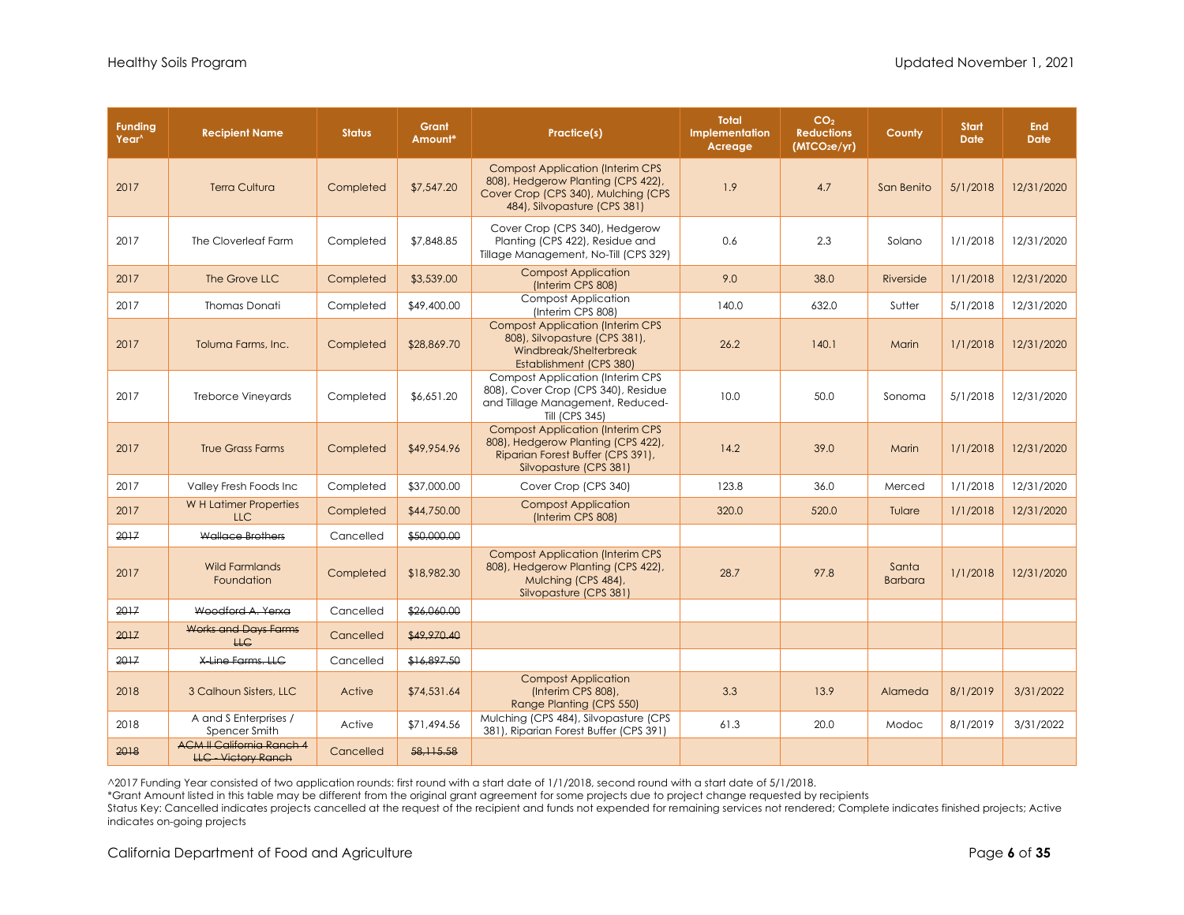| Funding Year^ | Recipient Name | Status | Grant Amount* | Practice(s) | Total Implementation Acreage | $CO_2$ Reductions ($MTCO_2e/yr$) | County | Start Date | End Date |
|---|---|---|---|---|---|---|---|---|---|
| 2017 | Terra Cultura | Completed | $7,547.20 | Compost Application (Interim CPS 808), Hedgerow Planting (CPS 422), Cover Crop (CPS 340), Mulching (CPS 484), Silvopasture (CPS 381) | 1.9 | 4.7 | San Benito | 5/1/2018 | 12/31/2020 |
| 2017 | The Cloverleaf Farm | Completed | $7,848.85 | Cover Crop (CPS 340), Hedgerow Planting (CPS 422), Residue and Tillage Management, No-Till (CPS 329) | 0.6 | 2.3 | Solano | 1/1/2018 | 12/31/2020 |
| 2017 | The Grove LLC | Completed | $3,539.00 | Compost Application (Interim CPS 808) | 9.0 | 38.0 | Riverside | 1/1/2018 | 12/31/2020 |
| 2017 | Thomas Donati | Completed | $49,400.00 | Compost Application (Interim CPS 808) | 140.0 | 632.0 | Sutter | 5/1/2018 | 12/31/2020 |
| 2017 | Toluma Farms, Inc. | Completed | $28,869.70 | Compost Application (Interim CPS 808), Silvopasture (CPS 381), Windbreak/Shelterbreak Establishment (CPS 380) | 26.2 | 140.1 | Marin | 1/1/2018 | 12/31/2020 |
| 2017 | Treborce Vineyards | Completed | $6,651.20 | Compost Application (Interim CPS 808), Cover Crop (CPS 340), Residue and Tillage Management, Reduced-Till (CPS 345) | 10.0 | 50.0 | Sonoma | 5/1/2018 | 12/31/2020 |
| 2017 | True Grass Farms | Completed | $49,954.96 | Compost Application (Interim CPS 808), Hedgerow Planting (CPS 422), Riparian Forest Buffer (CPS 391), Silvopasture (CPS 381) | 14.2 | 39.0 | Marin | 1/1/2018 | 12/31/2020 |
| 2017 | Valley Fresh Foods Inc | Completed | $37,000.00 | Cover Crop (CPS 340) | 123.8 | 36.0 | Merced | 1/1/2018 | 12/31/2020 |
| 2017 | W H Latimer Properties LLC | Completed | $44,750.00 | Compost Application (Interim CPS 808) | 320.0 | 520.0 | Tulare | 1/1/2018 | 12/31/2020 |
| ~~2017~~ | ~~Wallace Brothers~~ | Cancelled | ~~$50,000.00~~ | | | | | | |
| 2017 | Wild Farmlands Foundation | Completed | $18,982.30 | Compost Application (Interim CPS 808), Hedgerow Planting (CPS 422), Mulching (CPS 484), Silvopasture (CPS 381) | 28.7 | 97.8 | Santa Barbara | 1/1/2018 | 12/31/2020 |
| ~~2017~~ | ~~Woodford A. Yerxa~~ | Cancelled | ~~$26,060.00~~ | | | | | | |
| ~~2017~~ | ~~Works and Days Farms LLC~~ | Cancelled | ~~$49,970.40~~ | | | | | | |
| ~~2017~~ | ~~X-Line Farms. LLC~~ | Cancelled | ~~$16,897.50~~ | | | | | | |
| 2018 | 3 Calhoun Sisters, LLC | Active | $74,531.64 | Compost Application (Interim CPS 808), Range Planting (CPS 550) | 3.3 | 13.9 | Alameda | 8/1/2019 | 3/31/2022 |
| 2018 | A and S Enterprises / Spencer Smith | Active | $71,494.56 | Mulching (CPS 484), Silvopasture (CPS 381), Riparian Forest Buffer (CPS 391) | 61.3 | 20.0 | Modoc | 8/1/2019 | 3/31/2022 |
| ~~2018~~ | ~~ACM II California Ranch 4 LLC - Victory Ranch~~ | Cancelled | ~~58,115.58~~ | | | | | | |

^2017 Funding Year consisted of two application rounds: first round with a start date of 1/1/2018, second round with a start date of 5/1/2018.

*Grant Amount listed in this table may be different from the original grant agreement for some projects due to project change requested by recipients

Status Key: Cancelled indicates projects cancelled at the request of the recipient and funds not expended for remaining services not rendered; Complete indicates finished projects; Active indicates on-going projects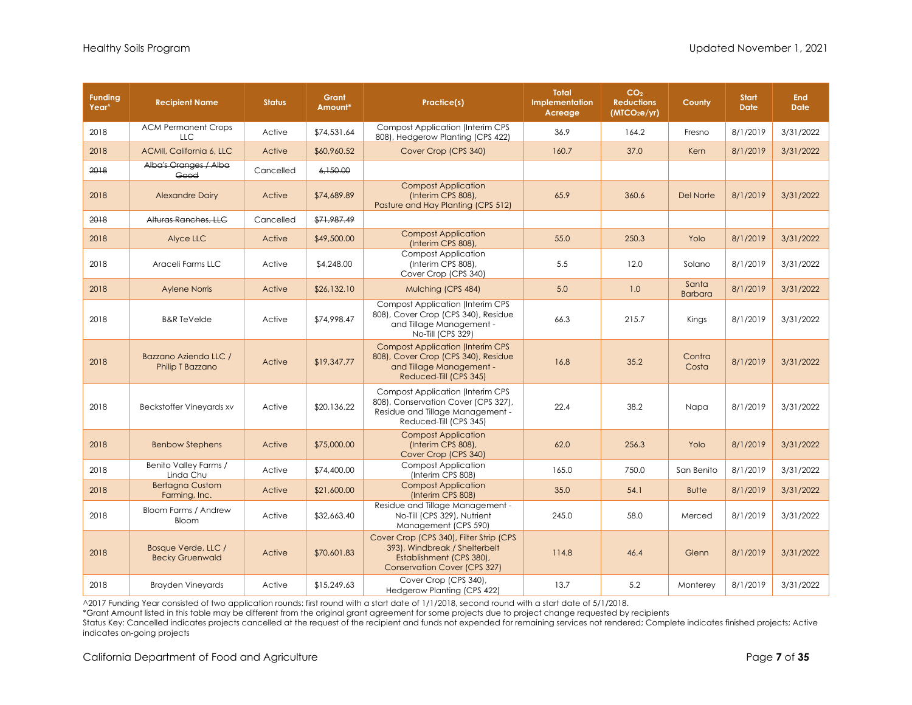| Funding Year^ | Recipient Name | Status | Grant Amount* | Practice(s) | Total Implementation Acreage | $CO_2$ Reductions ($MTCO_2e/yr$) | County | Start Date | End Date |
|---|---|---|---|---|---|---|---|---|---|
| 2018 | ACM Permanent Crops LLC | Active | $74,531.64 | Compost Application (Interim CPS 808), Hedgerow Planting (CPS 422) | 36.9 | 164.2 | Fresno | 8/1/2019 | 3/31/2022 |
| 2018 | ACMII, California 6, LLC | Active | $60,960.52 | Cover Crop (CPS 340) | 160.7 | 37.0 | Kern | 8/1/2019 | 3/31/2022 |
| ~~2018~~ | ~~Alba's Oranges / Alba Good~~ | Cancelled | ~~6,150.00~~ | | | | | | |
| 2018 | Alexandre Dairy | Active | $74,689.89 | Compost Application (Interim CPS 808), Pasture and Hay Planting (CPS 512) | 65.9 | 360.6 | Del Norte | 8/1/2019 | 3/31/2022 |
| ~~2018~~ | ~~Alturas Ranches, LLC~~ | Cancelled | ~~$71,987.49~~ | | | | | | |
| 2018 | Alyce LLC | Active | $49,500.00 | Compost Application (Interim CPS 808), | 55.0 | 250.3 | Yolo | 8/1/2019 | 3/31/2022 |
| 2018 | Araceli Farms LLC | Active | $4,248.00 | Compost Application (Interim CPS 808), Cover Crop (CPS 340) | 5.5 | 12.0 | Solano | 8/1/2019 | 3/31/2022 |
| 2018 | Aylene Norris | Active | $26,132.10 | Mulching (CPS 484) | 5.0 | 1.0 | Santa Barbara | 8/1/2019 | 3/31/2022 |
| 2018 | B&R TeVelde | Active | $74,998.47 | Compost Application (Interim CPS 808), Cover Crop (CPS 340), Residue and Tillage Management - No-Till (CPS 329) | 66.3 | 215.7 | Kings | 8/1/2019 | 3/31/2022 |
| 2018 | Bazzano Azienda LLC / Philip T Bazzano | Active | $19,347.77 | Compost Application (Interim CPS 808), Cover Crop (CPS 340), Residue and Tillage Management - Reduced-Till (CPS 345) | 16.8 | 35.2 | Contra Costa | 8/1/2019 | 3/31/2022 |
| 2018 | Beckstoffer Vineyards xv | Active | $20,136.22 | Compost Application (Interim CPS 808), Conservation Cover (CPS 327), Residue and Tillage Management - Reduced-Till (CPS 345) | 22.4 | 38.2 | Napa | 8/1/2019 | 3/31/2022 |
| 2018 | Benbow Stephens | Active | $75,000.00 | Compost Application (Interim CPS 808), Cover Crop (CPS 340) | 62.0 | 256.3 | Yolo | 8/1/2019 | 3/31/2022 |
| 2018 | Benito Valley Farms / Linda Chu | Active | $74,400.00 | Compost Application (Interim CPS 808) | 165.0 | 750.0 | San Benito | 8/1/2019 | 3/31/2022 |
| 2018 | Bertagna Custom Farming, Inc. | Active | $21,600.00 | Compost Application (Interim CPS 808) | 35.0 | 54.1 | Butte | 8/1/2019 | 3/31/2022 |
| 2018 | Bloom Farms / Andrew Bloom | Active | $32,663.40 | Residue and Tillage Management - No-Till (CPS 329), Nutrient Management (CPS 590) | 245.0 | 58.0 | Merced | 8/1/2019 | 3/31/2022 |
| 2018 | Bosque Verde, LLC / Becky Gruenwald | Active | $70,601.83 | Cover Crop (CPS 340), Filter Strip (CPS 393), Windbreak / Shelterbelt Establishment (CPS 380), Conservation Cover (CPS 327) | 114.8 | 46.4 | Glenn | 8/1/2019 | 3/31/2022 |
| 2018 | Brayden Vineyards | Active | $15,249.63 | Cover Crop (CPS 340), Hedgerow Planting (CPS 422) | 13.7 | 5.2 | Monterey | 8/1/2019 | 3/31/2022 |

^2017 Funding Year consisted of two application rounds: first round with a start date of 1/1/2018, second round with a start date of 5/1/2018.

*Grant Amount listed in this table may be different from the original grant agreement for some projects due to project change requested by recipients

Status Key: Cancelled indicates projects cancelled at the request of the recipient and funds not expended for remaining services not rendered; Complete indicates finished projects; Active indicates on-going projects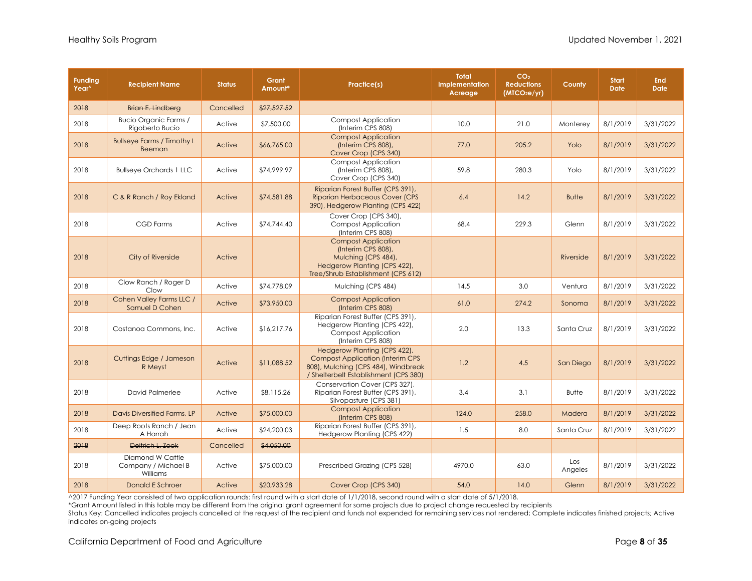| Funding Year^ | Recipient Name | Status | Grant Amount* | Practice(s) | Total Implementation Acreage | $CO_2$ Reductions ($MTCO_2e/yr$) | County | Start Date | End Date |
|---|---|---|---|---|---|---|---|---|---|
| ~~2018~~ | ~~Brian E. Lindberg~~ | Cancelled | ~~$27,527.52~~ | | | | | | |
| 2018 | Bucio Organic Farms / Rigoberto Bucio | Active | $7,500.00 | Compost Application (Interim CPS 808) | 10.0 | 21.0 | Monterey | 8/1/2019 | 3/31/2022 |
| 2018 | Bullseye Farms / Timothy L Beeman | Active | $66,765.00 | Compost Application (Interim CPS 808), Cover Crop (CPS 340) | 77.0 | 205.2 | Yolo | 8/1/2019 | 3/31/2022 |
| 2018 | Bullseye Orchards 1 LLC | Active | $74,999.97 | Compost Application (Interim CPS 808), Cover Crop (CPS 340) | 59.8 | 280.3 | Yolo | 8/1/2019 | 3/31/2022 |
| 2018 | C & R Ranch / Roy Ekland | Active | $74,581.88 | Riparian Forest Buffer (CPS 391), Riparian Herbaceous Cover (CPS 390), Hedgerow Planting (CPS 422) | 6.4 | 14.2 | Butte | 8/1/2019 | 3/31/2022 |
| 2018 | CGD Farms | Active | $74,744.40 | Cover Crop (CPS 340), Compost Application (Interim CPS 808) | 68.4 | 229.3 | Glenn | 8/1/2019 | 3/31/2022 |
| 2018 | City of Riverside | Active | | Compost Application (Interim CPS 808), Mulching (CPS 484), Hedgerow Planting (CPS 422), Tree/Shrub Establishment (CPS 612) | | | Riverside | 8/1/2019 | 3/31/2022 |
| 2018 | Clow Ranch / Roger D Clow | Active | $74,778.09 | Mulching (CPS 484) | 14.5 | 3.0 | Ventura | 8/1/2019 | 3/31/2022 |
| 2018 | Cohen Valley Farms LLC / Samuel D Cohen | Active | $73,950.00 | Compost Application (Interim CPS 808) | 61.0 | 274.2 | Sonoma | 8/1/2019 | 3/31/2022 |
| 2018 | Costanoa Commons, Inc. | Active | $16,217.76 | Riparian Forest Buffer (CPS 391), Hedgerow Planting (CPS 422), Compost Application (Interim CPS 808) | 2.0 | 13.3 | Santa Cruz | 8/1/2019 | 3/31/2022 |
| 2018 | Cuttings Edge / Jameson R Meyst | Active | $11,088.52 | Hedgerow Planting (CPS 422), Compost Application (Interim CPS 808), Mulching (CPS 484), Windbreak / Shelterbelt Establishment (CPS 380) | 1.2 | 4.5 | San Diego | 8/1/2019 | 3/31/2022 |
| 2018 | David Palmerlee | Active | $8,115.26 | Conservation Cover (CPS 327), Riparian Forest Buffer (CPS 391), Silvopasture (CPS 381) | 3.4 | 3.1 | Butte | 8/1/2019 | 3/31/2022 |
| 2018 | Davis Diversified Farms, LP | Active | $75,000.00 | Compost Application (Interim CPS 808) | 124.0 | 258.0 | Madera | 8/1/2019 | 3/31/2022 |
| 2018 | Deep Roots Ranch / Jean A Harrah | Active | $24,200.03 | Riparian Forest Buffer (CPS 391), Hedgerow Planting (CPS 422) | 1.5 | 8.0 | Santa Cruz | 8/1/2019 | 3/31/2022 |
| ~~2018~~ | ~~Deitrich L. Zook~~ | Cancelled | ~~$4,050.00~~ | | | | | | |
| 2018 | Diamond W Cattle Company / Michael B Williams | Active | $75,000.00 | Prescribed Grazing (CPS 528) | 4970.0 | 63.0 | Los Angeles | 8/1/2019 | 3/31/2022 |
| 2018 | Donald E Schroer | Active | $20,933.28 | Cover Crop (CPS 340) | 54.0 | 14.0 | Glenn | 8/1/2019 | 3/31/2022 |

^2017 Funding Year consisted of two application rounds: first round with a start date of 1/1/2018, second round with a start date of 5/1/2018.

*Grant Amount listed in this table may be different from the original grant agreement for some projects due to project change requested by recipients

Status Key: Cancelled indicates projects cancelled at the request of the recipient and funds not expended for remaining services not rendered; Complete indicates finished projects; Active indicates on-going projects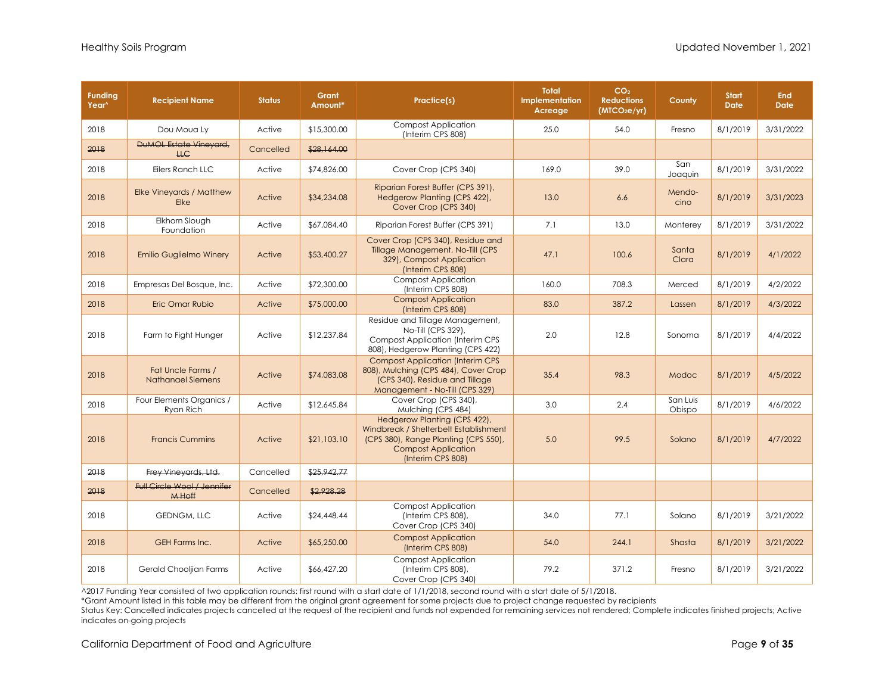| Funding Year^ | Recipient Name | Status | Grant Amount* | Practice(s) | Total Implementation Acreage | $CO_2$ Reductions ($MTCO_2e/yr$) | County | Start Date | End Date |
|---|---|---|---|---|---|---|---|---|---|
| 2018 | Dou Moua Ly | Active | $15,300.00 | Compost Application (Interim CPS 808) | 25.0 | 54.0 | Fresno | 8/1/2019 | 3/31/2022 |
| ~~2018~~ | ~~DuMOL Estate Vineyard, LLC~~ | Cancelled | ~~$28,164.00~~ | | | | | | |
| 2018 | Eilers Ranch LLC | Active | $74,826.00 | Cover Crop (CPS 340) | 169.0 | 39.0 | San Joaquin | 8/1/2019 | 3/31/2022 |
| 2018 | Elke Vineyards / Matthew Elke | Active | $34,234.08 | Riparian Forest Buffer (CPS 391), Hedgerow Planting (CPS 422), Cover Crop (CPS 340) | 13.0 | 6.6 | Mendo-cino | 8/1/2019 | 3/31/2023 |
| 2018 | Elkhorn Slough Foundation | Active | $67,084.40 | Riparian Forest Buffer (CPS 391) | 7.1 | 13.0 | Monterey | 8/1/2019 | 3/31/2022 |
| 2018 | Emilio Guglielmo Winery | Active | $53,400.27 | Cover Crop (CPS 340), Residue and Tillage Management, No-Till (CPS 329), Compost Application (Interim CPS 808) | 47.1 | 100.6 | Santa Clara | 8/1/2019 | 4/1/2022 |
| 2018 | Empresas Del Bosque, Inc. | Active | $72,300.00 | Compost Application (Interim CPS 808) | 160.0 | 708.3 | Merced | 8/1/2019 | 4/2/2022 |
| 2018 | Eric Omar Rubio | Active | $75,000.00 | Compost Application (Interim CPS 808) | 83.0 | 387.2 | Lassen | 8/1/2019 | 4/3/2022 |
| 2018 | Farm to Fight Hunger | Active | $12,237.84 | Residue and Tillage Management, No-Till (CPS 329), Compost Application (Interim CPS 808), Hedgerow Planting (CPS 422) | 2.0 | 12.8 | Sonoma | 8/1/2019 | 4/4/2022 |
| 2018 | Fat Uncle Farms / Nathanael Siemens | Active | $74,083.08 | Compost Application (Interim CPS 808), Mulching (CPS 484), Cover Crop (CPS 340), Residue and Tillage Management - No-Till (CPS 329) | 35.4 | 98.3 | Modoc | 8/1/2019 | 4/5/2022 |
| 2018 | Four Elements Organics / Ryan Rich | Active | $12,645.84 | Cover Crop (CPS 340), Mulching (CPS 484) | 3.0 | 2.4 | San Luis Obispo | 8/1/2019 | 4/6/2022 |
| 2018 | Francis Cummins | Active | $21,103.10 | Hedgerow Planting (CPS 422), Windbreak / Shelterbelt Establishment (CPS 380), Range Planting (CPS 550), Compost Application (Interim CPS 808) | 5.0 | 99.5 | Solano | 8/1/2019 | 4/7/2022 |
| ~~2018~~ | ~~Frey Vineyards, Ltd.~~ | Cancelled | ~~$25,942.77~~ | | | | | | |
| ~~2018~~ | ~~Full Circle Wool / Jennifer M Hoff~~ | Cancelled | ~~$2,928.28~~ | | | | | | |
| 2018 | GEDNGM, LLC | Active | $24,448.44 | Compost Application (Interim CPS 808), Cover Crop (CPS 340) | 34.0 | 77.1 | Solano | 8/1/2019 | 3/21/2022 |
| 2018 | GEH Farms Inc. | Active | $65,250.00 | Compost Application (Interim CPS 808) | 54.0 | 244.1 | Shasta | 8/1/2019 | 3/21/2022 |
| 2018 | Gerald Chooljian Farms | Active | $66,427.20 | Compost Application (Interim CPS 808), Cover Crop (CPS 340) | 79.2 | 371.2 | Fresno | 8/1/2019 | 3/21/2022 |

^2017 Funding Year consisted of two application rounds: first round with a start date of 1/1/2018, second round with a start date of 5/1/2018.

*Grant Amount listed in this table may be different from the original grant agreement for some projects due to project change requested by recipients

Status Key: Cancelled indicates projects cancelled at the request of the recipient and funds not expended for remaining services not rendered; Complete indicates finished projects; Active indicates on-going projects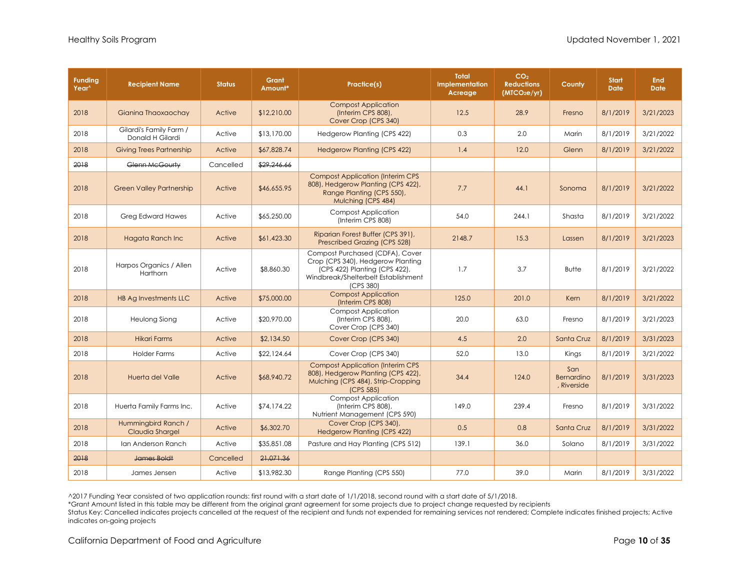| Funding Year^ | Recipient Name | Status | Grant Amount* | Practice(s) | Total Implementation Acreage | $CO_2$ Reductions ($MTCO_2e/yr$) | County | Start Date | End Date |
|---|---|---|---|---|---|---|---|---|---|
| 2018 | Gianina Thaoxaochay | Active | $12,210.00 | Compost Application (Interim CPS 808), Cover Crop (CPS 340) | 12.5 | 28.9 | Fresno | 8/1/2019 | 3/21/2023 |
| 2018 | Gilardi's Family Farm / Donald H Gilardi | Active | $13,170.00 | Hedgerow Planting (CPS 422) | 0.3 | 2.0 | Marin | 8/1/2019 | 3/21/2022 |
| 2018 | Giving Trees Partnership | Active | $67,828.74 | Hedgerow Planting (CPS 422) | 1.4 | 12.0 | Glenn | 8/1/2019 | 3/21/2022 |
| ~~2018~~ | ~~Glenn McGourty~~ | Cancelled | ~~$29,246.66~~ | | | | | | |
| 2018 | Green Valley Partnership | Active | $46,655.95 | Compost Application (Interim CPS 808), Hedgerow Planting (CPS 422), Range Planting (CPS 550), Mulching (CPS 484) | 7.7 | 44.1 | Sonoma | 8/1/2019 | 3/21/2022 |
| 2018 | Greg Edward Hawes | Active | $65,250.00 | Compost Application (Interim CPS 808) | 54.0 | 244.1 | Shasta | 8/1/2019 | 3/21/2022 |
| 2018 | Hagata Ranch Inc | Active | $61,423.30 | Riparian Forest Buffer (CPS 391), Prescribed Grazing (CPS 528) | 2148.7 | 15.3 | Lassen | 8/1/2019 | 3/21/2023 |
| 2018 | Harpos Organics / Allen Harthorn | Active | $8,860.30 | Compost Purchased (CDFA), Cover Crop (CPS 340), Hedgerow Planting (CPS 422) Planting (CPS 422), Windbreak/Shelterbelt Establishment (CPS 380) | 1.7 | 3.7 | Butte | 8/1/2019 | 3/21/2022 |
| 2018 | HB Ag Investments LLC | Active | $75,000.00 | Compost Application (Interim CPS 808) | 125.0 | 201.0 | Kern | 8/1/2019 | 3/21/2022 |
| 2018 | Heulong Siong | Active | $20,970.00 | Compost Application (Interim CPS 808), Cover Crop (CPS 340) | 20.0 | 63.0 | Fresno | 8/1/2019 | 3/21/2023 |
| 2018 | Hikari Farms | Active | $2,134.50 | Cover Crop (CPS 340) | 4.5 | 2.0 | Santa Cruz | 8/1/2019 | 3/31/2023 |
| 2018 | Holder Farms | Active | $22,124.64 | Cover Crop (CPS 340) | 52.0 | 13.0 | Kings | 8/1/2019 | 3/21/2022 |
| 2018 | Huerta del Valle | Active | $68,940.72 | Compost Application (Interim CPS 808), Hedgerow Planting (CPS 422), Mulching (CPS 484), Strip-Cropping (CPS 585) | 34.4 | 124.0 | San Bernardino, Riverside | 8/1/2019 | 3/31/2023 |
| 2018 | Huerta Family Farms Inc. | Active | $74,174.22 | Compost Application (Interim CPS 808), Nutrient Management (CPS 590) | 149.0 | 239.4 | Fresno | 8/1/2019 | 3/31/2022 |
| 2018 | Hummingbird Ranch / Claudia Shargel | Active | $6,302.70 | Cover Crop (CPS 340), Hedgerow Planting (CPS 422) | 0.5 | 0.8 | Santa Cruz | 8/1/2019 | 3/31/2022 |
| 2018 | Ian Anderson Ranch | Active | $35,851.08 | Pasture and Hay Planting (CPS 512) | 139.1 | 36.0 | Solano | 8/1/2019 | 3/31/2022 |
| ~~2018~~ | ~~James Boldt~~ | Cancelled | ~~21,071.36~~ | | | | | | |
| 2018 | James Jensen | Active | $13,982.30 | Range Planting (CPS 550) | 77.0 | 39.0 | Marin | 8/1/2019 | 3/31/2022 |

^2017 Funding Year consisted of two application rounds: first round with a start date of 1/1/2018, second round with a start date of 5/1/2018.
*Grant Amount listed in this table may be different from the original grant agreement for some projects due to project change requested by recipients
Status Key: Cancelled indicates projects cancelled at the request of the recipient and funds not expended for remaining services not rendered; Complete indicates finished projects; Active indicates on-going projects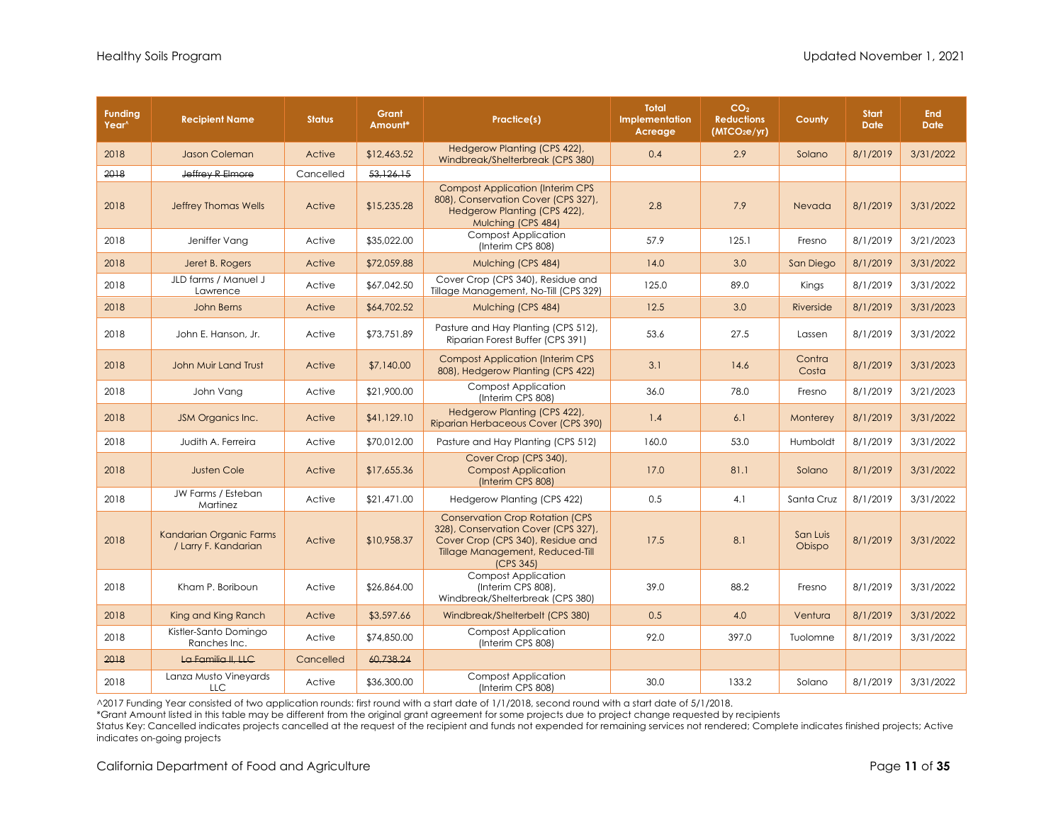| Funding Year^ | Recipient Name | Status | Grant Amount* | Practice(s) | Total Implementation Acreage | $CO_2$ Reductions ($MTCO_2e/yr$) | County | Start Date | End Date |
|---|---|---|---|---|---|---|---|---|---|
| 2018 | Jason Coleman | Active | $12,463.52 | Hedgerow Planting (CPS 422), Windbreak/Shelterbreak (CPS 380) | 0.4 | 2.9 | Solano | 8/1/2019 | 3/31/2022 |
| ~~2018~~ | ~~Jeffrey R Elmore~~ | Cancelled | ~~53,126.15~~ | | | | | | |
| 2018 | Jeffrey Thomas Wells | Active | $15,235.28 | Compost Application (Interim CPS 808), Conservation Cover (CPS 327), Hedgerow Planting (CPS 422), Mulching (CPS 484) | 2.8 | 7.9 | Nevada | 8/1/2019 | 3/31/2022 |
| 2018 | Jeniffer Vang | Active | $35,022.00 | Compost Application (Interim CPS 808) | 57.9 | 125.1 | Fresno | 8/1/2019 | 3/21/2023 |
| 2018 | Jeret B. Rogers | Active | $72,059.88 | Mulching (CPS 484) | 14.0 | 3.0 | San Diego | 8/1/2019 | 3/31/2022 |
| 2018 | JLD farms / Manuel J Lawrence | Active | $67,042.50 | Cover Crop (CPS 340), Residue and Tillage Management, No-Till (CPS 329) | 125.0 | 89.0 | Kings | 8/1/2019 | 3/31/2022 |
| 2018 | John Berns | Active | $64,702.52 | Mulching (CPS 484) | 12.5 | 3.0 | Riverside | 8/1/2019 | 3/31/2023 |
| 2018 | John E. Hanson, Jr. | Active | $73,751.89 | Pasture and Hay Planting (CPS 512), Riparian Forest Buffer (CPS 391) | 53.6 | 27.5 | Lassen | 8/1/2019 | 3/31/2022 |
| 2018 | John Muir Land Trust | Active | $7,140.00 | Compost Application (Interim CPS 808), Hedgerow Planting (CPS 422) | 3.1 | 14.6 | Contra Costa | 8/1/2019 | 3/31/2023 |
| 2018 | John Vang | Active | $21,900.00 | Compost Application (Interim CPS 808) | 36.0 | 78.0 | Fresno | 8/1/2019 | 3/21/2023 |
| 2018 | JSM Organics Inc. | Active | $41,129.10 | Hedgerow Planting (CPS 422), Riparian Herbaceous Cover (CPS 390) | 1.4 | 6.1 | Monterey | 8/1/2019 | 3/31/2022 |
| 2018 | Judith A. Ferreira | Active | $70,012.00 | Pasture and Hay Planting (CPS 512) | 160.0 | 53.0 | Humboldt | 8/1/2019 | 3/31/2022 |
| 2018 | Justen Cole | Active | $17,655.36 | Cover Crop (CPS 340), Compost Application (Interim CPS 808) | 17.0 | 81.1 | Solano | 8/1/2019 | 3/31/2022 |
| 2018 | JW Farms / Esteban Martinez | Active | $21,471.00 | Hedgerow Planting (CPS 422) | 0.5 | 4.1 | Santa Cruz | 8/1/2019 | 3/31/2022 |
| 2018 | Kandarian Organic Farms / Larry F. Kandarian | Active | $10,958.37 | Conservation Crop Rotation (CPS 328), Conservation Cover (CPS 327), Cover Crop (CPS 340), Residue and Tillage Management, Reduced-Till (CPS 345) | 17.5 | 8.1 | San Luis Obispo | 8/1/2019 | 3/31/2022 |
| 2018 | Kham P. Boriboun | Active | $26,864.00 | Compost Application (Interim CPS 808), Windbreak/Shelterbreak (CPS 380) | 39.0 | 88.2 | Fresno | 8/1/2019 | 3/31/2022 |
| 2018 | King and King Ranch | Active | $3,597.66 | Windbreak/Shelterbelt (CPS 380) | 0.5 | 4.0 | Ventura | 8/1/2019 | 3/31/2022 |
| 2018 | Kistler-Santo Domingo Ranches Inc. | Active | $74,850.00 | Compost Application (Interim CPS 808) | 92.0 | 397.0 | Tuolomne | 8/1/2019 | 3/31/2022 |
| ~~2018~~ | ~~La Familia II, LLC~~ | Cancelled | ~~60,738.24~~ | | | | | | |
| 2018 | Lanza Musto Vineyards LLC | Active | $36,300.00 | Compost Application (Interim CPS 808) | 30.0 | 133.2 | Solano | 8/1/2019 | 3/31/2022 |

^2017 Funding Year consisted of two application rounds: first round with a start date of 1/1/2018, second round with a start date of 5/1/2018.
*Grant Amount listed in this table may be different from the original grant agreement for some projects due to project change requested by recipients
Status Key: Cancelled indicates projects cancelled at the request of the recipient and funds not expended for remaining services not rendered; Complete indicates finished projects; Active indicates on-going projects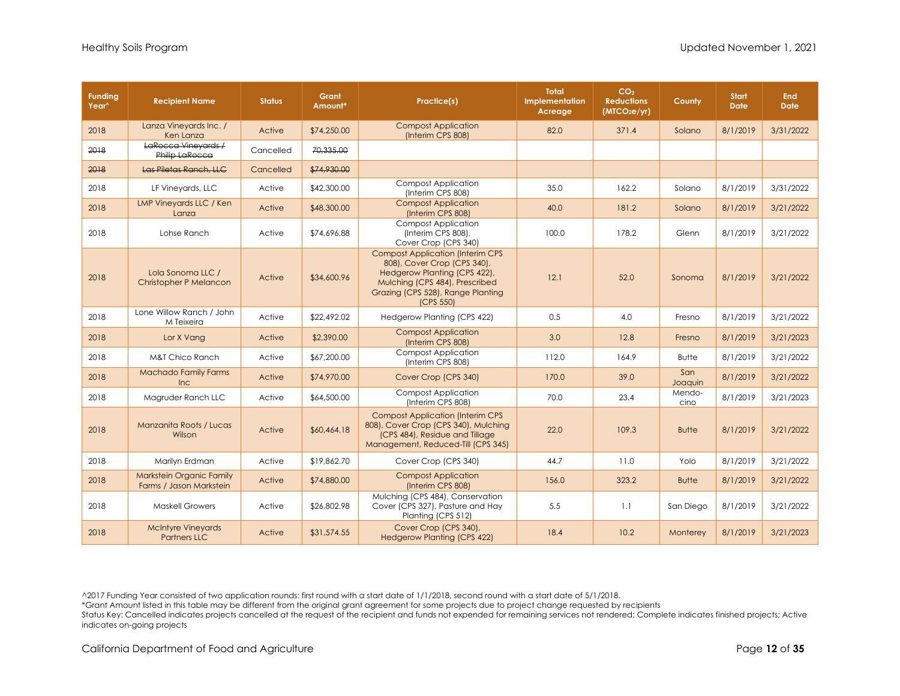| Funding Year^ | Recipient Name | Status | Grant Amount* | Practice(s) | Total Implementation Acreage | $CO_2$ Reductions ($MTCO_2e/yr$) | County | Start Date | End Date |
|---|---|---|---|---|---|---|---|---|---|
| 2018 | Lanza Vineyards Inc. / Ken Lanza | Active | $74,250.00 | Compost Application (Interim CPS 808) | 82.0 | 371.4 | Solano | 8/1/2019 | 3/31/2022 |
| ~~2018~~ | ~~LaRocca Vineyards / Philip LaRocca~~ | Cancelled | ~~70,335.00~~ | | | | | | |
| ~~2018~~ | ~~Las Piletas Ranch, LLC~~ | Cancelled | ~~$74,930.00~~ | | | | | | |
| 2018 | LF Vineyards, LLC | Active | $42,300.00 | Compost Application (Interim CPS 808) | 35.0 | 162.2 | Solano | 8/1/2019 | 3/31/2022 |
| 2018 | LMP Vineyards LLC / Ken Lanza | Active | $48,300.00 | Compost Application (Interim CPS 808) | 40.0 | 181.2 | Solano | 8/1/2019 | 3/21/2022 |
| 2018 | Lohse Ranch | Active | $74,696.88 | Compost Application (Interim CPS 808), Cover Crop (CPS 340) | 100.0 | 178.2 | Glenn | 8/1/2019 | 3/21/2022 |
| 2018 | Lola Sonoma LLC / Christopher P Melancon | Active | $34,600.96 | Compost Application (Interim CPS 808), Cover Crop (CPS 340), Hedgerow Planting (CPS 422), Mulching (CPS 484), Prescribed Grazing (CPS 528), Range Planting (CPS 550) | 12.1 | 52.0 | Sonoma | 8/1/2019 | 3/21/2022 |
| 2018 | Lone Willow Ranch / John M Teixeira | Active | $22,492.02 | Hedgerow Planting (CPS 422) | 0.5 | 4.0 | Fresno | 8/1/2019 | 3/21/2022 |
| 2018 | Lor X Vang | Active | $2,390.00 | Compost Application (Interim CPS 808) | 3.0 | 12.8 | Fresno | 8/1/2019 | 3/21/2023 |
| 2018 | M&T Chico Ranch | Active | $67,200.00 | Compost Application (Interim CPS 808) | 112.0 | 164.9 | Butte | 8/1/2019 | 3/21/2022 |
| 2018 | Machado Family Farms Inc | Active | $74,970.00 | Cover Crop (CPS 340) | 170.0 | 39.0 | San Joaquin | 8/1/2019 | 3/21/2022 |
| 2018 | Magruder Ranch LLC | Active | $64,500.00 | Compost Application (Interim CPS 808) | 70.0 | 23.4 | Mendo-cino | 8/1/2019 | 3/21/2023 |
| 2018 | Manzanita Roots / Lucas Wilson | Active | $60,464.18 | Compost Application (Interim CPS 808), Cover Crop (CPS 340), Mulching (CPS 484), Residue and Tillage Management, Reduced-Till (CPS 345) | 22.0 | 109.3 | Butte | 8/1/2019 | 3/21/2022 |
| 2018 | Marilyn Erdman | Active | $19,862.70 | Cover Crop (CPS 340) | 44.7 | 11.0 | Yolo | 8/1/2019 | 3/21/2022 |
| 2018 | Markstein Organic Family Farms / Jason Markstein | Active | $74,880.00 | Compost Application (Interim CPS 808) | 156.0 | 323.2 | Butte | 8/1/2019 | 3/21/2022 |
| 2018 | Maskell Growers | Active | $26,802.98 | Mulching (CPS 484), Conservation Cover (CPS 327), Pasture and Hay Planting (CPS 512) | 5.5 | 1.1 | San Diego | 8/1/2019 | 3/21/2022 |
| 2018 | McIntyre Vineyards Partners LLC | Active | $31,574.55 | Cover Crop (CPS 340), Hedgerow Planting (CPS 422) | 18.4 | 10.2 | Monterey | 8/1/2019 | 3/21/2023 |

^2017 Funding Year consisted of two application rounds: first round with a start date of 1/1/2018, second round with a start date of 5/1/2018.
*Grant Amount listed in this table may be different from the original grant agreement for some projects due to project change requested by recipients
Status Key: Cancelled indicates projects cancelled at the request of the recipient and funds not expended for remaining services not rendered; Complete indicates finished projects; Active indicates on-going projects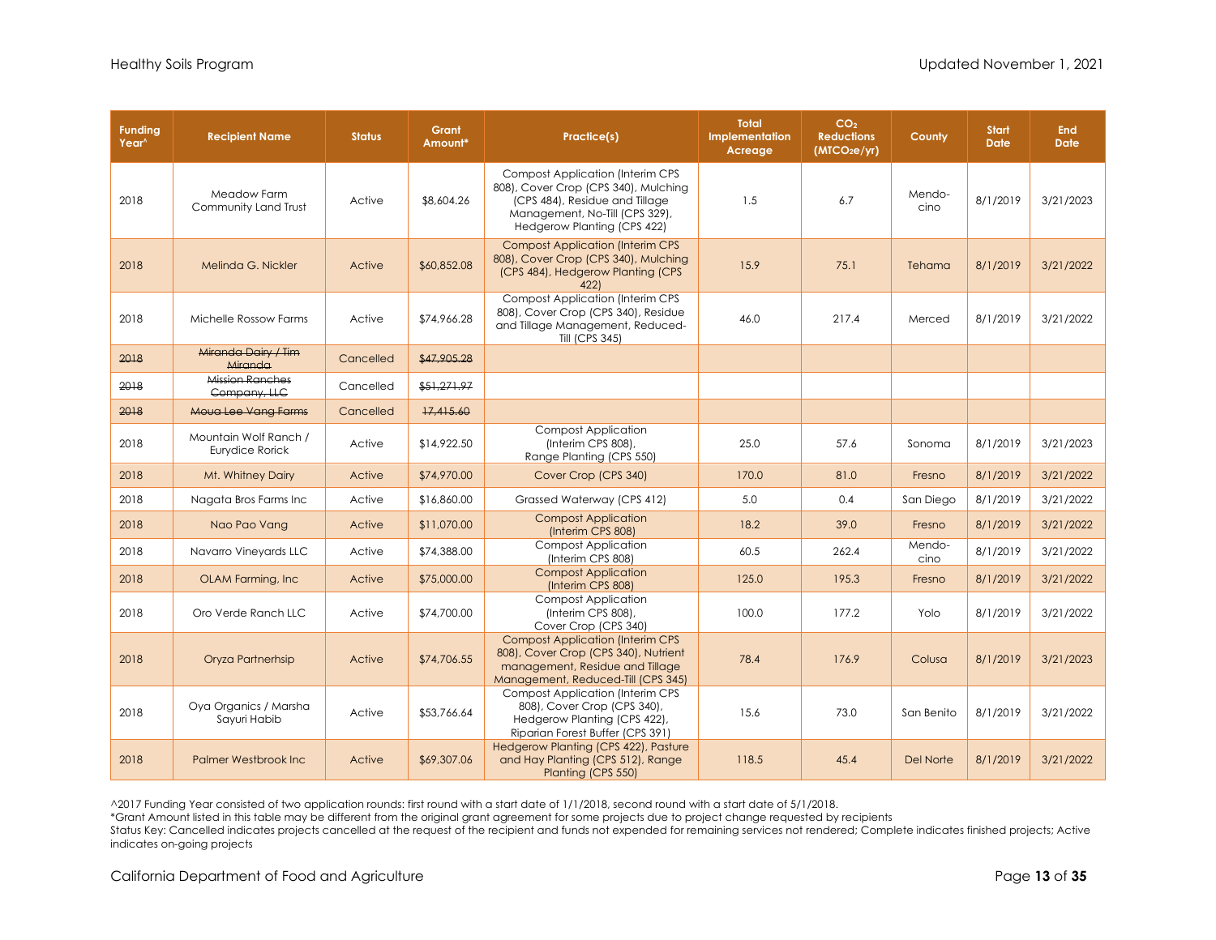| Funding Year^ | Recipient Name | Status | Grant Amount* | Practice(s) | Total Implementation Acreage | $CO_2$ Reductions ($MTCO_2e/yr$) | County | Start Date | End Date |
|---|---|---|---|---|---|---|---|---|---|
| 2018 | Meadow Farm Community Land Trust | Active | $8,604.26 | Compost Application (Interim CPS 808), Cover Crop (CPS 340), Mulching (CPS 484), Residue and Tillage Management, No-Till (CPS 329), Hedgerow Planting (CPS 422) | 1.5 | 6.7 | Mendo-cino | 8/1/2019 | 3/21/2023 |
| 2018 | Melinda G. Nickler | Active | $60,852.08 | Compost Application (Interim CPS 808), Cover Crop (CPS 340), Mulching (CPS 484), Hedgerow Planting (CPS 422) | 15.9 | 75.1 | Tehama | 8/1/2019 | 3/21/2022 |
| 2018 | Michelle Rossow Farms | Active | $74,966.28 | Compost Application (Interim CPS 808), Cover Crop (CPS 340), Residue and Tillage Management, Reduced-Till (CPS 345) | 46.0 | 217.4 | Merced | 8/1/2019 | 3/21/2022 |
| ~~2018~~ | ~~Miranda Dairy / Tim Miranda~~ | Cancelled | ~~$47,905.28~~ | | | | | | |
| ~~2018~~ | ~~Mission Ranches Company, LLC~~ | Cancelled | ~~$51,271.97~~ | | | | | | |
| ~~2018~~ | ~~Moua Lee Vang Farms~~ | Cancelled | ~~17,415.60~~ | | | | | | |
| 2018 | Mountain Wolf Ranch / Eurydice Rorick | Active | $14,922.50 | Compost Application (Interim CPS 808), Range Planting (CPS 550) | 25.0 | 57.6 | Sonoma | 8/1/2019 | 3/21/2023 |
| 2018 | Mt. Whitney Dairy | Active | $74,970.00 | Cover Crop (CPS 340) | 170.0 | 81.0 | Fresno | 8/1/2019 | 3/21/2022 |
| 2018 | Nagata Bros Farms Inc | Active | $16,860.00 | Grassed Waterway (CPS 412) | 5.0 | 0.4 | San Diego | 8/1/2019 | 3/21/2022 |
| 2018 | Nao Pao Vang | Active | $11,070.00 | Compost Application (Interim CPS 808) | 18.2 | 39.0 | Fresno | 8/1/2019 | 3/21/2022 |
| 2018 | Navarro Vineyards LLC | Active | $74,388.00 | Compost Application (Interim CPS 808) | 60.5 | 262.4 | Mendo-cino | 8/1/2019 | 3/21/2022 |
| 2018 | OLAM Farming, Inc | Active | $75,000.00 | Compost Application (Interim CPS 808) | 125.0 | 195.3 | Fresno | 8/1/2019 | 3/21/2022 |
| 2018 | Oro Verde Ranch LLC | Active | $74,700.00 | Compost Application (Interim CPS 808), Cover Crop (CPS 340) | 100.0 | 177.2 | Yolo | 8/1/2019 | 3/21/2022 |
| 2018 | Oryza Partnerhsip | Active | $74,706.55 | Compost Application (Interim CPS 808), Cover Crop (CPS 340), Nutrient management, Residue and Tillage Management, Reduced-Till (CPS 345) | 78.4 | 176.9 | Colusa | 8/1/2019 | 3/21/2023 |
| 2018 | Oya Organics / Marsha Sayuri Habib | Active | $53,766.64 | Compost Application (Interim CPS 808), Cover Crop (CPS 340), Hedgerow Planting (CPS 422), Riparian Forest Buffer (CPS 391) | 15.6 | 73.0 | San Benito | 8/1/2019 | 3/21/2022 |
| 2018 | Palmer Westbrook Inc | Active | $69,307.06 | Hedgerow Planting (CPS 422), Pasture and Hay Planting (CPS 512), Range Planting (CPS 550) | 118.5 | 45.4 | Del Norte | 8/1/2019 | 3/21/2022 |

^2017 Funding Year consisted of two application rounds: first round with a start date of 1/1/2018, second round with a start date of 5/1/2018.

*Grant Amount listed in this table may be different from the original grant agreement for some projects due to project change requested by recipients

Status Key: Cancelled indicates projects cancelled at the request of the recipient and funds not expended for remaining services not rendered; Complete indicates finished projects; Active indicates on-going projects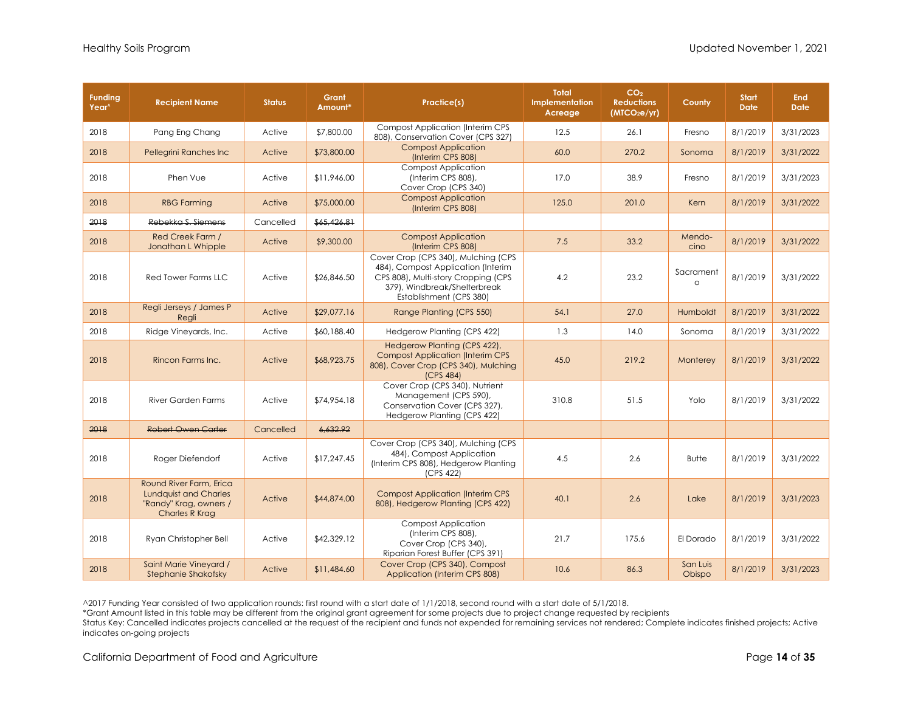| Funding Year^ | Recipient Name | Status | Grant Amount* | Practice(s) | Total Implementation Acreage | $CO_2$ Reductions ($MTCO_2e$/yr) | County | Start Date | End Date |
|---|---|---|---|---|---|---|---|---|---|
| 2018 | Pang Eng Chang | Active | $7,800.00 | Compost Application (Interim CPS 808), Conservation Cover (CPS 327) | 12.5 | 26.1 | Fresno | 8/1/2019 | 3/31/2023 |
| 2018 | Pellegrini Ranches Inc | Active | $73,800.00 | Compost Application (Interim CPS 808) | 60.0 | 270.2 | Sonoma | 8/1/2019 | 3/31/2022 |
| 2018 | Phen Vue | Active | $11,946.00 | Compost Application (Interim CPS 808), Cover Crop (CPS 340) | 17.0 | 38.9 | Fresno | 8/1/2019 | 3/31/2023 |
| 2018 | RBG Farming | Active | $75,000.00 | Compost Application (Interim CPS 808) | 125.0 | 201.0 | Kern | 8/1/2019 | 3/31/2022 |
| ~~2018~~ | ~~Rebekka S. Siemens~~ | Cancelled | ~~$65,426.81~~ | | | | | | |
| 2018 | Red Creek Farm / Jonathan L Whipple | Active | $9,300.00 | Compost Application (Interim CPS 808) | 7.5 | 33.2 | Mendo-cino | 8/1/2019 | 3/31/2022 |
| 2018 | Red Tower Farms LLC | Active | $26,846.50 | Cover Crop (CPS 340), Mulching (CPS 484), Compost Application (Interim CPS 808), Multi-story Cropping (CPS 379), Windbreak/Shelterbreak Establishment (CPS 380) | 4.2 | 23.2 | Sacramento | 8/1/2019 | 3/31/2022 |
| 2018 | Regli Jerseys / James P Regli | Active | $29,077.16 | Range Planting (CPS 550) | 54.1 | 27.0 | Humboldt | 8/1/2019 | 3/31/2022 |
| 2018 | Ridge Vineyards, Inc. | Active | $60,188.40 | Hedgerow Planting (CPS 422) | 1.3 | 14.0 | Sonoma | 8/1/2019 | 3/31/2022 |
| 2018 | Rincon Farms Inc. | Active | $68,923.75 | Hedgerow Planting (CPS 422), Compost Application (Interim CPS 808), Cover Crop (CPS 340), Mulching (CPS 484) | 45.0 | 219.2 | Monterey | 8/1/2019 | 3/31/2022 |
| 2018 | River Garden Farms | Active | $74,954.18 | Cover Crop (CPS 340), Nutrient Management (CPS 590), Conservation Cover (CPS 327), Hedgerow Planting (CPS 422) | 310.8 | 51.5 | Yolo | 8/1/2019 | 3/31/2022 |
| ~~2018~~ | ~~Robert Owen Carter~~ | Cancelled | ~~6,632.92~~ | | | | | | |
| 2018 | Roger Diefendorf | Active | $17,247.45 | Cover Crop (CPS 340), Mulching (CPS 484), Compost Application (Interim CPS 808), Hedgerow Planting (CPS 422) | 4.5 | 2.6 | Butte | 8/1/2019 | 3/31/2022 |
| 2018 | Round River Farm, Erica Lundquist and Charles "Randy" Krag, owners / Charles R Krag | Active | $44,874.00 | Compost Application (Interim CPS 808), Hedgerow Planting (CPS 422) | 40.1 | 2.6 | Lake | 8/1/2019 | 3/31/2023 |
| 2018 | Ryan Christopher Bell | Active | $42,329.12 | Compost Application (Interim CPS 808), Cover Crop (CPS 340), Riparian Forest Buffer (CPS 391) | 21.7 | 175.6 | El Dorado | 8/1/2019 | 3/31/2022 |
| 2018 | Saint Marie Vineyard / Stephanie Shakofsky | Active | $11,484.60 | Cover Crop (CPS 340), Compost Application (Interim CPS 808) | 10.6 | 86.3 | San Luis Obispo | 8/1/2019 | 3/31/2023 |

^2017 Funding Year consisted of two application rounds: first round with a start date of 1/1/2018, second round with a start date of 5/1/2018.
*Grant Amount listed in this table may be different from the original grant agreement for some projects due to project change requested by recipients
Status Key: Cancelled indicates projects cancelled at the request of the recipient and funds not expended for remaining services not rendered; Complete indicates finished projects; Active indicates on-going projects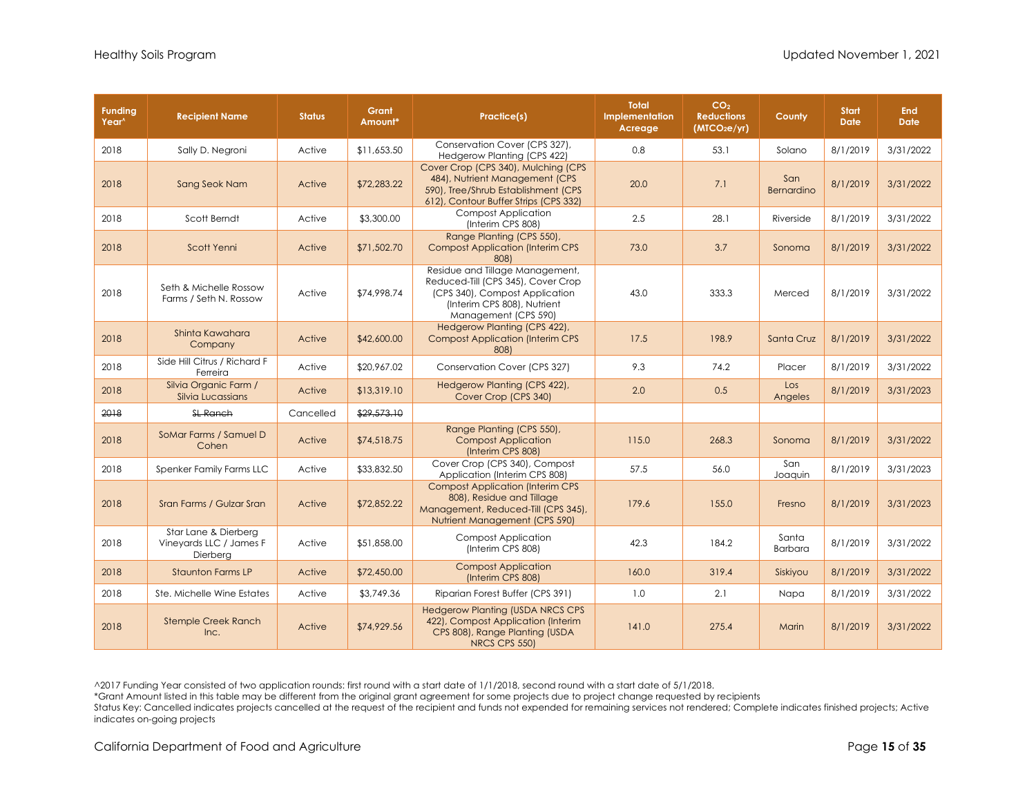| Funding Year^ | Recipient Name | Status | Grant Amount* | Practice(s) | Total Implementation Acreage | $CO_2$ Reductions ($MTCO_2e$/yr) | County | Start Date | End Date |
|---|---|---|---|---|---|---|---|---|---|
| 2018 | Sally D. Negroni | Active | $11,653.50 | Conservation Cover (CPS 327), Hedgerow Planting (CPS 422) | 0.8 | 53.1 | Solano | 8/1/2019 | 3/31/2022 |
| 2018 | Sang Seok Nam | Active | $72,283.22 | Cover Crop (CPS 340), Mulching (CPS 484), Nutrient Management (CPS 590), Tree/Shrub Establishment (CPS 612), Contour Buffer Strips (CPS 332) | 20.0 | 7.1 | San Bernardino | 8/1/2019 | 3/31/2022 |
| 2018 | Scott Berndt | Active | $3,300.00 | Compost Application (Interim CPS 808) | 2.5 | 28.1 | Riverside | 8/1/2019 | 3/31/2022 |
| 2018 | Scott Yenni | Active | $71,502.70 | Range Planting (CPS 550), Compost Application (Interim CPS 808) | 73.0 | 3.7 | Sonoma | 8/1/2019 | 3/31/2022 |
| 2018 | Seth & Michelle Rossow Farms / Seth N. Rossow | Active | $74,998.74 | Residue and Tillage Management, Reduced-Till (CPS 345), Cover Crop (CPS 340), Compost Application (Interim CPS 808), Nutrient Management (CPS 590) | 43.0 | 333.3 | Merced | 8/1/2019 | 3/31/2022 |
| 2018 | Shinta Kawahara Company | Active | $42,600.00 | Hedgerow Planting (CPS 422), Compost Application (Interim CPS 808) | 17.5 | 198.9 | Santa Cruz | 8/1/2019 | 3/31/2022 |
| 2018 | Side Hill Citrus / Richard F Ferreira | Active | $20,967.02 | Conservation Cover (CPS 327) | 9.3 | 74.2 | Placer | 8/1/2019 | 3/31/2022 |
| 2018 | Silvia Organic Farm / Silvia Lucassians | Active | $13,319.10 | Hedgerow Planting (CPS 422), Cover Crop (CPS 340) | 2.0 | 0.5 | Los Angeles | 8/1/2019 | 3/31/2023 |
| ~~2018~~ | ~~SL Ranch~~ | Cancelled | ~~$29,573.10~~ | | | | | | |
| 2018 | SoMar Farms / Samuel D Cohen | Active | $74,518.75 | Range Planting (CPS 550), Compost Application (Interim CPS 808) | 115.0 | 268.3 | Sonoma | 8/1/2019 | 3/31/2022 |
| 2018 | Spenker Family Farms LLC | Active | $33,832.50 | Cover Crop (CPS 340), Compost Application (Interim CPS 808) | 57.5 | 56.0 | San Joaquin | 8/1/2019 | 3/31/2023 |
| 2018 | Sran Farms / Gulzar Sran | Active | $72,852.22 | Compost Application (Interim CPS 808), Residue and Tillage Management, Reduced-Till (CPS 345), Nutrient Management (CPS 590) | 179.6 | 155.0 | Fresno | 8/1/2019 | 3/31/2023 |
| 2018 | Star Lane & Dierberg Vineyards LLC / James F Dierberg | Active | $51,858.00 | Compost Application (Interim CPS 808) | 42.3 | 184.2 | Santa Barbara | 8/1/2019 | 3/31/2022 |
| 2018 | Staunton Farms LP | Active | $72,450.00 | Compost Application (Interim CPS 808) | 160.0 | 319.4 | Siskiyou | 8/1/2019 | 3/31/2022 |
| 2018 | Ste. Michelle Wine Estates | Active | $3,749.36 | Riparian Forest Buffer (CPS 391) | 1.0 | 2.1 | Napa | 8/1/2019 | 3/31/2022 |
| 2018 | Stemple Creek Ranch Inc. | Active | $74,929.56 | Hedgerow Planting (USDA NRCS CPS 422), Compost Application (Interim CPS 808), Range Planting (USDA NRCS CPS 550) | 141.0 | 275.4 | Marin | 8/1/2019 | 3/31/2022 |

^2017 Funding Year consisted of two application rounds: first round with a start date of 1/1/2018, second round with a start date of 5/1/2018.
*Grant Amount listed in this table may be different from the original grant agreement for some projects due to project change requested by recipients
Status Key: Cancelled indicates projects cancelled at the request of the recipient and funds not expended for remaining services not rendered; Complete indicates finished projects; Active indicates on-going projects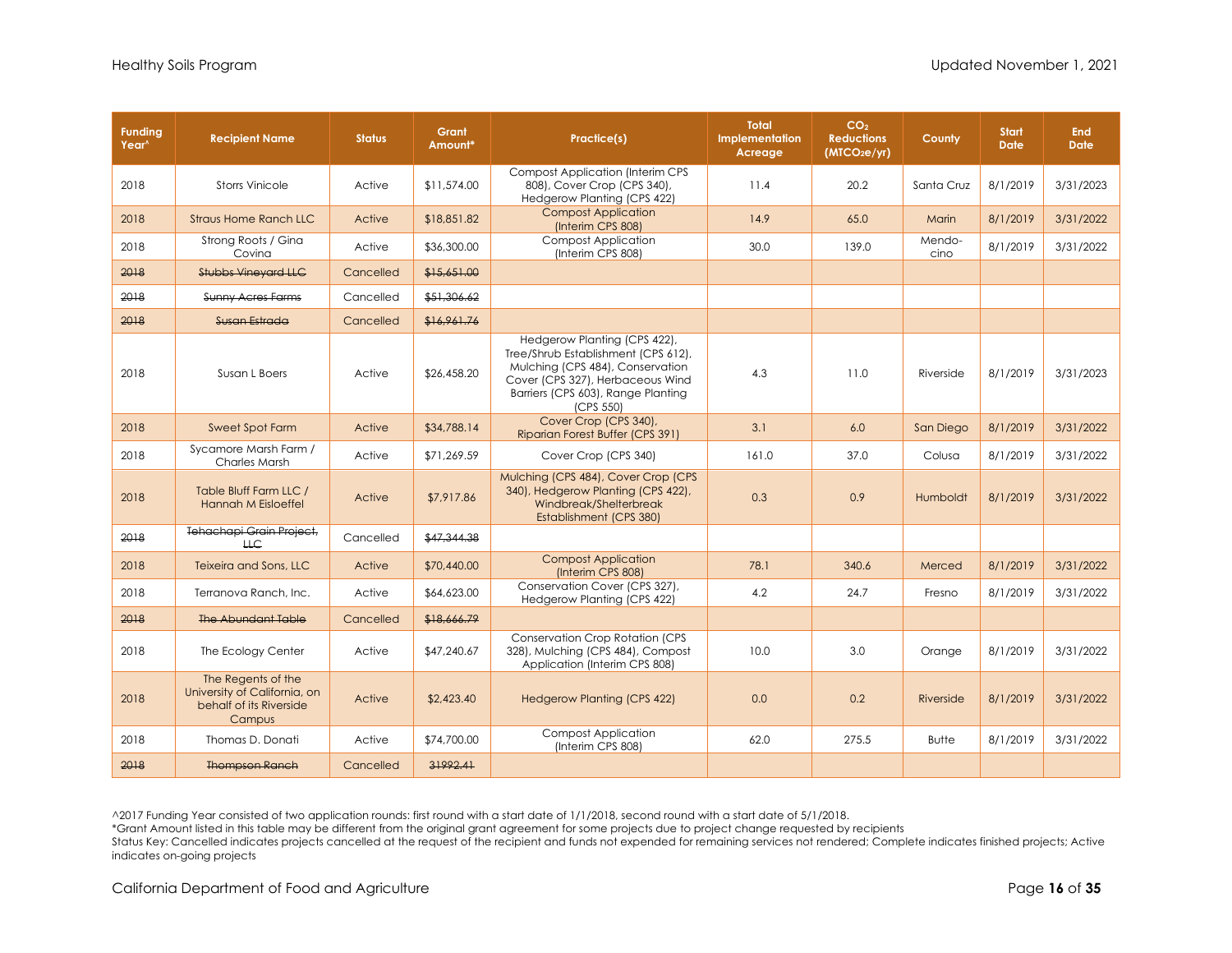| Funding Year^ | Recipient Name | Status | Grant Amount* | Practice(s) | Total Implementation Acreage | $CO_2$ Reductions ($MTCO_2e/yr$) | County | Start Date | End Date |
|---|---|---|---|---|---|---|---|---|---|
| 2018 | Storrs Vinicole | Active | $11,574.00 | Compost Application (Interim CPS 808), Cover Crop (CPS 340), Hedgerow Planting (CPS 422) | 11.4 | 20.2 | Santa Cruz | 8/1/2019 | 3/31/2023 |
| 2018 | Straus Home Ranch LLC | Active | $18,851.82 | Compost Application (Interim CPS 808) | 14.9 | 65.0 | Marin | 8/1/2019 | 3/31/2022 |
| 2018 | Strong Roots / Gina Covina | Active | $36,300.00 | Compost Application (Interim CPS 808) | 30.0 | 139.0 | Mendocino | 8/1/2019 | 3/31/2022 |
| ~~2018~~ | ~~Stubbs Vineyard LLC~~ | Cancelled | ~~$15,651.00~~ | | | | | | |
| ~~2018~~ | ~~Sunny Acres Farms~~ | Cancelled | ~~$51,306.62~~ | | | | | | |
| ~~2018~~ | ~~Susan Estrada~~ | Cancelled | ~~$16,961.76~~ | | | | | | |
| 2018 | Susan L Boers | Active | $26,458.20 | Hedgerow Planting (CPS 422), Tree/Shrub Establishment (CPS 612), Mulching (CPS 484), Conservation Cover (CPS 327), Herbaceous Wind Barriers (CPS 603), Range Planting (CPS 550) | 4.3 | 11.0 | Riverside | 8/1/2019 | 3/31/2023 |
| 2018 | Sweet Spot Farm | Active | $34,788.14 | Cover Crop (CPS 340), Riparian Forest Buffer (CPS 391) | 3.1 | 6.0 | San Diego | 8/1/2019 | 3/31/2022 |
| 2018 | Sycamore Marsh Farm / Charles Marsh | Active | $71,269.59 | Cover Crop (CPS 340) | 161.0 | 37.0 | Colusa | 8/1/2019 | 3/31/2022 |
| 2018 | Table Bluff Farm LLC / Hannah M Eisloeffel | Active | $7,917.86 | Mulching (CPS 484), Cover Crop (CPS 340), Hedgerow Planting (CPS 422), Windbreak/Shelterbreak Establishment (CPS 380) | 0.3 | 0.9 | Humboldt | 8/1/2019 | 3/31/2022 |
| ~~2018~~ | ~~Tehachapi Grain Project, LLC~~ | Cancelled | ~~$47,344.38~~ | | | | | | |
| 2018 | Teixeira and Sons, LLC | Active | $70,440.00 | Compost Application (Interim CPS 808) | 78.1 | 340.6 | Merced | 8/1/2019 | 3/31/2022 |
| 2018 | Terranova Ranch, Inc. | Active | $64,623.00 | Conservation Cover (CPS 327), Hedgerow Planting (CPS 422) | 4.2 | 24.7 | Fresno | 8/1/2019 | 3/31/2022 |
| ~~2018~~ | ~~The Abundant Table~~ | Cancelled | ~~$18,666.79~~ | | | | | | |
| 2018 | The Ecology Center | Active | $47,240.67 | Conservation Crop Rotation (CPS 328), Mulching (CPS 484), Compost Application (Interim CPS 808) | 10.0 | 3.0 | Orange | 8/1/2019 | 3/31/2022 |
| 2018 | The Regents of the University of California, on behalf of its Riverside Campus | Active | $2,423.40 | Hedgerow Planting (CPS 422) | 0.0 | 0.2 | Riverside | 8/1/2019 | 3/31/2022 |
| 2018 | Thomas D. Donati | Active | $74,700.00 | Compost Application (Interim CPS 808) | 62.0 | 275.5 | Butte | 8/1/2019 | 3/31/2022 |
| ~~2018~~ | ~~Thompson Ranch~~ | Cancelled | ~~31992.41~~ | | | | | | |

^2017 Funding Year consisted of two application rounds: first round with a start date of 1/1/2018, second round with a start date of 5/1/2018.
*Grant Amount listed in this table may be different from the original grant agreement for some projects due to project change requested by recipients
Status Key: Cancelled indicates projects cancelled at the request of the recipient and funds not expended for remaining services not rendered; Complete indicates finished projects; Active indicates on-going projects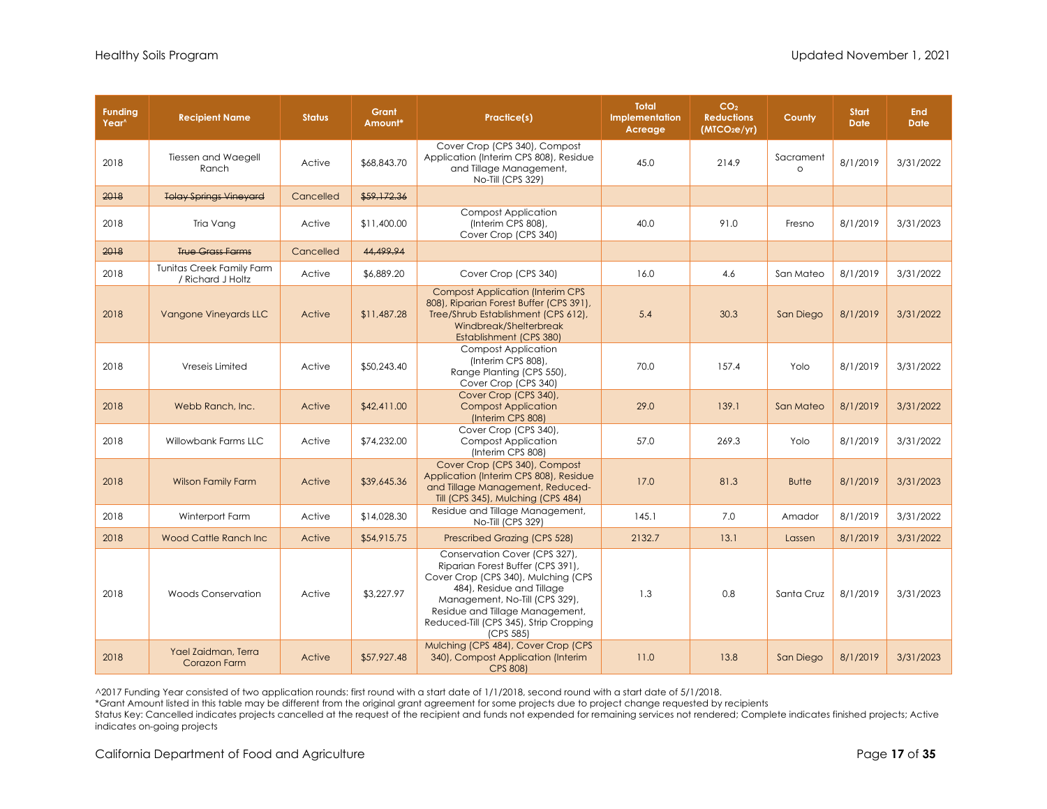| Funding Year^ | Recipient Name | Status | Grant Amount* | Practice(s) | Total Implementation Acreage | $CO_2$ Reductions ($MTCO_2e/yr$) | County | Start Date | End Date |
|---|---|---|---|---|---|---|---|---|---|
| 2018 | Tiessen and Waegell Ranch | Active | $68,843.70 | Cover Crop (CPS 340), Compost Application (Interim CPS 808), Residue and Tillage Management, No-Till (CPS 329) | 45.0 | 214.9 | Sacramento | 8/1/2019 | 3/31/2022 |
| ~~2018~~ | ~~Tolay Springs Vineyard~~ | Cancelled | ~~$59,172.36~~ | | | | | | |
| 2018 | Tria Vang | Active | $11,400.00 | Compost Application (Interim CPS 808), Cover Crop (CPS 340) | 40.0 | 91.0 | Fresno | 8/1/2019 | 3/31/2023 |
| ~~2018~~ | ~~True Grass Farms~~ | Cancelled | ~~44,499.94~~ | | | | | | |
| 2018 | Tunitas Creek Family Farm / Richard J Holtz | Active | $6,889.20 | Cover Crop (CPS 340) | 16.0 | 4.6 | San Mateo | 8/1/2019 | 3/31/2022 |
| 2018 | Vangone Vineyards LLC | Active | $11,487.28 | Compost Application (Interim CPS 808), Riparian Forest Buffer (CPS 391), Tree/Shrub Establishment (CPS 612), Windbreak/Shelterbreak Establishment (CPS 380) | 5.4 | 30.3 | San Diego | 8/1/2019 | 3/31/2022 |
| 2018 | Vreseis Limited | Active | $50,243.40 | Compost Application (Interim CPS 808), Range Planting (CPS 550), Cover Crop (CPS 340) | 70.0 | 157.4 | Yolo | 8/1/2019 | 3/31/2022 |
| 2018 | Webb Ranch, Inc. | Active | $42,411.00 | Cover Crop (CPS 340), Compost Application (Interim CPS 808) | 29.0 | 139.1 | San Mateo | 8/1/2019 | 3/31/2022 |
| 2018 | Willowbank Farms LLC | Active | $74,232.00 | Cover Crop (CPS 340), Compost Application (Interim CPS 808) | 57.0 | 269.3 | Yolo | 8/1/2019 | 3/31/2022 |
| 2018 | Wilson Family Farm | Active | $39,645.36 | Cover Crop (CPS 340), Compost Application (Interim CPS 808), Residue and Tillage Management, Reduced-Till (CPS 345), Mulching (CPS 484) | 17.0 | 81.3 | Butte | 8/1/2019 | 3/31/2023 |
| 2018 | Winterport Farm | Active | $14,028.30 | Residue and Tillage Management, No-Till (CPS 329) | 145.1 | 7.0 | Amador | 8/1/2019 | 3/31/2022 |
| 2018 | Wood Cattle Ranch Inc | Active | $54,915.75 | Prescribed Grazing (CPS 528) | 2132.7 | 13.1 | Lassen | 8/1/2019 | 3/31/2022 |
| 2018 | Woods Conservation | Active | $3,227.97 | Conservation Cover (CPS 327), Riparian Forest Buffer (CPS 391), Cover Crop (CPS 340), Mulching (CPS 484), Residue and Tillage Management, No-Till (CPS 329), Residue and Tillage Management, Reduced-Till (CPS 345), Strip Cropping (CPS 585) | 1.3 | 0.8 | Santa Cruz | 8/1/2019 | 3/31/2023 |
| 2018 | Yael Zaidman, Terra Corazon Farm | Active | $57,927.48 | Mulching (CPS 484), Cover Crop (CPS 340), Compost Application (Interim CPS 808) | 11.0 | 13.8 | San Diego | 8/1/2019 | 3/31/2023 |

^2017 Funding Year consisted of two application rounds: first round with a start date of 1/1/2018, second round with a start date of 5/1/2018.
*Grant Amount listed in this table may be different from the original grant agreement for some projects due to project change requested by recipients
Status Key: Cancelled indicates projects cancelled at the request of the recipient and funds not expended for remaining services not rendered; Complete indicates finished projects; Active indicates on-going projects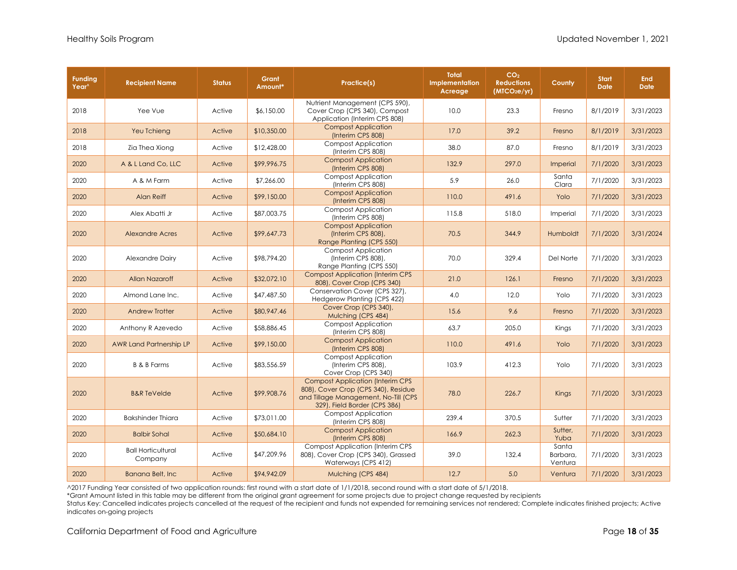| Funding Year^ | Recipient Name | Status | Grant Amount* | Practice(s) | Total Implementation Acreage | $CO_2$ Reductions ($MTCO_2e/yr$) | County | Start Date | End Date |
|---|---|---|---|---|---|---|---|---|---|
| 2018 | Yee Vue | Active | $6,150.00 | Nutrient Management (CPS 590), Cover Crop (CPS 340), Compost Application (Interim CPS 808) | 10.0 | 23.3 | Fresno | 8/1/2019 | 3/31/2023 |
| 2018 | Yeu Tchieng | Active | $10,350.00 | Compost Application (Interim CPS 808) | 17.0 | 39.2 | Fresno | 8/1/2019 | 3/31/2023 |
| 2018 | Zia Thea Xiong | Active | $12,428.00 | Compost Application (Interim CPS 808) | 38.0 | 87.0 | Fresno | 8/1/2019 | 3/31/2023 |
| 2020 | A & L Land Co, LLC | Active | $99,996.75 | Compost Application (Interim CPS 808) | 132.9 | 297.0 | Imperial | 7/1/2020 | 3/31/2023 |
| 2020 | A & M Farm | Active | $7,266.00 | Compost Application (Interim CPS 808) | 5.9 | 26.0 | Santa Clara | 7/1/2020 | 3/31/2023 |
| 2020 | Alan Reiff | Active | $99,150.00 | Compost Application (Interim CPS 808) | 110.0 | 491.6 | Yolo | 7/1/2020 | 3/31/2023 |
| 2020 | Alex Abatti Jr | Active | $87,003.75 | Compost Application (Interim CPS 808) | 115.8 | 518.0 | Imperial | 7/1/2020 | 3/31/2023 |
| 2020 | Alexandre Acres | Active | $99,647.73 | Compost Application (Interim CPS 808), Range Planting (CPS 550) | 70.5 | 344.9 | Humboldt | 7/1/2020 | 3/31/2024 |
| 2020 | Alexandre Dairy | Active | $98,794.20 | Compost Application (Interim CPS 808), Range Planting (CPS 550) | 70.0 | 329.4 | Del Norte | 7/1/2020 | 3/31/2023 |
| 2020 | Allan Nazaroff | Active | $32,072.10 | Compost Application (Interim CPS 808), Cover Crop (CPS 340) | 21.0 | 126.1 | Fresno | 7/1/2020 | 3/31/2023 |
| 2020 | Almond Lane Inc. | Active | $47,487.50 | Conservation Cover (CPS 327), Hedgerow Planting (CPS 422) | 4.0 | 12.0 | Yolo | 7/1/2020 | 3/31/2023 |
| 2020 | Andrew Trotter | Active | $80,947.46 | Cover Crop (CPS 340), Mulching (CPS 484) | 15.6 | 9.6 | Fresno | 7/1/2020 | 3/31/2023 |
| 2020 | Anthony R Azevedo | Active | $58,886.45 | Compost Application (Interim CPS 808) | 63.7 | 205.0 | Kings | 7/1/2020 | 3/31/2023 |
| 2020 | AWR Land Partnership LP | Active | $99,150.00 | Compost Application (Interim CPS 808) | 110.0 | 491.6 | Yolo | 7/1/2020 | 3/31/2023 |
| 2020 | B & B Farms | Active | $83,556.59 | Compost Application (Interim CPS 808), Cover Crop (CPS 340) | 103.9 | 412.3 | Yolo | 7/1/2020 | 3/31/2023 |
| 2020 | B&R TeVelde | Active | $99,908.76 | Compost Application (Interim CPS 808), Cover Crop (CPS 340), Residue and Tillage Management, No-Till (CPS 329), Field Border (CPS 386) | 78.0 | 226.7 | Kings | 7/1/2020 | 3/31/2023 |
| 2020 | Bakshinder Thiara | Active | $73,011.00 | Compost Application (Interim CPS 808) | 239.4 | 370.5 | Sutter | 7/1/2020 | 3/31/2023 |
| 2020 | Balbir Sohal | Active | $50,684.10 | Compost Application (Interim CPS 808) | 166.9 | 262.3 | Sutter, Yuba | 7/1/2020 | 3/31/2023 |
| 2020 | Ball Horticultural Company | Active | $47,209.96 | Compost Application (Interim CPS 808), Cover Crop (CPS 340), Grassed Waterways (CPS 412) | 39.0 | 132.4 | Santa Barbara, Ventura | 7/1/2020 | 3/31/2023 |
| 2020 | Banana Belt, Inc | Active | $94,942.09 | Mulching (CPS 484) | 12.7 | 5.0 | Ventura | 7/1/2020 | 3/31/2023 |

^2017 Funding Year consisted of two application rounds: first round with a start date of 1/1/2018, second round with a start date of 5/1/2018.
*Grant Amount listed in this table may be different from the original grant agreement for some projects due to project change requested by recipients
Status Key: Cancelled indicates projects cancelled at the request of the recipient and funds not expended for remaining services not rendered; Complete indicates finished projects; Active indicates on-going projects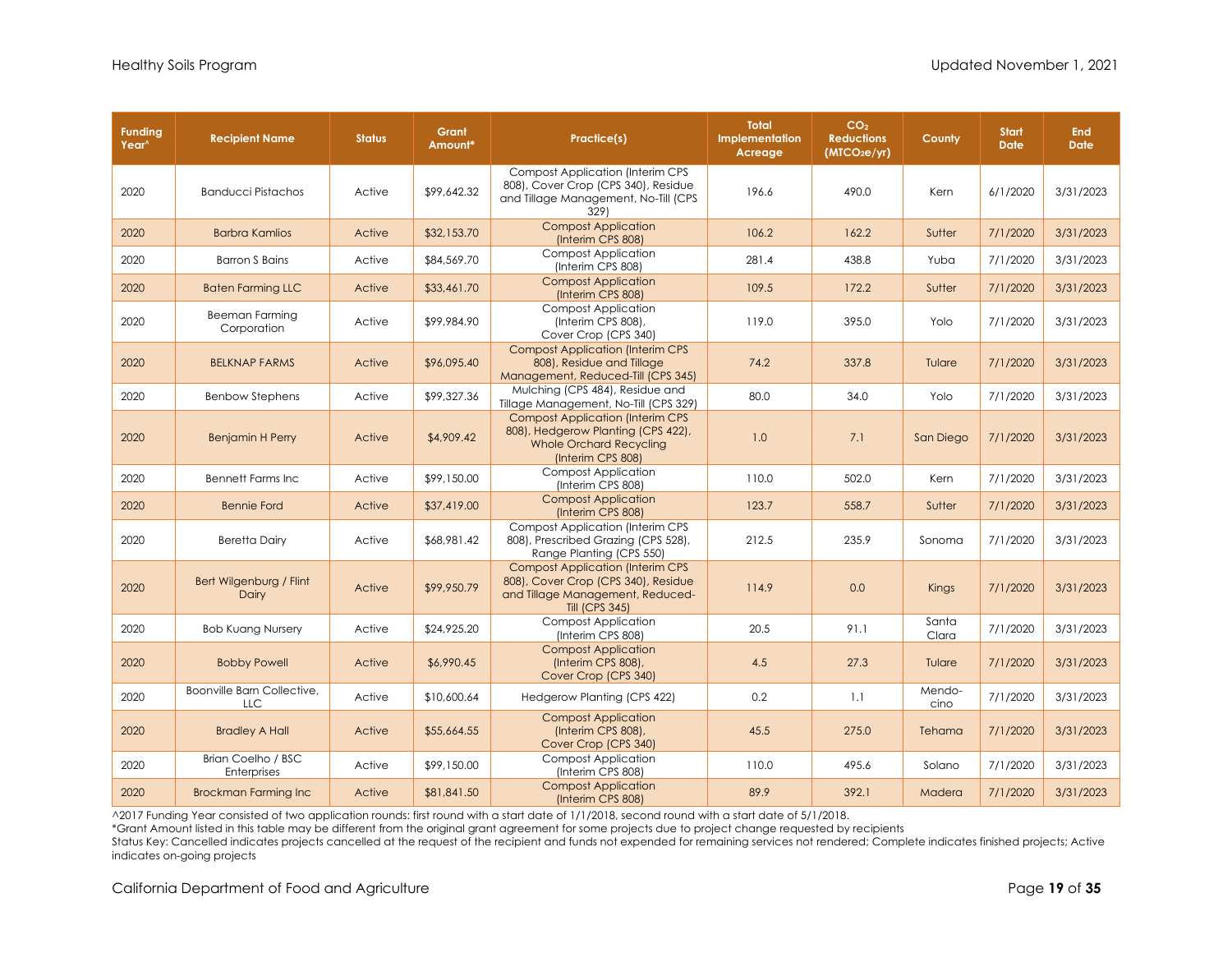| Funding Year^ | Recipient Name | Status | Grant Amount* | Practice(s) | Total Implementation Acreage | $CO_2$ Reductions ($MTCO_2e/yr$) | County | Start Date | End Date |
|---|---|---|---|---|---|---|---|---|---|
| 2020 | Banducci Pistachos | Active | $99,642.32 | Compost Application (Interim CPS 808), Cover Crop (CPS 340), Residue and Tillage Management, No-Till (CPS 329) | 196.6 | 490.0 | Kern | 6/1/2020 | 3/31/2023 |
| 2020 | Barbra Kamlios | Active | $32,153.70 | Compost Application (Interim CPS 808) | 106.2 | 162.2 | Sutter | 7/1/2020 | 3/31/2023 |
| 2020 | Barron S Bains | Active | $84,569.70 | Compost Application (Interim CPS 808) | 281.4 | 438.8 | Yuba | 7/1/2020 | 3/31/2023 |
| 2020 | Baten Farming LLC | Active | $33,461.70 | Compost Application (Interim CPS 808) | 109.5 | 172.2 | Sutter | 7/1/2020 | 3/31/2023 |
| 2020 | Beeman Farming Corporation | Active | $99,984.90 | Compost Application (Interim CPS 808), Cover Crop (CPS 340) | 119.0 | 395.0 | Yolo | 7/1/2020 | 3/31/2023 |
| 2020 | BELKNAP FARMS | Active | $96,095.40 | Compost Application (Interim CPS 808), Residue and Tillage Management, Reduced-Till (CPS 345) | 74.2 | 337.8 | Tulare | 7/1/2020 | 3/31/2023 |
| 2020 | Benbow Stephens | Active | $99,327.36 | Mulching (CPS 484), Residue and Tillage Management, No-Till (CPS 329) | 80.0 | 34.0 | Yolo | 7/1/2020 | 3/31/2023 |
| 2020 | Benjamin H Perry | Active | $4,909.42 | Compost Application (Interim CPS 808), Hedgerow Planting (CPS 422), Whole Orchard Recycling (Interim CPS 808) | 1.0 | 7.1 | San Diego | 7/1/2020 | 3/31/2023 |
| 2020 | Bennett Farms Inc | Active | $99,150.00 | Compost Application (Interim CPS 808) | 110.0 | 502.0 | Kern | 7/1/2020 | 3/31/2023 |
| 2020 | Bennie Ford | Active | $37,419.00 | Compost Application (Interim CPS 808) | 123.7 | 558.7 | Sutter | 7/1/2020 | 3/31/2023 |
| 2020 | Beretta Dairy | Active | $68,981.42 | Compost Application (Interim CPS 808), Prescribed Grazing (CPS 528), Range Planting (CPS 550) | 212.5 | 235.9 | Sonoma | 7/1/2020 | 3/31/2023 |
| 2020 | Bert Wilgenburg / Flint Dairy | Active | $99,950.79 | Compost Application (Interim CPS 808), Cover Crop (CPS 340), Residue and Tillage Management, Reduced-Till (CPS 345) | 114.9 | 0.0 | Kings | 7/1/2020 | 3/31/2023 |
| 2020 | Bob Kuang Nursery | Active | $24,925.20 | Compost Application (Interim CPS 808) | 20.5 | 91.1 | Santa Clara | 7/1/2020 | 3/31/2023 |
| 2020 | Bobby Powell | Active | $6,990.45 | Compost Application (Interim CPS 808), Cover Crop (CPS 340) | 4.5 | 27.3 | Tulare | 7/1/2020 | 3/31/2023 |
| 2020 | Boonville Barn Collective, LLC | Active | $10,600.64 | Hedgerow Planting (CPS 422) | 0.2 | 1.1 | Mendocino | 7/1/2020 | 3/31/2023 |
| 2020 | Bradley A Hall | Active | $55,664.55 | Compost Application (Interim CPS 808), Cover Crop (CPS 340) | 45.5 | 275.0 | Tehama | 7/1/2020 | 3/31/2023 |
| 2020 | Brian Coelho / BSC Enterprises | Active | $99,150.00 | Compost Application (Interim CPS 808) | 110.0 | 495.6 | Solano | 7/1/2020 | 3/31/2023 |
| 2020 | Brockman Farming Inc | Active | $81,841.50 | Compost Application (Interim CPS 808) | 89.9 | 392.1 | Madera | 7/1/2020 | 3/31/2023 |

^2017 Funding Year consisted of two application rounds: first round with a start date of 1/1/2018, second round with a start date of 5/1/2018.
*Grant Amount listed in this table may be different from the original grant agreement for some projects due to project change requested by recipients
Status Key: Cancelled indicates projects cancelled at the request of the recipient and funds not expended for remaining services not rendered; Complete indicates finished projects; Active indicates on-going projects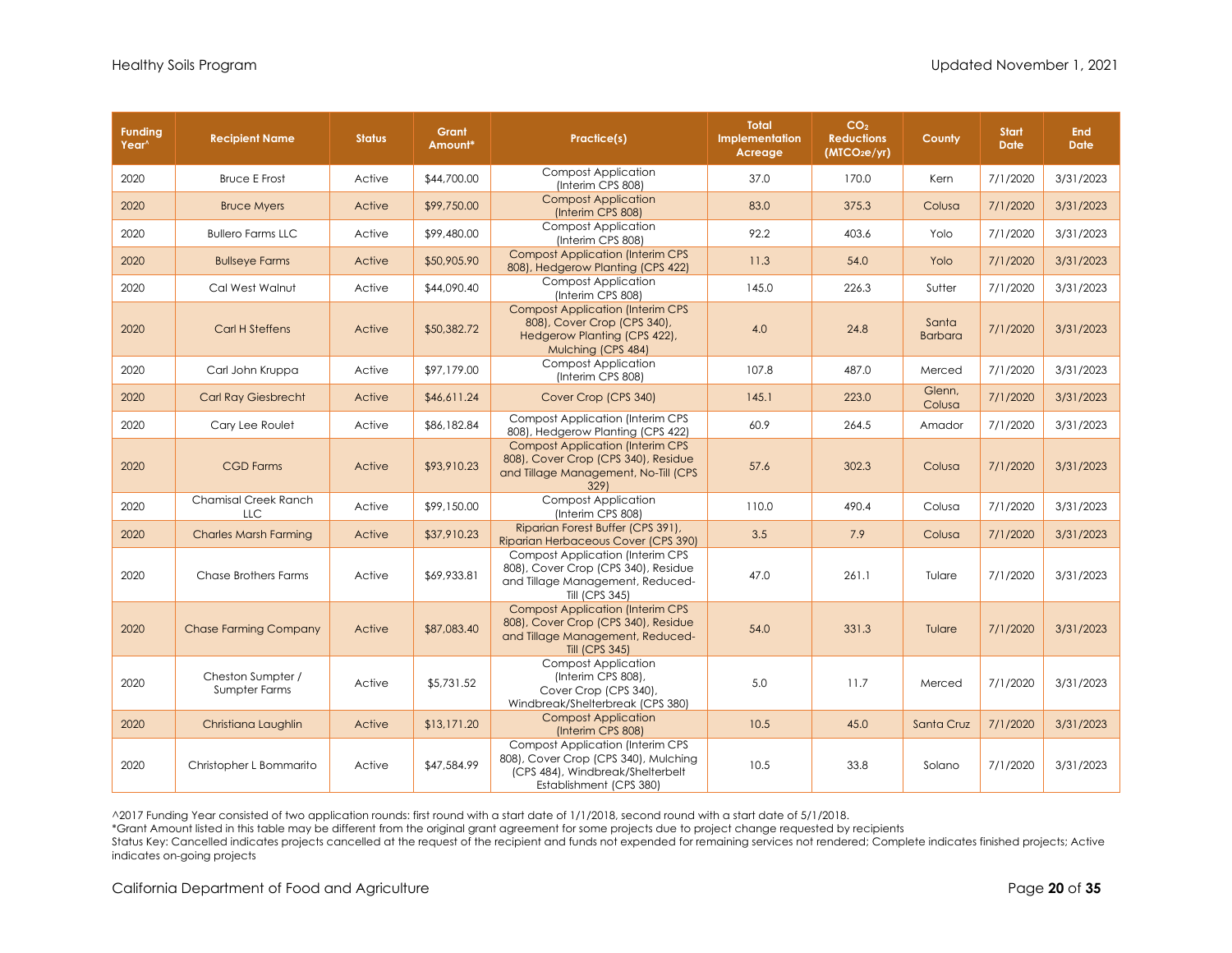| Funding Year^ | Recipient Name | Status | Grant Amount* | Practice(s) | Total Implementation Acreage | $CO_2$ Reductions ($MTCO_2e/yr$) | County | Start Date | End Date |
|---|---|---|---|---|---|---|---|---|---|
| 2020 | Bruce E Frost | Active | $44,700.00 | Compost Application (Interim CPS 808) | 37.0 | 170.0 | Kern | 7/1/2020 | 3/31/2023 |
| 2020 | Bruce Myers | Active | $99,750.00 | Compost Application (Interim CPS 808) | 83.0 | 375.3 | Colusa | 7/1/2020 | 3/31/2023 |
| 2020 | Bullero Farms LLC | Active | $99,480.00 | Compost Application (Interim CPS 808) | 92.2 | 403.6 | Yolo | 7/1/2020 | 3/31/2023 |
| 2020 | Bullseye Farms | Active | $50,905.90 | Compost Application (Interim CPS 808), Hedgerow Planting (CPS 422) | 11.3 | 54.0 | Yolo | 7/1/2020 | 3/31/2023 |
| 2020 | Cal West Walnut | Active | $44,090.40 | Compost Application (Interim CPS 808) | 145.0 | 226.3 | Sutter | 7/1/2020 | 3/31/2023 |
| 2020 | Carl H Steffens | Active | $50,382.72 | Compost Application (Interim CPS 808), Cover Crop (CPS 340), Hedgerow Planting (CPS 422), Mulching (CPS 484) | 4.0 | 24.8 | Santa Barbara | 7/1/2020 | 3/31/2023 |
| 2020 | Carl John Kruppa | Active | $97,179.00 | Compost Application (Interim CPS 808) | 107.8 | 487.0 | Merced | 7/1/2020 | 3/31/2023 |
| 2020 | Carl Ray Giesbrecht | Active | $46,611.24 | Cover Crop (CPS 340) | 145.1 | 223.0 | Glenn, Colusa | 7/1/2020 | 3/31/2023 |
| 2020 | Cary Lee Roulet | Active | $86,182.84 | Compost Application (Interim CPS 808), Hedgerow Planting (CPS 422) | 60.9 | 264.5 | Amador | 7/1/2020 | 3/31/2023 |
| 2020 | CGD Farms | Active | $93,910.23 | Compost Application (Interim CPS 808), Cover Crop (CPS 340), Residue and Tillage Management, No-Till (CPS 329) | 57.6 | 302.3 | Colusa | 7/1/2020 | 3/31/2023 |
| 2020 | Chamisal Creek Ranch LLC | Active | $99,150.00 | Compost Application (Interim CPS 808) | 110.0 | 490.4 | Colusa | 7/1/2020 | 3/31/2023 |
| 2020 | Charles Marsh Farming | Active | $37,910.23 | Riparian Forest Buffer (CPS 391), Riparian Herbaceous Cover (CPS 390) | 3.5 | 7.9 | Colusa | 7/1/2020 | 3/31/2023 |
| 2020 | Chase Brothers Farms | Active | $69,933.81 | Compost Application (Interim CPS 808), Cover Crop (CPS 340), Residue and Tillage Management, Reduced-Till (CPS 345) | 47.0 | 261.1 | Tulare | 7/1/2020 | 3/31/2023 |
| 2020 | Chase Farming Company | Active | $87,083.40 | Compost Application (Interim CPS 808), Cover Crop (CPS 340), Residue and Tillage Management, Reduced-Till (CPS 345) | 54.0 | 331.3 | Tulare | 7/1/2020 | 3/31/2023 |
| 2020 | Cheston Sumpter / Sumpter Farms | Active | $5,731.52 | Compost Application (Interim CPS 808), Cover Crop (CPS 340), Windbreak/Shelterbreak (CPS 380) | 5.0 | 11.7 | Merced | 7/1/2020 | 3/31/2023 |
| 2020 | Christiana Laughlin | Active | $13,171.20 | Compost Application (Interim CPS 808) | 10.5 | 45.0 | Santa Cruz | 7/1/2020 | 3/31/2023 |
| 2020 | Christopher L Bommarito | Active | $47,584.99 | Compost Application (Interim CPS 808), Cover Crop (CPS 340), Mulching (CPS 484), Windbreak/Shelterbelt Establishment (CPS 380) | 10.5 | 33.8 | Solano | 7/1/2020 | 3/31/2023 |

^2017 Funding Year consisted of two application rounds: first round with a start date of 1/1/2018, second round with a start date of 5/1/2018.
*Grant Amount listed in this table may be different from the original grant agreement for some projects due to project change requested by recipients
Status Key: Cancelled indicates projects cancelled at the request of the recipient and funds not expended for remaining services not rendered; Complete indicates finished projects; Active indicates on-going projects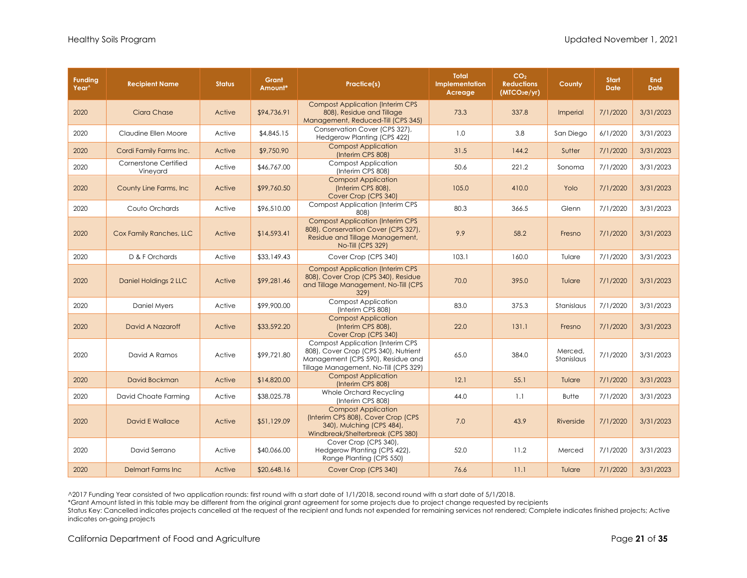| Funding Year^ | Recipient Name | Status | Grant Amount* | Practice(s) | Total Implementation Acreage | $CO_2$ Reductions ($MTCO_2e/yr$) | County | Start Date | End Date |
|---|---|---|---|---|---|---|---|---|---|
| 2020 | Ciara Chase | Active | $94,736.91 | Compost Application (Interim CPS 808), Residue and Tillage Management, Reduced-Till (CPS 345) | 73.3 | 337.8 | Imperial | 7/1/2020 | 3/31/2023 |
| 2020 | Claudine Ellen Moore | Active | $4,845.15 | Conservation Cover (CPS 327), Hedgerow Planting (CPS 422) | 1.0 | 3.8 | San Diego | 6/1/2020 | 3/31/2023 |
| 2020 | Cordi Family Farms Inc. | Active | $9,750.90 | Compost Application (Interim CPS 808) | 31.5 | 144.2 | Sutter | 7/1/2020 | 3/31/2023 |
| 2020 | Cornerstone Certified Vineyard | Active | $46,767.00 | Compost Application (Interim CPS 808) | 50.6 | 221.2 | Sonoma | 7/1/2020 | 3/31/2023 |
| 2020 | County Line Farms, Inc | Active | $99,760.50 | Compost Application (Interim CPS 808), Cover Crop (CPS 340) | 105.0 | 410.0 | Yolo | 7/1/2020 | 3/31/2023 |
| 2020 | Couto Orchards | Active | $96,510.00 | Compost Application (Interim CPS 808) | 80.3 | 366.5 | Glenn | 7/1/2020 | 3/31/2023 |
| 2020 | Cox Family Ranches, LLC | Active | $14,593.41 | Compost Application (Interim CPS 808), Conservation Cover (CPS 327), Residue and Tillage Management, No-Till (CPS 329) | 9.9 | 58.2 | Fresno | 7/1/2020 | 3/31/2023 |
| 2020 | D & F Orchards | Active | $33,149.43 | Cover Crop (CPS 340) | 103.1 | 160.0 | Tulare | 7/1/2020 | 3/31/2023 |
| 2020 | Daniel Holdings 2 LLC | Active | $99,281.46 | Compost Application (Interim CPS 808), Cover Crop (CPS 340), Residue and Tillage Management, No-Till (CPS 329) | 70.0 | 395.0 | Tulare | 7/1/2020 | 3/31/2023 |
| 2020 | Daniel Myers | Active | $99,900.00 | Compost Application (Interim CPS 808) | 83.0 | 375.3 | Stanislaus | 7/1/2020 | 3/31/2023 |
| 2020 | David A Nazaroff | Active | $33,592.20 | Compost Application (Interim CPS 808), Cover Crop (CPS 340) | 22.0 | 131.1 | Fresno | 7/1/2020 | 3/31/2023 |
| 2020 | David A Ramos | Active | $99,721.80 | Compost Application (Interim CPS 808), Cover Crop (CPS 340), Nutrient Management (CPS 590), Residue and Tillage Management, No-Till (CPS 329) | 65.0 | 384.0 | Merced, Stanislaus | 7/1/2020 | 3/31/2023 |
| 2020 | David Bockman | Active | $14,820.00 | Compost Application (Interim CPS 808) | 12.1 | 55.1 | Tulare | 7/1/2020 | 3/31/2023 |
| 2020 | David Choate Farming | Active | $38,025.78 | Whole Orchard Recycling (Interim CPS 808) | 44.0 | 1.1 | Butte | 7/1/2020 | 3/31/2023 |
| 2020 | David E Wallace | Active | $51,129.09 | Compost Application (Interim CPS 808), Cover Crop (CPS 340), Mulching (CPS 484), Windbreak/Shelterbreak (CPS 380) | 7.0 | 43.9 | Riverside | 7/1/2020 | 3/31/2023 |
| 2020 | David Serrano | Active | $40,066.00 | Cover Crop (CPS 340), Hedgerow Planting (CPS 422), Range Planting (CPS 550) | 52.0 | 11.2 | Merced | 7/1/2020 | 3/31/2023 |
| 2020 | Delmart Farms Inc | Active | $20,648.16 | Cover Crop (CPS 340) | 76.6 | 11.1 | Tulare | 7/1/2020 | 3/31/2023 |

^2017 Funding Year consisted of two application rounds: first round with a start date of 1/1/2018, second round with a start date of 5/1/2018.
*Grant Amount listed in this table may be different from the original grant agreement for some projects due to project change requested by recipients
Status Key: Cancelled indicates projects cancelled at the request of the recipient and funds not expended for remaining services not rendered; Complete indicates finished projects; Active indicates on-going projects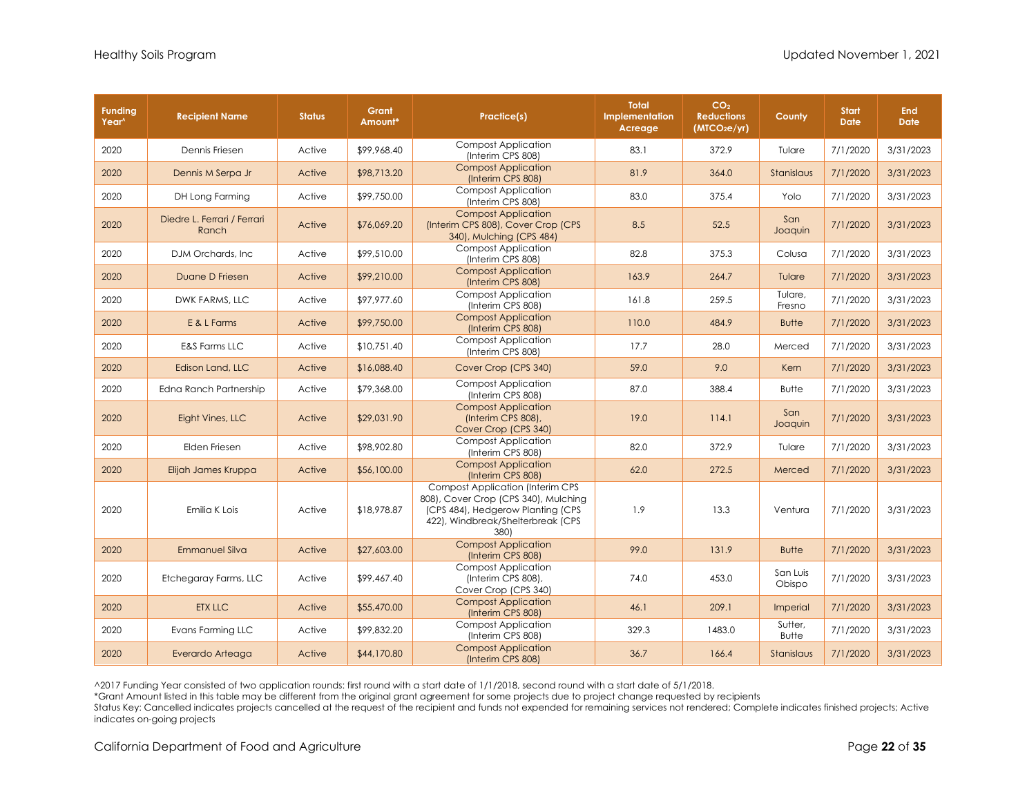| Funding Year^ | Recipient Name | Status | Grant Amount* | Practice(s) | Total Implementation Acreage | $CO_2$ Reductions ($MTCO_2e/yr$) | County | Start Date | End Date |
|---|---|---|---|---|---|---|---|---|---|
| 2020 | Dennis Friesen | Active | $99,968.40 | Compost Application (Interim CPS 808) | 83.1 | 372.9 | Tulare | 7/1/2020 | 3/31/2023 |
| 2020 | Dennis M Serpa Jr | Active | $98,713.20 | Compost Application (Interim CPS 808) | 81.9 | 364.0 | Stanislaus | 7/1/2020 | 3/31/2023 |
| 2020 | DH Long Farming | Active | $99,750.00 | Compost Application (Interim CPS 808) | 83.0 | 375.4 | Yolo | 7/1/2020 | 3/31/2023 |
| 2020 | Diedre L. Ferrari / Ferrari Ranch | Active | $76,069.20 | Compost Application (Interim CPS 808), Cover Crop (CPS 340), Mulching (CPS 484) | 8.5 | 52.5 | San Joaquin | 7/1/2020 | 3/31/2023 |
| 2020 | DJM Orchards, Inc | Active | $99,510.00 | Compost Application (Interim CPS 808) | 82.8 | 375.3 | Colusa | 7/1/2020 | 3/31/2023 |
| 2020 | Duane D Friesen | Active | $99,210.00 | Compost Application (Interim CPS 808) | 163.9 | 264.7 | Tulare | 7/1/2020 | 3/31/2023 |
| 2020 | DWK FARMS, LLC | Active | $97,977.60 | Compost Application (Interim CPS 808) | 161.8 | 259.5 | Tulare, Fresno | 7/1/2020 | 3/31/2023 |
| 2020 | E & L Farms | Active | $99,750.00 | Compost Application (Interim CPS 808) | 110.0 | 484.9 | Butte | 7/1/2020 | 3/31/2023 |
| 2020 | E&S Farms LLC | Active | $10,751.40 | Compost Application (Interim CPS 808) | 17.7 | 28.0 | Merced | 7/1/2020 | 3/31/2023 |
| 2020 | Edison Land, LLC | Active | $16,088.40 | Cover Crop (CPS 340) | 59.0 | 9.0 | Kern | 7/1/2020 | 3/31/2023 |
| 2020 | Edna Ranch Partnership | Active | $79,368.00 | Compost Application (Interim CPS 808) | 87.0 | 388.4 | Butte | 7/1/2020 | 3/31/2023 |
| 2020 | Eight Vines, LLC | Active | $29,031.90 | Compost Application (Interim CPS 808), Cover Crop (CPS 340) | 19.0 | 114.1 | San Joaquin | 7/1/2020 | 3/31/2023 |
| 2020 | Elden Friesen | Active | $98,902.80 | Compost Application (Interim CPS 808) | 82.0 | 372.9 | Tulare | 7/1/2020 | 3/31/2023 |
| 2020 | Elijah James Kruppa | Active | $56,100.00 | Compost Application (Interim CPS 808) | 62.0 | 272.5 | Merced | 7/1/2020 | 3/31/2023 |
| 2020 | Emilia K Lois | Active | $18,978.87 | Compost Application (Interim CPS 808), Cover Crop (CPS 340), Mulching (CPS 484), Hedgerow Planting (CPS 422), Windbreak/Shelterbreak (CPS 380) | 1.9 | 13.3 | Ventura | 7/1/2020 | 3/31/2023 |
| 2020 | Emmanuel Silva | Active | $27,603.00 | Compost Application (Interim CPS 808) | 99.0 | 131.9 | Butte | 7/1/2020 | 3/31/2023 |
| 2020 | Etchegaray Farms, LLC | Active | $99,467.40 | Compost Application (Interim CPS 808), Cover Crop (CPS 340) | 74.0 | 453.0 | San Luis Obispo | 7/1/2020 | 3/31/2023 |
| 2020 | ETX LLC | Active | $55,470.00 | Compost Application (Interim CPS 808) | 46.1 | 209.1 | Imperial | 7/1/2020 | 3/31/2023 |
| 2020 | Evans Farming LLC | Active | $99,832.20 | Compost Application (Interim CPS 808) | 329.3 | 1483.0 | Sutter, Butte | 7/1/2020 | 3/31/2023 |
| 2020 | Everardo Arteaga | Active | $44,170.80 | Compost Application (Interim CPS 808) | 36.7 | 166.4 | Stanislaus | 7/1/2020 | 3/31/2023 |

^2017 Funding Year consisted of two application rounds: first round with a start date of 1/1/2018, second round with a start date of 5/1/2018.
*Grant Amount listed in this table may be different from the original grant agreement for some projects due to project change requested by recipients
Status Key: Cancelled indicates projects cancelled at the request of the recipient and funds not expended for remaining services not rendered; Complete indicates finished projects; Active indicates on-going projects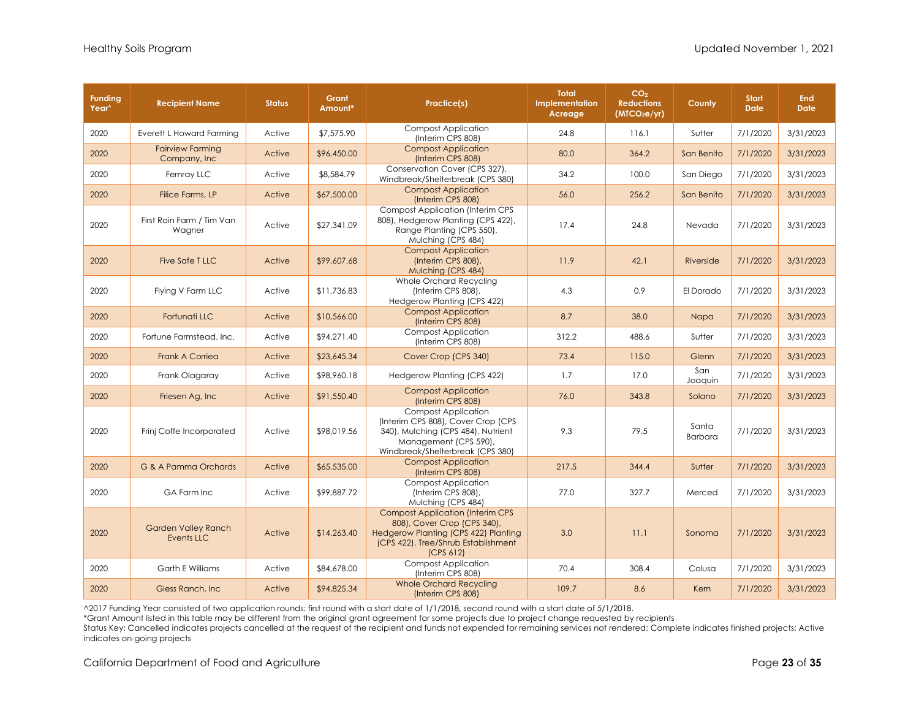| Funding Year^ | Recipient Name | Status | Grant Amount* | Practice(s) | Total Implementation Acreage | $CO_2$ Reductions ($MTCO_2e/yr$) | County | Start Date | End Date |
|---|---|---|---|---|---|---|---|---|---|
| 2020 | Everett L Howard Farming | Active | $7,575.90 | Compost Application (Interim CPS 808) | 24.8 | 116.1 | Sutter | 7/1/2020 | 3/31/2023 |
| 2020 | Fairview Farming Company, Inc | Active | $96,450.00 | Compost Application (Interim CPS 808) | 80.0 | 364.2 | San Benito | 7/1/2020 | 3/31/2023 |
| 2020 | Fernray LLC | Active | $8,584.79 | Conservation Cover (CPS 327), Windbreak/Shelterbreak (CPS 380) | 34.2 | 100.0 | San Diego | 7/1/2020 | 3/31/2023 |
| 2020 | Filice Farms, LP | Active | $67,500.00 | Compost Application (Interim CPS 808) | 56.0 | 256.2 | San Benito | 7/1/2020 | 3/31/2023 |
| 2020 | First Rain Farm / Tim Van Wagner | Active | $27,341.09 | Compost Application (Interim CPS 808), Hedgerow Planting (CPS 422), Range Planting (CPS 550), Mulching (CPS 484) | 17.4 | 24.8 | Nevada | 7/1/2020 | 3/31/2023 |
| 2020 | Five Safe T LLC | Active | $99,607.68 | Compost Application (Interim CPS 808), Mulching (CPS 484) | 11.9 | 42.1 | Riverside | 7/1/2020 | 3/31/2023 |
| 2020 | Flying V Farm LLC | Active | $11,736.83 | Whole Orchard Recycling (Interim CPS 808), Hedgerow Planting (CPS 422) | 4.3 | 0.9 | El Dorado | 7/1/2020 | 3/31/2023 |
| 2020 | Fortunati LLC | Active | $10,566.00 | Compost Application (Interim CPS 808) | 8.7 | 38.0 | Napa | 7/1/2020 | 3/31/2023 |
| 2020 | Fortune Farmstead, Inc. | Active | $94,271.40 | Compost Application (Interim CPS 808) | 312.2 | 488.6 | Sutter | 7/1/2020 | 3/31/2023 |
| 2020 | Frank A Corriea | Active | $23,645.34 | Cover Crop (CPS 340) | 73.4 | 115.0 | Glenn | 7/1/2020 | 3/31/2023 |
| 2020 | Frank Olagaray | Active | $98,960.18 | Hedgerow Planting (CPS 422) | 1.7 | 17.0 | San Joaquin | 7/1/2020 | 3/31/2023 |
| 2020 | Friesen Ag, Inc | Active | $91,550.40 | Compost Application (Interim CPS 808) | 76.0 | 343.8 | Solano | 7/1/2020 | 3/31/2023 |
| 2020 | Frinj Coffe Incorporated | Active | $98,019.56 | Compost Application (Interim CPS 808), Cover Crop (CPS 340), Mulching (CPS 484), Nutrient Management (CPS 590), Windbreak/Shelterbreak (CPS 380) | 9.3 | 79.5 | Santa Barbara | 7/1/2020 | 3/31/2023 |
| 2020 | G & A Pamma Orchards | Active | $65,535.00 | Compost Application (Interim CPS 808) | 217.5 | 344.4 | Sutter | 7/1/2020 | 3/31/2023 |
| 2020 | GA Farm Inc | Active | $99,887.72 | Compost Application (Interim CPS 808), Mulching (CPS 484) | 77.0 | 327.7 | Merced | 7/1/2020 | 3/31/2023 |
| 2020 | Garden Valley Ranch Events LLC | Active | $14,263.40 | Compost Application (Interim CPS 808), Cover Crop (CPS 340), Hedgerow Planting (CPS 422) Planting (CPS 422), Tree/Shrub Establishment (CPS 612) | 3.0 | 11.1 | Sonoma | 7/1/2020 | 3/31/2023 |
| 2020 | Garth E Williams | Active | $84,678.00 | Compost Application (Interim CPS 808) | 70.4 | 308.4 | Colusa | 7/1/2020 | 3/31/2023 |
| 2020 | Gless Ranch, Inc | Active | $94,825.34 | Whole Orchard Recycling (Interim CPS 808) | 109.7 | 8.6 | Kern | 7/1/2020 | 3/31/2023 |

^2017 Funding Year consisted of two application rounds: first round with a start date of 1/1/2018, second round with a start date of 5/1/2018.
*Grant Amount listed in this table may be different from the original grant agreement for some projects due to project change requested by recipients
Status Key: Cancelled indicates projects cancelled at the request of the recipient and funds not expended for remaining services not rendered; Complete indicates finished projects; Active indicates on-going projects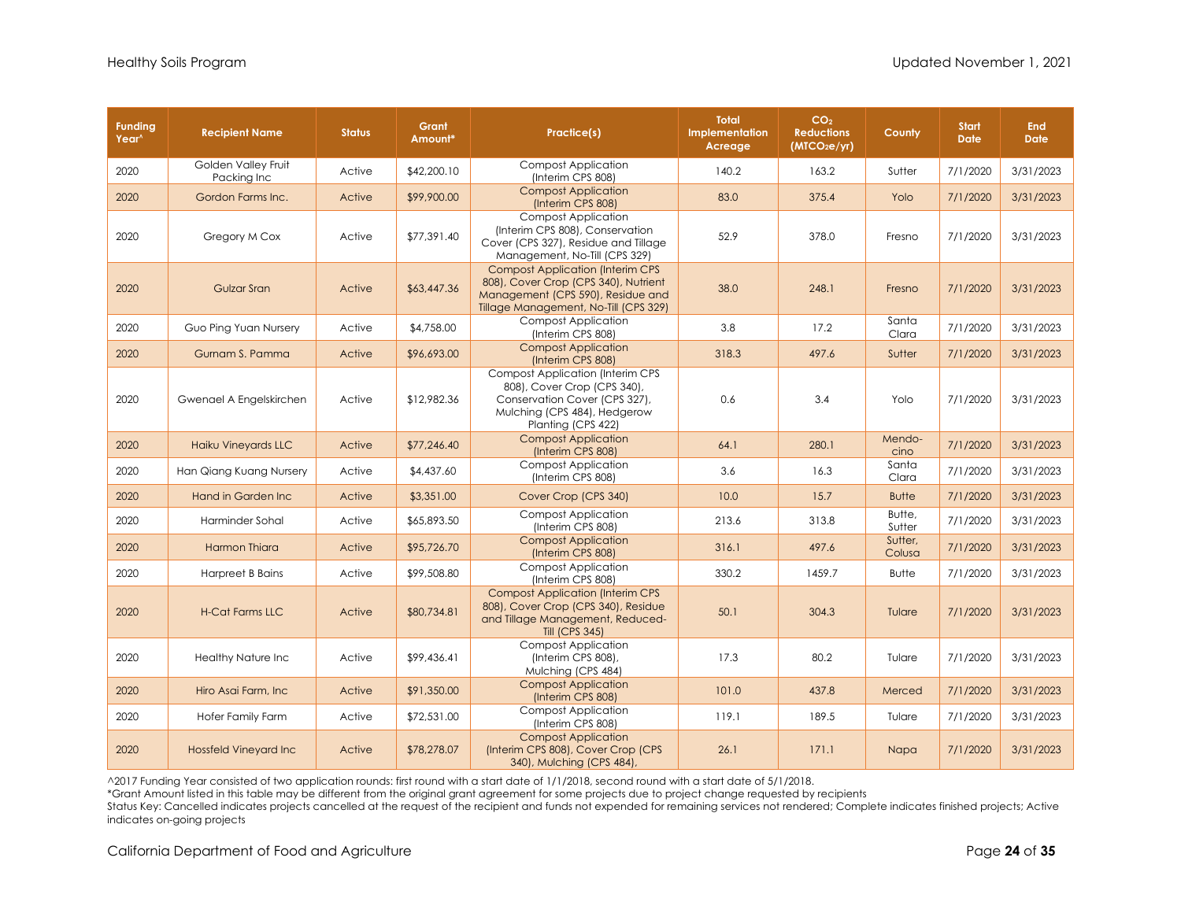| Funding Year^ | Recipient Name | Status | Grant Amount* | Practice(s) | Total Implementation Acreage | $CO_2$ Reductions ($MTCO_2e/yr$) | County | Start Date | End Date |
|---|---|---|---|---|---|---|---|---|---|
| 2020 | Golden Valley Fruit Packing Inc | Active | $42,200.10 | Compost Application (Interim CPS 808) | 140.2 | 163.2 | Sutter | 7/1/2020 | 3/31/2023 |
| 2020 | Gordon Farms Inc. | Active | $99,900.00 | Compost Application (Interim CPS 808) | 83.0 | 375.4 | Yolo | 7/1/2020 | 3/31/2023 |
| 2020 | Gregory M Cox | Active | $77,391.40 | Compost Application (Interim CPS 808), Conservation Cover (CPS 327), Residue and Tillage Management, No-Till (CPS 329) | 52.9 | 378.0 | Fresno | 7/1/2020 | 3/31/2023 |
| 2020 | Gulzar Sran | Active | $63,447.36 | Compost Application (Interim CPS 808), Cover Crop (CPS 340), Nutrient Management (CPS 590), Residue and Tillage Management, No-Till (CPS 329) | 38.0 | 248.1 | Fresno | 7/1/2020 | 3/31/2023 |
| 2020 | Guo Ping Yuan Nursery | Active | $4,758.00 | Compost Application (Interim CPS 808) | 3.8 | 17.2 | Santa Clara | 7/1/2020 | 3/31/2023 |
| 2020 | Gurnam S. Pamma | Active | $96,693.00 | Compost Application (Interim CPS 808) | 318.3 | 497.6 | Sutter | 7/1/2020 | 3/31/2023 |
| 2020 | Gwenael A Engelskirchen | Active | $12,982.36 | Compost Application (Interim CPS 808), Cover Crop (CPS 340), Conservation Cover (CPS 327), Mulching (CPS 484), Hedgerow Planting (CPS 422) | 0.6 | 3.4 | Yolo | 7/1/2020 | 3/31/2023 |
| 2020 | Haiku Vineyards LLC | Active | $77,246.40 | Compost Application (Interim CPS 808) | 64.1 | 280.1 | Mendo-cino | 7/1/2020 | 3/31/2023 |
| 2020 | Han Qiang Kuang Nursery | Active | $4,437.60 | Compost Application (Interim CPS 808) | 3.6 | 16.3 | Santa Clara | 7/1/2020 | 3/31/2023 |
| 2020 | Hand in Garden Inc | Active | $3,351.00 | Cover Crop (CPS 340) | 10.0 | 15.7 | Butte | 7/1/2020 | 3/31/2023 |
| 2020 | Harminder Sohal | Active | $65,893.50 | Compost Application (Interim CPS 808) | 213.6 | 313.8 | Butte, Sutter | 7/1/2020 | 3/31/2023 |
| 2020 | Harmon Thiara | Active | $95,726.70 | Compost Application (Interim CPS 808) | 316.1 | 497.6 | Sutter, Colusa | 7/1/2020 | 3/31/2023 |
| 2020 | Harpreet B Bains | Active | $99,508.80 | Compost Application (Interim CPS 808) | 330.2 | 1459.7 | Butte | 7/1/2020 | 3/31/2023 |
| 2020 | H-Cat Farms LLC | Active | $80,734.81 | Compost Application (Interim CPS 808), Cover Crop (CPS 340), Residue and Tillage Management, Reduced-Till (CPS 345) | 50.1 | 304.3 | Tulare | 7/1/2020 | 3/31/2023 |
| 2020 | Healthy Nature Inc | Active | $99,436.41 | Compost Application (Interim CPS 808), Mulching (CPS 484) | 17.3 | 80.2 | Tulare | 7/1/2020 | 3/31/2023 |
| 2020 | Hiro Asai Farm, Inc | Active | $91,350.00 | Compost Application (Interim CPS 808) | 101.0 | 437.8 | Merced | 7/1/2020 | 3/31/2023 |
| 2020 | Hofer Family Farm | Active | $72,531.00 | Compost Application (Interim CPS 808) | 119.1 | 189.5 | Tulare | 7/1/2020 | 3/31/2023 |
| 2020 | Hossfeld Vineyard Inc | Active | $78,278.07 | Compost Application (Interim CPS 808), Cover Crop (CPS 340), Mulching (CPS 484), | 26.1 | 171.1 | Napa | 7/1/2020 | 3/31/2023 |

^2017 Funding Year consisted of two application rounds: first round with a start date of 1/1/2018, second round with a start date of 5/1/2018.
*Grant Amount listed in this table may be different from the original grant agreement for some projects due to project change requested by recipients
Status Key: Cancelled indicates projects cancelled at the request of the recipient and funds not expended for remaining services not rendered; Complete indicates finished projects; Active indicates on-going projects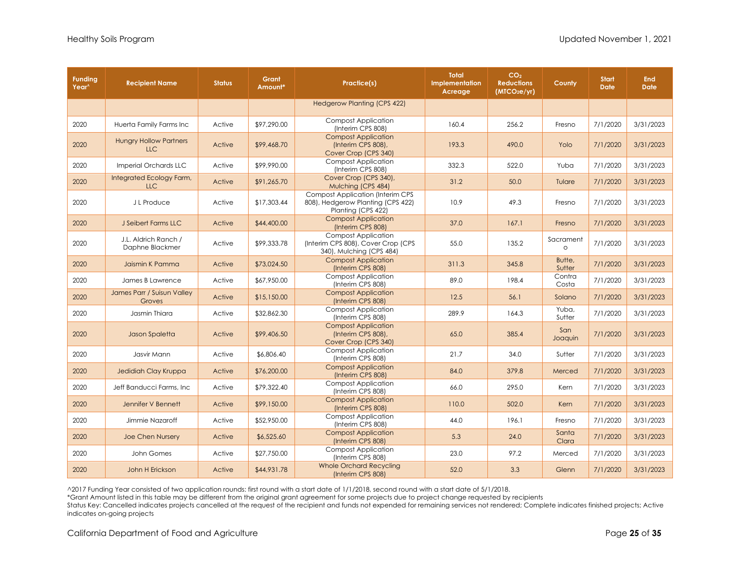| Funding Year^ | Recipient Name | Status | Grant Amount* | Practice(s) | Total Implementation Acreage | $CO_2$ Reductions ($MTCO_2e/yr$) | County | Start Date | End Date |
|---|---|---|---|---|---|---|---|---|---|
| | | | | Hedgerow Planting (CPS 422) | | | | | |
| 2020 | Huerta Family Farms Inc | Active | $97,290.00 | Compost Application (Interim CPS 808) | 160.4 | 256.2 | Fresno | 7/1/2020 | 3/31/2023 |
| 2020 | Hungry Hollow Partners LLC | Active | $99,468.70 | Compost Application (Interim CPS 808), Cover Crop (CPS 340) | 193.3 | 490.0 | Yolo | 7/1/2020 | 3/31/2023 |
| 2020 | Imperial Orchards LLC | Active | $99,990.00 | Compost Application (Interim CPS 808) | 332.3 | 522.0 | Yuba | 7/1/2020 | 3/31/2023 |
| 2020 | Integrated Ecology Farm, LLC | Active | $91,265.70 | Cover Crop (CPS 340), Mulching (CPS 484) | 31.2 | 50.0 | Tulare | 7/1/2020 | 3/31/2023 |
| 2020 | J L Produce | Active | $17,303.44 | Compost Application (Interim CPS 808), Hedgerow Planting (CPS 422) Planting (CPS 422) | 10.9 | 49.3 | Fresno | 7/1/2020 | 3/31/2023 |
| 2020 | J Seibert Farms LLC | Active | $44,400.00 | Compost Application (Interim CPS 808) | 37.0 | 167.1 | Fresno | 7/1/2020 | 3/31/2023 |
| 2020 | J.L. Aldrich Ranch / Daphne Blackmer | Active | $99,333.78 | Compost Application (Interim CPS 808), Cover Crop (CPS 340), Mulching (CPS 484) | 55.0 | 135.2 | Sacramento | 7/1/2020 | 3/31/2023 |
| 2020 | Jaismin K Pamma | Active | $73,024.50 | Compost Application (Interim CPS 808) | 311.3 | 345.8 | Butte, Sutter | 7/1/2020 | 3/31/2023 |
| 2020 | James B Lawrence | Active | $67,950.00 | Compost Application (Interim CPS 808) | 89.0 | 198.4 | Contra Costa | 7/1/2020 | 3/31/2023 |
| 2020 | James Parr / Suisun Valley Groves | Active | $15,150.00 | Compost Application (Interim CPS 808) | 12.5 | 56.1 | Solano | 7/1/2020 | 3/31/2023 |
| 2020 | Jasmin Thiara | Active | $32,862.30 | Compost Application (Interim CPS 808) | 289.9 | 164.3 | Yuba, Sutter | 7/1/2020 | 3/31/2023 |
| 2020 | Jason Spaletta | Active | $99,406.50 | Compost Application (Interim CPS 808), Cover Crop (CPS 340) | 65.0 | 385.4 | San Joaquin | 7/1/2020 | 3/31/2023 |
| 2020 | Jasvir Mann | Active | $6,806.40 | Compost Application (Interim CPS 808) | 21.7 | 34.0 | Sutter | 7/1/2020 | 3/31/2023 |
| 2020 | Jedidiah Clay Kruppa | Active | $76,200.00 | Compost Application (Interim CPS 808) | 84.0 | 379.8 | Merced | 7/1/2020 | 3/31/2023 |
| 2020 | Jeff Banducci Farms, Inc | Active | $79,322.40 | Compost Application (Interim CPS 808) | 66.0 | 295.0 | Kern | 7/1/2020 | 3/31/2023 |
| 2020 | Jennifer V Bennett | Active | $99,150.00 | Compost Application (Interim CPS 808) | 110.0 | 502.0 | Kern | 7/1/2020 | 3/31/2023 |
| 2020 | Jimmie Nazaroff | Active | $52,950.00 | Compost Application (Interim CPS 808) | 44.0 | 196.1 | Fresno | 7/1/2020 | 3/31/2023 |
| 2020 | Joe Chen Nursery | Active | $6,525.60 | Compost Application (Interim CPS 808) | 5.3 | 24.0 | Santa Clara | 7/1/2020 | 3/31/2023 |
| 2020 | John Gomes | Active | $27,750.00 | Compost Application (Interim CPS 808) | 23.0 | 97.2 | Merced | 7/1/2020 | 3/31/2023 |
| 2020 | John H Erickson | Active | $44,931.78 | Whole Orchard Recycling (Interim CPS 808) | 52.0 | 3.3 | Glenn | 7/1/2020 | 3/31/2023 |

^2017 Funding Year consisted of two application rounds: first round with a start date of 1/1/2018, second round with a start date of 5/1/2018.
*Grant Amount listed in this table may be different from the original grant agreement for some projects due to project change requested by recipients
Status Key: Cancelled indicates projects cancelled at the request of the recipient and funds not expended for remaining services not rendered; Complete indicates finished projects; Active indicates on-going projects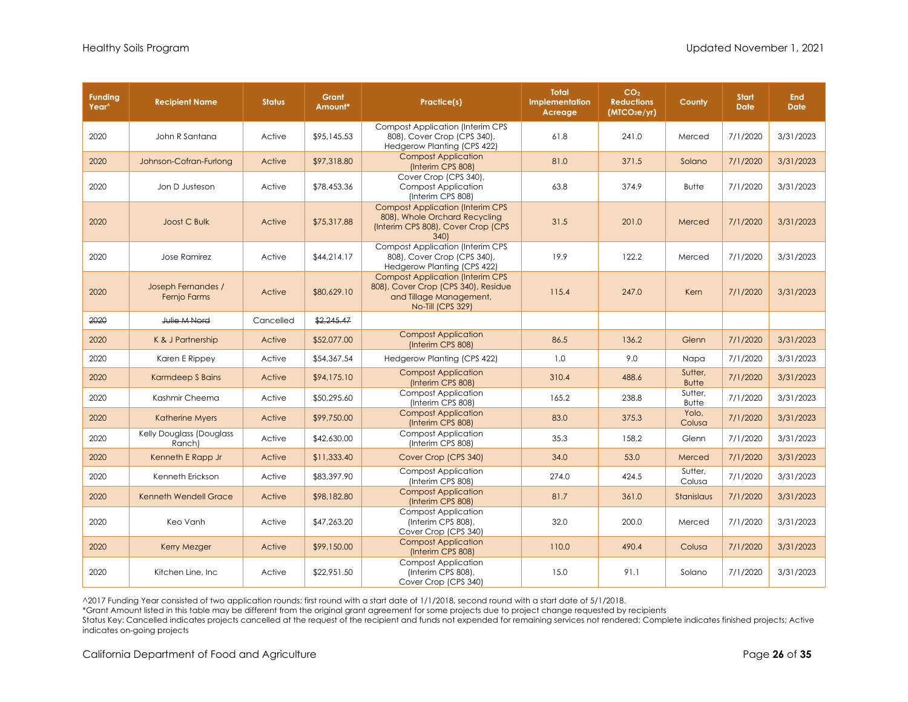| Funding Year^ | Recipient Name | Status | Grant Amount* | Practice(s) | Total Implementation Acreage | $CO_2$ Reductions ($MTCO_2e$/yr) | County | Start Date | End Date |
|---|---|---|---|---|---|---|---|---|---|
| 2020 | John R Santana | Active | $95,145.53 | Compost Application (Interim CPS 808), Cover Crop (CPS 340), Hedgerow Planting (CPS 422) | 61.8 | 241.0 | Merced | 7/1/2020 | 3/31/2023 |
| 2020 | Johnson-Cofran-Furlong | Active | $97,318.80 | Compost Application (Interim CPS 808) | 81.0 | 371.5 | Solano | 7/1/2020 | 3/31/2023 |
| 2020 | Jon D Justeson | Active | $78,453.36 | Cover Crop (CPS 340), Compost Application (Interim CPS 808) | 63.8 | 374.9 | Butte | 7/1/2020 | 3/31/2023 |
| 2020 | Joost C Bulk | Active | $75,317.88 | Compost Application (Interim CPS 808), Whole Orchard Recycling (Interim CPS 808), Cover Crop (CPS 340) | 31.5 | 201.0 | Merced | 7/1/2020 | 3/31/2023 |
| 2020 | Jose Ramirez | Active | $44,214.17 | Compost Application (Interim CPS 808), Cover Crop (CPS 340), Hedgerow Planting (CPS 422) | 19.9 | 122.2 | Merced | 7/1/2020 | 3/31/2023 |
| 2020 | Joseph Fernandes / Fernjo Farms | Active | $80,629.10 | Compost Application (Interim CPS 808), Cover Crop (CPS 340), Residue and Tillage Management, No-Till (CPS 329) | 115.4 | 247.0 | Kern | 7/1/2020 | 3/31/2023 |
| ~~2020~~ | ~~Julie M Nord~~ | Cancelled | ~~$2,245.47~~ | | | | | | |
| 2020 | K & J Partnership | Active | $52,077.00 | Compost Application (Interim CPS 808) | 86.5 | 136.2 | Glenn | 7/1/2020 | 3/31/2023 |
| 2020 | Karen E Rippey | Active | $54,367.54 | Hedgerow Planting (CPS 422) | 1.0 | 9.0 | Napa | 7/1/2020 | 3/31/2023 |
| 2020 | Karmdeep S Bains | Active | $94,175.10 | Compost Application (Interim CPS 808) | 310.4 | 488.6 | Sutter, Butte | 7/1/2020 | 3/31/2023 |
| 2020 | Kashmir Cheema | Active | $50,295.60 | Compost Application (Interim CPS 808) | 165.2 | 238.8 | Sutter, Butte | 7/1/2020 | 3/31/2023 |
| 2020 | Katherine Myers | Active | $99,750.00 | Compost Application (Interim CPS 808) | 83.0 | 375.3 | Yolo, Colusa | 7/1/2020 | 3/31/2023 |
| 2020 | Kelly Douglass (Douglass Ranch) | Active | $42,630.00 | Compost Application (Interim CPS 808) | 35.3 | 158.2 | Glenn | 7/1/2020 | 3/31/2023 |
| 2020 | Kenneth E Rapp Jr | Active | $11,333.40 | Cover Crop (CPS 340) | 34.0 | 53.0 | Merced | 7/1/2020 | 3/31/2023 |
| 2020 | Kenneth Erickson | Active | $83,397.90 | Compost Application (Interim CPS 808) | 274.0 | 424.5 | Sutter, Colusa | 7/1/2020 | 3/31/2023 |
| 2020 | Kenneth Wendell Grace | Active | $98,182.80 | Compost Application (Interim CPS 808) | 81.7 | 361.0 | Stanislaus | 7/1/2020 | 3/31/2023 |
| 2020 | Keo Vanh | Active | $47,263.20 | Compost Application (Interim CPS 808), Cover Crop (CPS 340) | 32.0 | 200.0 | Merced | 7/1/2020 | 3/31/2023 |
| 2020 | Kerry Mezger | Active | $99,150.00 | Compost Application (Interim CPS 808) | 110.0 | 490.4 | Colusa | 7/1/2020 | 3/31/2023 |
| 2020 | Kitchen Line, Inc | Active | $22,951.50 | Compost Application (Interim CPS 808), Cover Crop (CPS 340) | 15.0 | 91.1 | Solano | 7/1/2020 | 3/31/2023 |

^2017 Funding Year consisted of two application rounds: first round with a start date of 1/1/2018, second round with a start date of 5/1/2018.
*Grant Amount listed in this table may be different from the original grant agreement for some projects due to project change requested by recipients
Status Key: Cancelled indicates projects cancelled at the request of the recipient and funds not expended for remaining services not rendered; Complete indicates finished projects; Active indicates on-going projects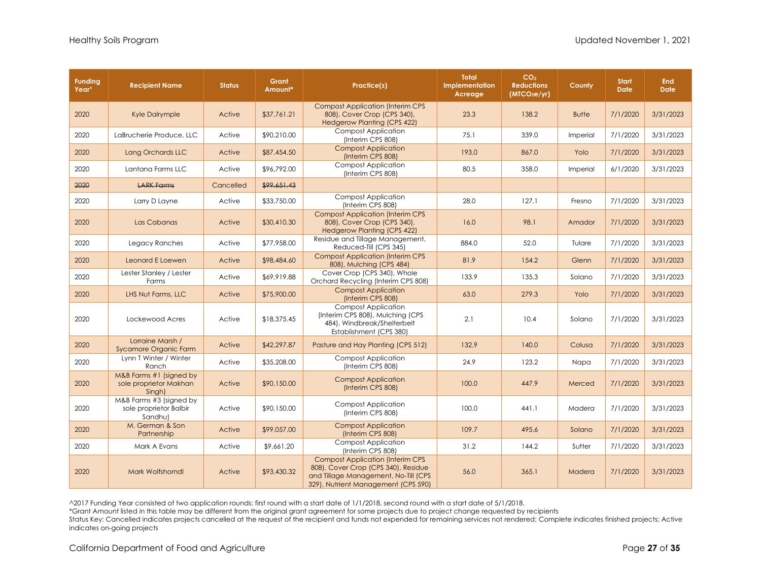| Funding Year^ | Recipient Name | Status | Grant Amount* | Practice(s) | Total Implementation Acreage | $CO_2$ Reductions ($MTCO_2e/yr$) | County | Start Date | End Date |
|---|---|---|---|---|---|---|---|---|---|
| 2020 | Kyle Dalrymple | Active | $37,761.21 | Compost Application (Interim CPS 808), Cover Crop (CPS 340), Hedgerow Planting (CPS 422) | 23.3 | 138.2 | Butte | 7/1/2020 | 3/31/2023 |
| 2020 | LaBrucherie Produce, LLC | Active | $90,210.00 | Compost Application (Interim CPS 808) | 75.1 | 339.0 | Imperial | 7/1/2020 | 3/31/2023 |
| 2020 | Lang Orchards LLC | Active | $87,454.50 | Compost Application (Interim CPS 808) | 193.0 | 867.0 | Yolo | 7/1/2020 | 3/31/2023 |
| 2020 | Lantana Farms LLC | Active | $96,792.00 | Compost Application (Interim CPS 808) | 80.5 | 358.0 | Imperial | 6/1/2020 | 3/31/2023 |
| ~~2020~~ | ~~LARK Farms~~ | Cancelled | ~~$99,651.43~~ | | | | | | |
| 2020 | Larry D Layne | Active | $33,750.00 | Compost Application (Interim CPS 808) | 28.0 | 127.1 | Fresno | 7/1/2020 | 3/31/2023 |
| 2020 | Las Cabanas | Active | $30,410.30 | Compost Application (Interim CPS 808), Cover Crop (CPS 340), Hedgerow Planting (CPS 422) | 16.0 | 98.1 | Amador | 7/1/2020 | 3/31/2023 |
| 2020 | Legacy Ranches | Active | $77,958.00 | Residue and Tillage Management, Reduced-Till (CPS 345) | 884.0 | 52.0 | Tulare | 7/1/2020 | 3/31/2023 |
| 2020 | Leonard E Loewen | Active | $98,484.60 | Compost Application (Interim CPS 808), Mulching (CPS 484) | 81.9 | 154.2 | Glenn | 7/1/2020 | 3/31/2023 |
| 2020 | Lester Stanley / Lester Farms | Active | $69,919.88 | Cover Crop (CPS 340), Whole Orchard Recycling (Interim CPS 808) | 133.9 | 135.3 | Solano | 7/1/2020 | 3/31/2023 |
| 2020 | LHS Nut Farms, LLC | Active | $75,900.00 | Compost Application (Interim CPS 808) | 63.0 | 279.3 | Yolo | 7/1/2020 | 3/31/2023 |
| 2020 | Lockewood Acres | Active | $18,375.45 | Compost Application (Interim CPS 808), Mulching (CPS 484), Windbreak/Shelterbelt Establishment (CPS 380) | 2.1 | 10.4 | Solano | 7/1/2020 | 3/31/2023 |
| 2020 | Lorraine Marsh / Sycamore Organic Farm | Active | $42,297.87 | Pasture and Hay Planting (CPS 512) | 132.9 | 140.0 | Colusa | 7/1/2020 | 3/31/2023 |
| 2020 | Lynn T Winter / Winter Ranch | Active | $35,208.00 | Compost Application (Interim CPS 808) | 24.9 | 123.2 | Napa | 7/1/2020 | 3/31/2023 |
| 2020 | M&B Farms #1 (signed by sole proprietor Makhan Singh) | Active | $90,150.00 | Compost Application (Interim CPS 808) | 100.0 | 447.9 | Merced | 7/1/2020 | 3/31/2023 |
| 2020 | M&B Farms #3 (signed by sole proprietor Balbir Sandhu) | Active | $90,150.00 | Compost Application (Interim CPS 808) | 100.0 | 441.1 | Madera | 7/1/2020 | 3/31/2023 |
| 2020 | M. German & Son Partnership | Active | $99,057.00 | Compost Application (Interim CPS 808) | 109.7 | 495.6 | Solano | 7/1/2020 | 3/31/2023 |
| 2020 | Mark A Evans | Active | $9,661.20 | Compost Application (Interim CPS 808) | 31.2 | 144.2 | Sutter | 7/1/2020 | 3/31/2023 |
| 2020 | Mark Wolfshorndl | Active | $93,430.32 | Compost Application (Interim CPS 808), Cover Crop (CPS 340), Residue and Tillage Management, No-Till (CPS 329), Nutrient Management (CPS 590) | 56.0 | 365.1 | Madera | 7/1/2020 | 3/31/2023 |

^2017 Funding Year consisted of two application rounds: first round with a start date of 1/1/2018, second round with a start date of 5/1/2018.

*Grant Amount listed in this table may be different from the original grant agreement for some projects due to project change requested by recipients

Status Key: Cancelled indicates projects cancelled at the request of the recipient and funds not expended for remaining services not rendered; Complete indicates finished projects; Active indicates on-going projects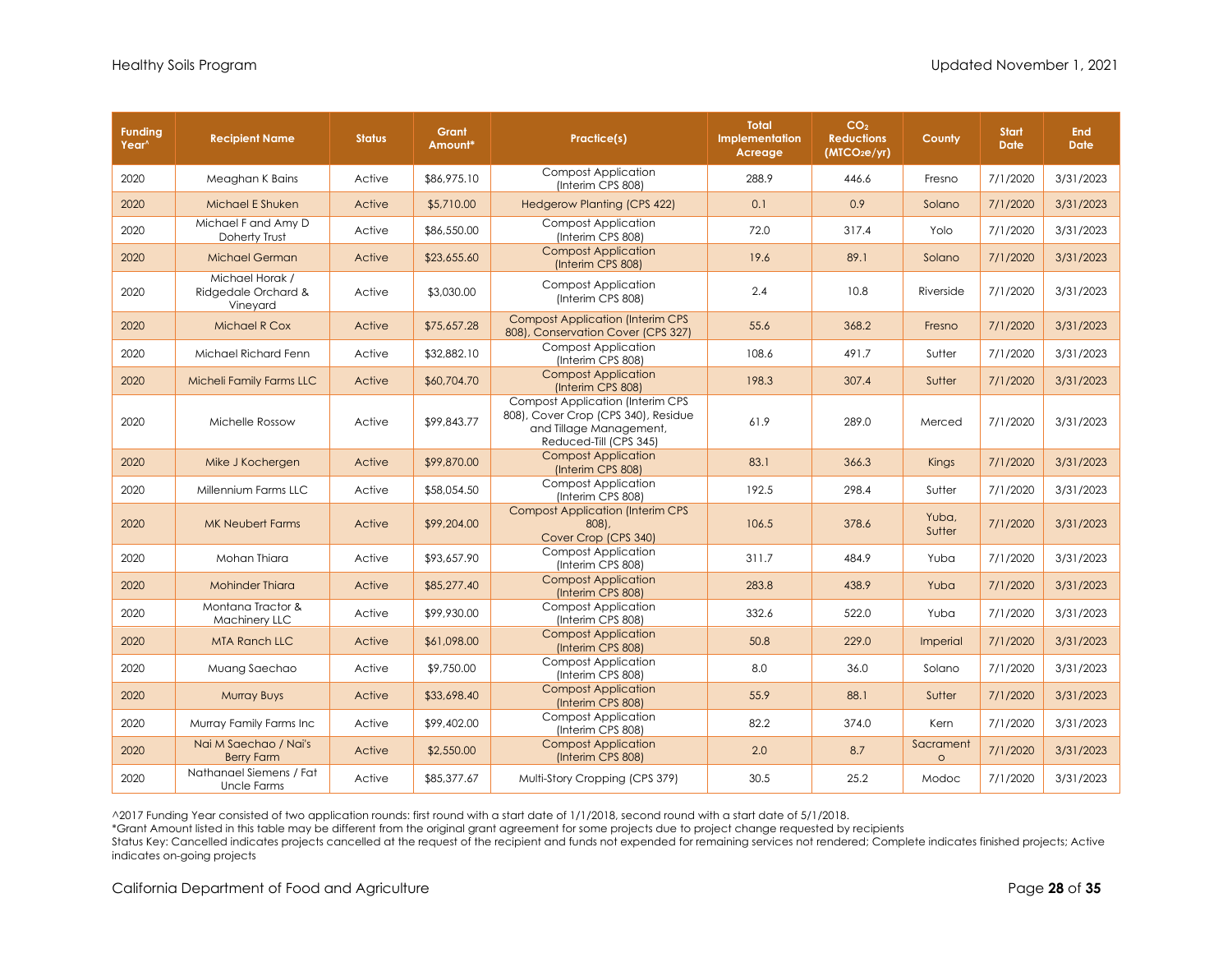| Funding Year^ | Recipient Name | Status | Grant Amount* | Practice(s) | Total Implementation Acreage | $CO_2$ Reductions ($MTCO_2e/yr$) | County | Start Date | End Date |
|---|---|---|---|---|---|---|---|---|---|
| 2020 | Meaghan K Bains | Active | $86,975.10 | Compost Application (Interim CPS 808) | 288.9 | 446.6 | Fresno | 7/1/2020 | 3/31/2023 |
| 2020 | Michael E Shuken | Active | $5,710.00 | Hedgerow Planting (CPS 422) | 0.1 | 0.9 | Solano | 7/1/2020 | 3/31/2023 |
| 2020 | Michael F and Amy D Doherty Trust | Active | $86,550.00 | Compost Application (Interim CPS 808) | 72.0 | 317.4 | Yolo | 7/1/2020 | 3/31/2023 |
| 2020 | Michael German | Active | $23,655.60 | Compost Application (Interim CPS 808) | 19.6 | 89.1 | Solano | 7/1/2020 | 3/31/2023 |
| 2020 | Michael Horak / Ridgedale Orchard & Vineyard | Active | $3,030.00 | Compost Application (Interim CPS 808) | 2.4 | 10.8 | Riverside | 7/1/2020 | 3/31/2023 |
| 2020 | Michael R Cox | Active | $75,657.28 | Compost Application (Interim CPS 808), Conservation Cover (CPS 327) | 55.6 | 368.2 | Fresno | 7/1/2020 | 3/31/2023 |
| 2020 | Michael Richard Fenn | Active | $32,882.10 | Compost Application (Interim CPS 808) | 108.6 | 491.7 | Sutter | 7/1/2020 | 3/31/2023 |
| 2020 | Micheli Family Farms LLC | Active | $60,704.70 | Compost Application (Interim CPS 808) | 198.3 | 307.4 | Sutter | 7/1/2020 | 3/31/2023 |
| 2020 | Michelle Rossow | Active | $99,843.77 | Compost Application (Interim CPS 808), Cover Crop (CPS 340), Residue and Tillage Management, Reduced-Till (CPS 345) | 61.9 | 289.0 | Merced | 7/1/2020 | 3/31/2023 |
| 2020 | Mike J Kochergen | Active | $99,870.00 | Compost Application (Interim CPS 808) | 83.1 | 366.3 | Kings | 7/1/2020 | 3/31/2023 |
| 2020 | Millennium Farms LLC | Active | $58,054.50 | Compost Application (Interim CPS 808) | 192.5 | 298.4 | Sutter | 7/1/2020 | 3/31/2023 |
| 2020 | MK Neubert Farms | Active | $99,204.00 | Compost Application (Interim CPS 808), Cover Crop (CPS 340) | 106.5 | 378.6 | Yuba, Sutter | 7/1/2020 | 3/31/2023 |
| 2020 | Mohan Thiara | Active | $93,657.90 | Compost Application (Interim CPS 808) | 311.7 | 484.9 | Yuba | 7/1/2020 | 3/31/2023 |
| 2020 | Mohinder Thiara | Active | $85,277.40 | Compost Application (Interim CPS 808) | 283.8 | 438.9 | Yuba | 7/1/2020 | 3/31/2023 |
| 2020 | Montana Tractor & Machinery LLC | Active | $99,930.00 | Compost Application (Interim CPS 808) | 332.6 | 522.0 | Yuba | 7/1/2020 | 3/31/2023 |
| 2020 | MTA Ranch LLC | Active | $61,098.00 | Compost Application (Interim CPS 808) | 50.8 | 229.0 | Imperial | 7/1/2020 | 3/31/2023 |
| 2020 | Muang Saechao | Active | $9,750.00 | Compost Application (Interim CPS 808) | 8.0 | 36.0 | Solano | 7/1/2020 | 3/31/2023 |
| 2020 | Murray Buys | Active | $33,698.40 | Compost Application (Interim CPS 808) | 55.9 | 88.1 | Sutter | 7/1/2020 | 3/31/2023 |
| 2020 | Murray Family Farms Inc | Active | $99,402.00 | Compost Application (Interim CPS 808) | 82.2 | 374.0 | Kern | 7/1/2020 | 3/31/2023 |
| 2020 | Nai M Saechao / Nai's Berry Farm | Active | $2,550.00 | Compost Application (Interim CPS 808) | 2.0 | 8.7 | Sacramento | 7/1/2020 | 3/31/2023 |
| 2020 | Nathanael Siemens / Fat Uncle Farms | Active | $85,377.67 | Multi-Story Cropping (CPS 379) | 30.5 | 25.2 | Modoc | 7/1/2020 | 3/31/2023 |

^2017 Funding Year consisted of two application rounds: first round with a start date of 1/1/2018, second round with a start date of 5/1/2018.
*Grant Amount listed in this table may be different from the original grant agreement for some projects due to project change requested by recipients
Status Key: Cancelled indicates projects cancelled at the request of the recipient and funds not expended for remaining services not rendered; Complete indicates finished projects; Active indicates on-going projects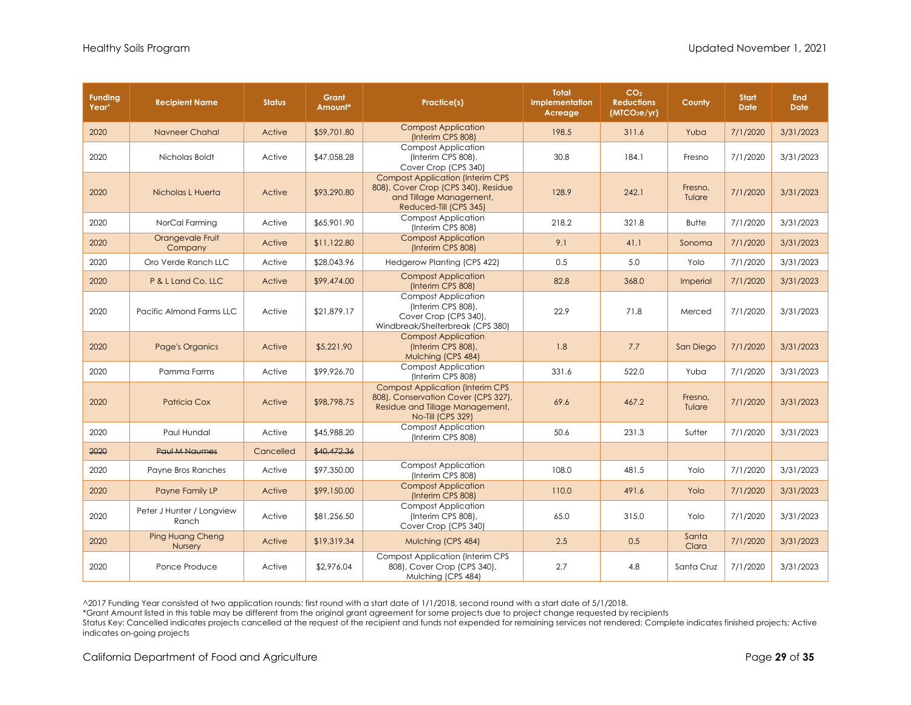| Funding Year^ | Recipient Name | Status | Grant Amount* | Practice(s) | Total Implementation Acreage | $CO_2$ Reductions ($MTCO_2e/yr$) | County | Start Date | End Date |
|---|---|---|---|---|---|---|---|---|---|
| 2020 | Navneer Chahal | Active | $59,701.80 | Compost Application (Interim CPS 808) | 198.5 | 311.6 | Yuba | 7/1/2020 | 3/31/2023 |
| 2020 | Nicholas Boldt | Active | $47,058.28 | Compost Application (Interim CPS 808), Cover Crop (CPS 340) | 30.8 | 184.1 | Fresno | 7/1/2020 | 3/31/2023 |
| 2020 | Nicholas L Huerta | Active | $93,290.80 | Compost Application (Interim CPS 808), Cover Crop (CPS 340), Residue and Tillage Management, Reduced-Till (CPS 345) | 128.9 | 242.1 | Fresno, Tulare | 7/1/2020 | 3/31/2023 |
| 2020 | NorCal Farming | Active | $65,901.90 | Compost Application (Interim CPS 808) | 218.2 | 321.8 | Butte | 7/1/2020 | 3/31/2023 |
| 2020 | Orangevale Fruit Company | Active | $11,122.80 | Compost Application (Interim CPS 808) | 9.1 | 41.1 | Sonoma | 7/1/2020 | 3/31/2023 |
| 2020 | Oro Verde Ranch LLC | Active | $28,043.96 | Hedgerow Planting (CPS 422) | 0.5 | 5.0 | Yolo | 7/1/2020 | 3/31/2023 |
| 2020 | P & L Land Co, LLC | Active | $99,474.00 | Compost Application (Interim CPS 808) | 82.8 | 368.0 | Imperial | 7/1/2020 | 3/31/2023 |
| 2020 | Pacific Almond Farms LLC | Active | $21,879.17 | Compost Application (Interim CPS 808), Cover Crop (CPS 340), Windbreak/Shelterbreak (CPS 380) | 22.9 | 71.8 | Merced | 7/1/2020 | 3/31/2023 |
| 2020 | Page's Organics | Active | $5,221.90 | Compost Application (Interim CPS 808), Mulching (CPS 484) | 1.8 | 7.7 | San Diego | 7/1/2020 | 3/31/2023 |
| 2020 | Pamma Farms | Active | $99,926.70 | Compost Application (Interim CPS 808) | 331.6 | 522.0 | Yuba | 7/1/2020 | 3/31/2023 |
| 2020 | Patricia Cox | Active | $98,798.75 | Compost Application (Interim CPS 808), Conservation Cover (CPS 327), Residue and Tillage Management, No-Till (CPS 329) | 69.6 | 467.2 | Fresno, Tulare | 7/1/2020 | 3/31/2023 |
| 2020 | Paul Hundal | Active | $45,988.20 | Compost Application (Interim CPS 808) | 50.6 | 231.3 | Sutter | 7/1/2020 | 3/31/2023 |
| ~~2020~~ | ~~Paul M Naumes~~ | Cancelled | ~~$40,472.36~~ | | | | | | |
| 2020 | Payne Bros Ranches | Active | $97,350.00 | Compost Application (Interim CPS 808) | 108.0 | 481.5 | Yolo | 7/1/2020 | 3/31/2023 |
| 2020 | Payne Family LP | Active | $99,150.00 | Compost Application (Interim CPS 808) | 110.0 | 491.6 | Yolo | 7/1/2020 | 3/31/2023 |
| 2020 | Peter J Hunter / Longview Ranch | Active | $81,256.50 | Compost Application (Interim CPS 808), Cover Crop (CPS 340) | 65.0 | 315.0 | Yolo | 7/1/2020 | 3/31/2023 |
| 2020 | Ping Huang Cheng Nursery | Active | $19,319.34 | Mulching (CPS 484) | 2.5 | 0.5 | Santa Clara | 7/1/2020 | 3/31/2023 |
| 2020 | Ponce Produce | Active | $2,976.04 | Compost Application (Interim CPS 808), Cover Crop (CPS 340), Mulching (CPS 484) | 2.7 | 4.8 | Santa Cruz | 7/1/2020 | 3/31/2023 |

^2017 Funding Year consisted of two application rounds: first round with a start date of 1/1/2018, second round with a start date of 5/1/2018.
*Grant Amount listed in this table may be different from the original grant agreement for some projects due to project change requested by recipients
Status Key: Cancelled indicates projects cancelled at the request of the recipient and funds not expended for remaining services not rendered; Complete indicates finished projects; Active indicates on-going projects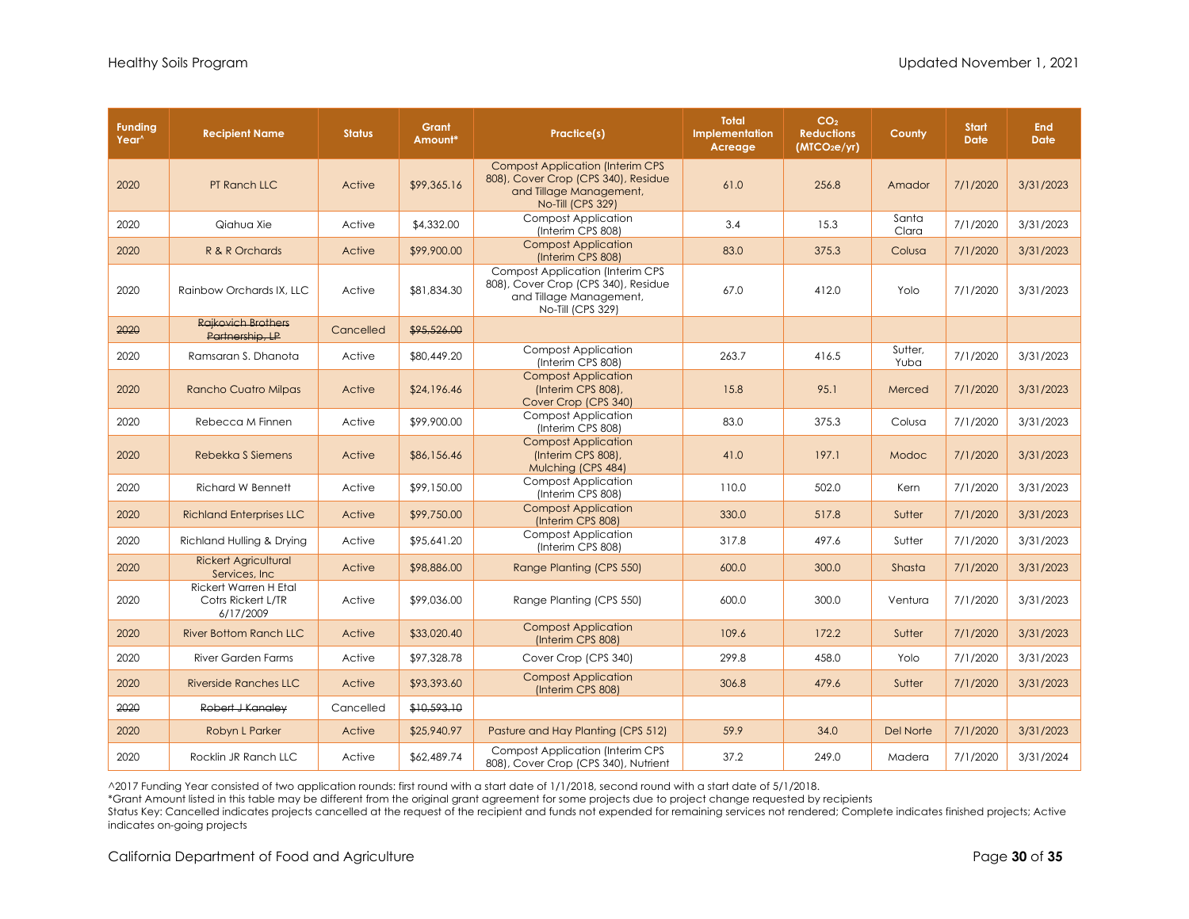| Funding Year^ | Recipient Name | Status | Grant Amount* | Practice(s) | Total Implementation Acreage | $CO_2$ Reductions ($MTCO_2e/yr$) | County | Start Date | End Date |
|---|---|---|---|---|---|---|---|---|---|
| 2020 | PT Ranch LLC | Active | $99,365.16 | Compost Application (Interim CPS 808), Cover Crop (CPS 340), Residue and Tillage Management, No-Till (CPS 329) | 61.0 | 256.8 | Amador | 7/1/2020 | 3/31/2023 |
| 2020 | Qiahua Xie | Active | $4,332.00 | Compost Application (Interim CPS 808) | 3.4 | 15.3 | Santa Clara | 7/1/2020 | 3/31/2023 |
| 2020 | R & R Orchards | Active | $99,900.00 | Compost Application (Interim CPS 808) | 83.0 | 375.3 | Colusa | 7/1/2020 | 3/31/2023 |
| 2020 | Rainbow Orchards IX, LLC | Active | $81,834.30 | Compost Application (Interim CPS 808), Cover Crop (CPS 340), Residue and Tillage Management, No-Till (CPS 329) | 67.0 | 412.0 | Yolo | 7/1/2020 | 3/31/2023 |
| ~~2020~~ | ~~Rajkovich Brothers Partnership, LP~~ | Cancelled | ~~$95,526.00~~ | | | | | | |
| 2020 | Ramsaran S. Dhanota | Active | $80,449.20 | Compost Application (Interim CPS 808) | 263.7 | 416.5 | Sutter, Yuba | 7/1/2020 | 3/31/2023 |
| 2020 | Rancho Cuatro Milpas | Active | $24,196.46 | Compost Application (Interim CPS 808), Cover Crop (CPS 340) | 15.8 | 95.1 | Merced | 7/1/2020 | 3/31/2023 |
| 2020 | Rebecca M Finnen | Active | $99,900.00 | Compost Application (Interim CPS 808) | 83.0 | 375.3 | Colusa | 7/1/2020 | 3/31/2023 |
| 2020 | Rebekka S Siemens | Active | $86,156.46 | Compost Application (Interim CPS 808), Mulching (CPS 484) | 41.0 | 197.1 | Modoc | 7/1/2020 | 3/31/2023 |
| 2020 | Richard W Bennett | Active | $99,150.00 | Compost Application (Interim CPS 808) | 110.0 | 502.0 | Kern | 7/1/2020 | 3/31/2023 |
| 2020 | Richland Enterprises LLC | Active | $99,750.00 | Compost Application (Interim CPS 808) | 330.0 | 517.8 | Sutter | 7/1/2020 | 3/31/2023 |
| 2020 | Richland Hulling & Drying | Active | $95,641.20 | Compost Application (Interim CPS 808) | 317.8 | 497.6 | Sutter | 7/1/2020 | 3/31/2023 |
| 2020 | Rickert Agricultural Services, Inc | Active | $98,886.00 | Range Planting (CPS 550) | 600.0 | 300.0 | Shasta | 7/1/2020 | 3/31/2023 |
| 2020 | Rickert Warren H Etal Cotrs Rickert L/TR 6/17/2009 | Active | $99,036.00 | Range Planting (CPS 550) | 600.0 | 300.0 | Ventura | 7/1/2020 | 3/31/2023 |
| 2020 | River Bottom Ranch LLC | Active | $33,020.40 | Compost Application (Interim CPS 808) | 109.6 | 172.2 | Sutter | 7/1/2020 | 3/31/2023 |
| 2020 | River Garden Farms | Active | $97,328.78 | Cover Crop (CPS 340) | 299.8 | 458.0 | Yolo | 7/1/2020 | 3/31/2023 |
| 2020 | Riverside Ranches LLC | Active | $93,393.60 | Compost Application (Interim CPS 808) | 306.8 | 479.6 | Sutter | 7/1/2020 | 3/31/2023 |
| ~~2020~~ | ~~Robert J Kanaley~~ | Cancelled | ~~$10,593.10~~ | | | | | | |
| 2020 | Robyn L Parker | Active | $25,940.97 | Pasture and Hay Planting (CPS 512) | 59.9 | 34.0 | Del Norte | 7/1/2020 | 3/31/2023 |
| 2020 | Rocklin JR Ranch LLC | Active | $62,489.74 | Compost Application (Interim CPS 808), Cover Crop (CPS 340), Nutrient | 37.2 | 249.0 | Madera | 7/1/2020 | 3/31/2024 |

^2017 Funding Year consisted of two application rounds: first round with a start date of 1/1/2018, second round with a start date of 5/1/2018.
*Grant Amount listed in this table may be different from the original grant agreement for some projects due to project change requested by recipients
Status Key: Cancelled indicates projects cancelled at the request of the recipient and funds not expended for remaining services not rendered; Complete indicates finished projects; Active indicates on-going projects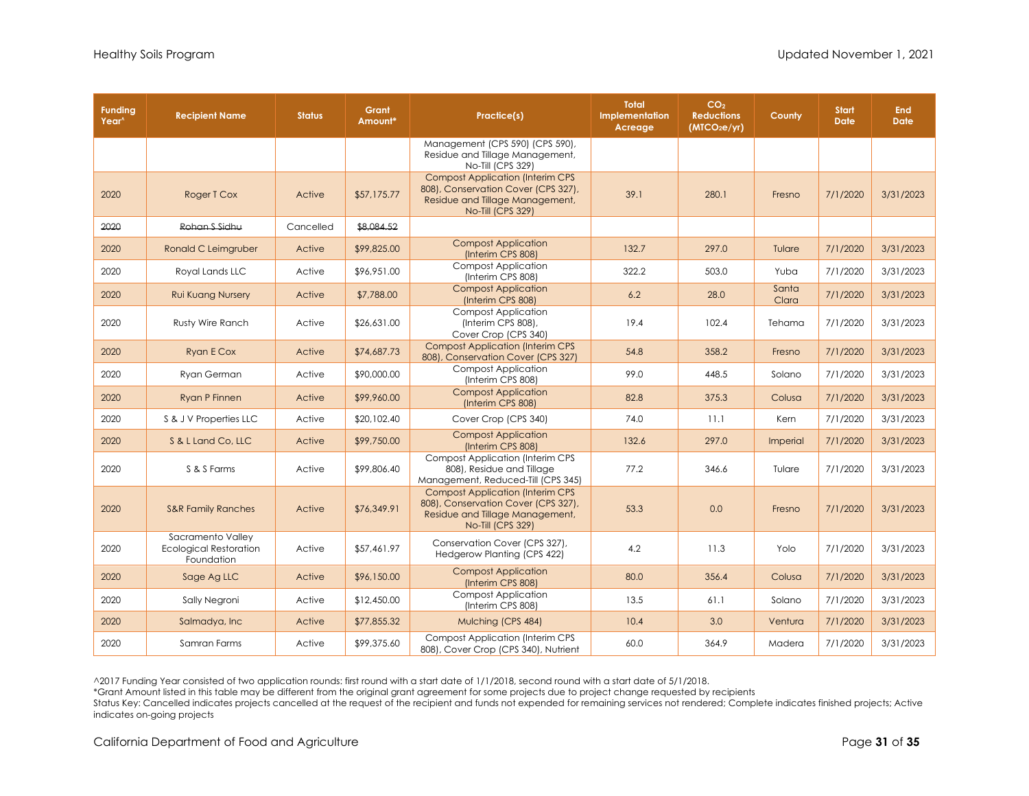| Funding Year^ | Recipient Name | Status | Grant Amount* | Practice(s) | Total Implementation Acreage | $CO_2$ Reductions ($MTCO_2e/yr$) | County | Start Date | End Date |
|---|---|---|---|---|---|---|---|---|---|
| | | | | Management (CPS 590) (CPS 590), Residue and Tillage Management, No-Till (CPS 329) | | | | | |
| 2020 | Roger T Cox | Active | $57,175.77 | Compost Application (Interim CPS 808), Conservation Cover (CPS 327), Residue and Tillage Management, No-Till (CPS 329) | 39.1 | 280.1 | Fresno | 7/1/2020 | 3/31/2023 |
| ~~2020~~ | ~~Rohan S Sidhu~~ | Cancelled | ~~$8,084.52~~ | | | | | | |
| 2020 | Ronald C Leimgruber | Active | $99,825.00 | Compost Application (Interim CPS 808) | 132.7 | 297.0 | Tulare | 7/1/2020 | 3/31/2023 |
| 2020 | Royal Lands LLC | Active | $96,951.00 | Compost Application (Interim CPS 808) | 322.2 | 503.0 | Yuba | 7/1/2020 | 3/31/2023 |
| 2020 | Rui Kuang Nursery | Active | $7,788.00 | Compost Application (Interim CPS 808) | 6.2 | 28.0 | Santa Clara | 7/1/2020 | 3/31/2023 |
| 2020 | Rusty Wire Ranch | Active | $26,631.00 | Compost Application (Interim CPS 808), Cover Crop (CPS 340) | 19.4 | 102.4 | Tehama | 7/1/2020 | 3/31/2023 |
| 2020 | Ryan E Cox | Active | $74,687.73 | Compost Application (Interim CPS 808), Conservation Cover (CPS 327) | 54.8 | 358.2 | Fresno | 7/1/2020 | 3/31/2023 |
| 2020 | Ryan German | Active | $90,000.00 | Compost Application (Interim CPS 808) | 99.0 | 448.5 | Solano | 7/1/2020 | 3/31/2023 |
| 2020 | Ryan P Finnen | Active | $99,960.00 | Compost Application (Interim CPS 808) | 82.8 | 375.3 | Colusa | 7/1/2020 | 3/31/2023 |
| 2020 | S & J V Properties LLC | Active | $20,102.40 | Cover Crop (CPS 340) | 74.0 | 11.1 | Kern | 7/1/2020 | 3/31/2023 |
| 2020 | S & L Land Co, LLC | Active | $99,750.00 | Compost Application (Interim CPS 808) | 132.6 | 297.0 | Imperial | 7/1/2020 | 3/31/2023 |
| 2020 | S & S Farms | Active | $99,806.40 | Compost Application (Interim CPS 808), Residue and Tillage Management, Reduced-Till (CPS 345) | 77.2 | 346.6 | Tulare | 7/1/2020 | 3/31/2023 |
| 2020 | S&R Family Ranches | Active | $76,349.91 | Compost Application (Interim CPS 808), Conservation Cover (CPS 327), Residue and Tillage Management, No-Till (CPS 329) | 53.3 | 0.0 | Fresno | 7/1/2020 | 3/31/2023 |
| 2020 | Sacramento Valley Ecological Restoration Foundation | Active | $57,461.97 | Conservation Cover (CPS 327), Hedgerow Planting (CPS 422) | 4.2 | 11.3 | Yolo | 7/1/2020 | 3/31/2023 |
| 2020 | Sage Ag LLC | Active | $96,150.00 | Compost Application (Interim CPS 808) | 80.0 | 356.4 | Colusa | 7/1/2020 | 3/31/2023 |
| 2020 | Sally Negroni | Active | $12,450.00 | Compost Application (Interim CPS 808) | 13.5 | 61.1 | Solano | 7/1/2020 | 3/31/2023 |
| 2020 | Salmadya, Inc | Active | $77,855.32 | Mulching (CPS 484) | 10.4 | 3.0 | Ventura | 7/1/2020 | 3/31/2023 |
| 2020 | Samran Farms | Active | $99,375.60 | Compost Application (Interim CPS 808), Cover Crop (CPS 340), Nutrient | 60.0 | 364.9 | Madera | 7/1/2020 | 3/31/2023 |

^2017 Funding Year consisted of two application rounds: first round with a start date of 1/1/2018, second round with a start date of 5/1/2018.
*Grant Amount listed in this table may be different from the original grant agreement for some projects due to project change requested by recipients
Status Key: Cancelled indicates projects cancelled at the request of the recipient and funds not expended for remaining services not rendered; Complete indicates finished projects; Active indicates on-going projects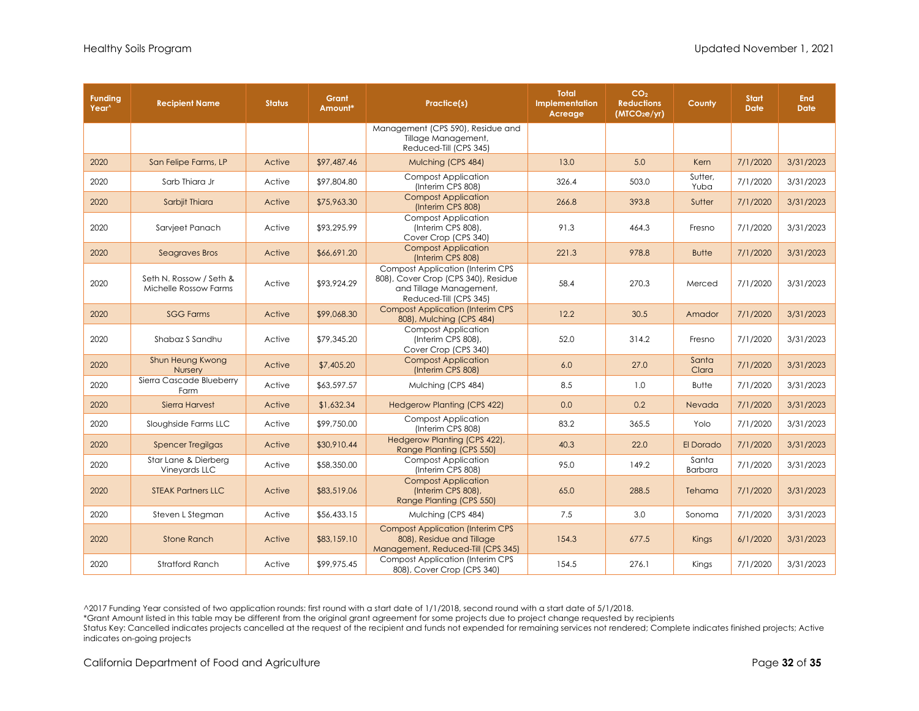| Funding Year^ | Recipient Name | Status | Grant Amount* | Practice(s) | Total Implementation Acreage | $CO_2$ Reductions ($MTCO_2e/yr$) | County | Start Date | End Date |
|---|---|---|---|---|---|---|---|---|---|
| | | | | Management (CPS 590), Residue and Tillage Management, Reduced-Till (CPS 345) | | | | | |
| 2020 | San Felipe Farms, LP | Active | $97,487.46 | Mulching (CPS 484) | 13.0 | 5.0 | Kern | 7/1/2020 | 3/31/2023 |
| 2020 | Sarb Thiara Jr | Active | $97,804.80 | Compost Application (Interim CPS 808) | 326.4 | 503.0 | Sutter, Yuba | 7/1/2020 | 3/31/2023 |
| 2020 | Sarbjit Thiara | Active | $75,963.30 | Compost Application (Interim CPS 808) | 266.8 | 393.8 | Sutter | 7/1/2020 | 3/31/2023 |
| 2020 | Sarvjeet Panach | Active | $93,295.99 | Compost Application (Interim CPS 808), Cover Crop (CPS 340) | 91.3 | 464.3 | Fresno | 7/1/2020 | 3/31/2023 |
| 2020 | Seagraves Bros | Active | $66,691.20 | Compost Application (Interim CPS 808) | 221.3 | 978.8 | Butte | 7/1/2020 | 3/31/2023 |
| 2020 | Seth N. Rossow / Seth & Michelle Rossow Farms | Active | $93,924.29 | Compost Application (Interim CPS 808), Cover Crop (CPS 340), Residue and Tillage Management, Reduced-Till (CPS 345) | 58.4 | 270.3 | Merced | 7/1/2020 | 3/31/2023 |
| 2020 | SGG Farms | Active | $99,068.30 | Compost Application (Interim CPS 808), Mulching (CPS 484) | 12.2 | 30.5 | Amador | 7/1/2020 | 3/31/2023 |
| 2020 | Shabaz S Sandhu | Active | $79,345.20 | Compost Application (Interim CPS 808), Cover Crop (CPS 340) | 52.0 | 314.2 | Fresno | 7/1/2020 | 3/31/2023 |
| 2020 | Shun Heung Kwong Nursery | Active | $7,405.20 | Compost Application (Interim CPS 808) | 6.0 | 27.0 | Santa Clara | 7/1/2020 | 3/31/2023 |
| 2020 | Sierra Cascade Blueberry Farm | Active | $63,597.57 | Mulching (CPS 484) | 8.5 | 1.0 | Butte | 7/1/2020 | 3/31/2023 |
| 2020 | Sierra Harvest | Active | $1,632.34 | Hedgerow Planting (CPS 422) | 0.0 | 0.2 | Nevada | 7/1/2020 | 3/31/2023 |
| 2020 | Sloughside Farms LLC | Active | $99,750.00 | Compost Application (Interim CPS 808) | 83.2 | 365.5 | Yolo | 7/1/2020 | 3/31/2023 |
| 2020 | Spencer Tregilgas | Active | $30,910.44 | Hedgerow Planting (CPS 422), Range Planting (CPS 550) | 40.3 | 22.0 | El Dorado | 7/1/2020 | 3/31/2023 |
| 2020 | Star Lane & Dierberg Vineyards LLC | Active | $58,350.00 | Compost Application (Interim CPS 808) | 95.0 | 149.2 | Santa Barbara | 7/1/2020 | 3/31/2023 |
| 2020 | STEAK Partners LLC | Active | $83,519.06 | Compost Application (Interim CPS 808), Range Planting (CPS 550) | 65.0 | 288.5 | Tehama | 7/1/2020 | 3/31/2023 |
| 2020 | Steven L Stegman | Active | $56,433.15 | Mulching (CPS 484) | 7.5 | 3.0 | Sonoma | 7/1/2020 | 3/31/2023 |
| 2020 | Stone Ranch | Active | $83,159.10 | Compost Application (Interim CPS 808), Residue and Tillage Management, Reduced-Till (CPS 345) | 154.3 | 677.5 | Kings | 6/1/2020 | 3/31/2023 |
| 2020 | Stratford Ranch | Active | $99,975.45 | Compost Application (Interim CPS 808), Cover Crop (CPS 340) | 154.5 | 276.1 | Kings | 7/1/2020 | 3/31/2023 |

^2017 Funding Year consisted of two application rounds: first round with a start date of 1/1/2018, second round with a start date of 5/1/2018.
*Grant Amount listed in this table may be different from the original grant agreement for some projects due to project change requested by recipients
Status Key: Cancelled indicates projects cancelled at the request of the recipient and funds not expended for remaining services not rendered; Complete indicates finished projects; Active indicates on-going projects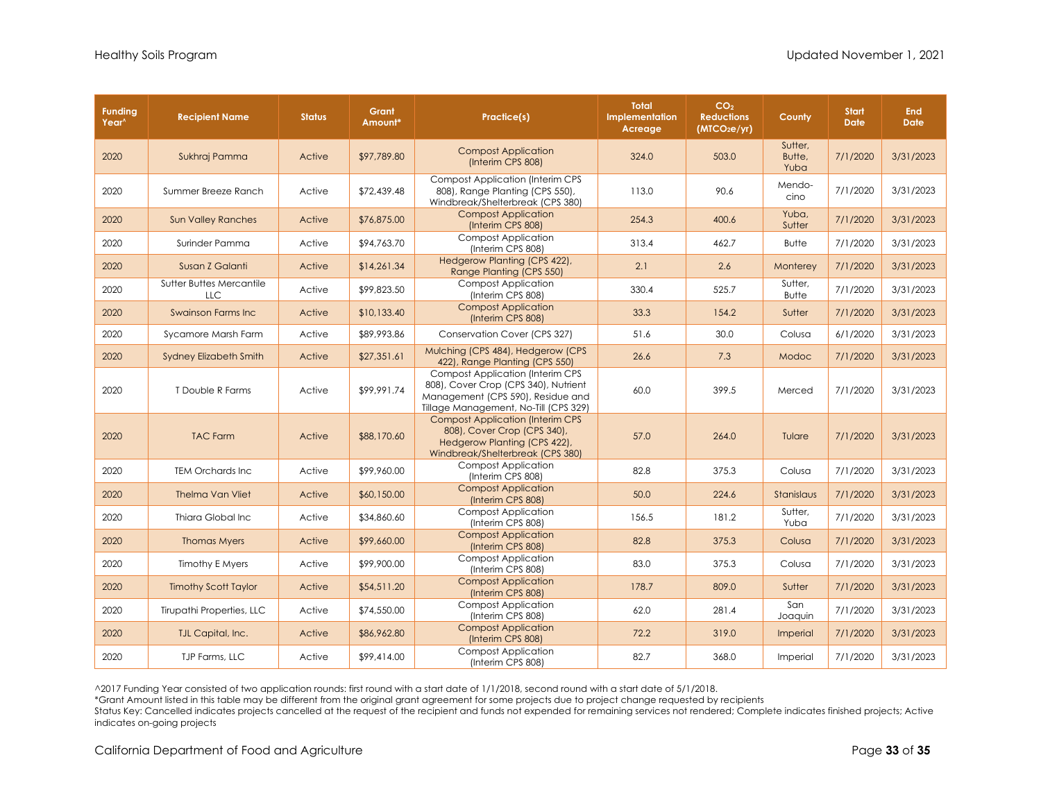| Funding Year^ | Recipient Name | Status | Grant Amount* | Practice(s) | Total Implementation Acreage | $CO_2$ Reductions ($MTCO_2e/yr$) | County | Start Date | End Date |
|---|---|---|---|---|---|---|---|---|---|
| 2020 | Sukhraj Pamma | Active | $97,789.80 | Compost Application (Interim CPS 808) | 324.0 | 503.0 | Sutter, Butte, Yuba | 7/1/2020 | 3/31/2023 |
| 2020 | Summer Breeze Ranch | Active | $72,439.48 | Compost Application (Interim CPS 808), Range Planting (CPS 550), Windbreak/Shelterbreak (CPS 380) | 113.0 | 90.6 | Mendo-cino | 7/1/2020 | 3/31/2023 |
| 2020 | Sun Valley Ranches | Active | $76,875.00 | Compost Application (Interim CPS 808) | 254.3 | 400.6 | Yuba, Sutter | 7/1/2020 | 3/31/2023 |
| 2020 | Surinder Pamma | Active | $94,763.70 | Compost Application (Interim CPS 808) | 313.4 | 462.7 | Butte | 7/1/2020 | 3/31/2023 |
| 2020 | Susan Z Galanti | Active | $14,261.34 | Hedgerow Planting (CPS 422), Range Planting (CPS 550) | 2.1 | 2.6 | Monterey | 7/1/2020 | 3/31/2023 |
| 2020 | Sutter Buttes Mercantile LLC | Active | $99,823.50 | Compost Application (Interim CPS 808) | 330.4 | 525.7 | Sutter, Butte | 7/1/2020 | 3/31/2023 |
| 2020 | Swainson Farms Inc | Active | $10,133.40 | Compost Application (Interim CPS 808) | 33.3 | 154.2 | Sutter | 7/1/2020 | 3/31/2023 |
| 2020 | Sycamore Marsh Farm | Active | $89,993.86 | Conservation Cover (CPS 327) | 51.6 | 30.0 | Colusa | 6/1/2020 | 3/31/2023 |
| 2020 | Sydney Elizabeth Smith | Active | $27,351.61 | Mulching (CPS 484), Hedgerow (CPS 422), Range Planting (CPS 550) | 26.6 | 7.3 | Modoc | 7/1/2020 | 3/31/2023 |
| 2020 | T Double R Farms | Active | $99,991.74 | Compost Application (Interim CPS 808), Cover Crop (CPS 340), Nutrient Management (CPS 590), Residue and Tillage Management, No-Till (CPS 329) | 60.0 | 399.5 | Merced | 7/1/2020 | 3/31/2023 |
| 2020 | TAC Farm | Active | $88,170.60 | Compost Application (Interim CPS 808), Cover Crop (CPS 340), Hedgerow Planting (CPS 422), Windbreak/Shelterbreak (CPS 380) | 57.0 | 264.0 | Tulare | 7/1/2020 | 3/31/2023 |
| 2020 | TEM Orchards Inc | Active | $99,960.00 | Compost Application (Interim CPS 808) | 82.8 | 375.3 | Colusa | 7/1/2020 | 3/31/2023 |
| 2020 | Thelma Van Vliet | Active | $60,150.00 | Compost Application (Interim CPS 808) | 50.0 | 224.6 | Stanislaus | 7/1/2020 | 3/31/2023 |
| 2020 | Thiara Global Inc | Active | $34,860.60 | Compost Application (Interim CPS 808) | 156.5 | 181.2 | Sutter, Yuba | 7/1/2020 | 3/31/2023 |
| 2020 | Thomas Myers | Active | $99,660.00 | Compost Application (Interim CPS 808) | 82.8 | 375.3 | Colusa | 7/1/2020 | 3/31/2023 |
| 2020 | Timothy E Myers | Active | $99,900.00 | Compost Application (Interim CPS 808) | 83.0 | 375.3 | Colusa | 7/1/2020 | 3/31/2023 |
| 2020 | Timothy Scott Taylor | Active | $54,511.20 | Compost Application (Interim CPS 808) | 178.7 | 809.0 | Sutter | 7/1/2020 | 3/31/2023 |
| 2020 | Tirupathi Properties, LLC | Active | $74,550.00 | Compost Application (Interim CPS 808) | 62.0 | 281.4 | San Joaquin | 7/1/2020 | 3/31/2023 |
| 2020 | TJL Capital, Inc. | Active | $86,962.80 | Compost Application (Interim CPS 808) | 72.2 | 319.0 | Imperial | 7/1/2020 | 3/31/2023 |
| 2020 | TJP Farms, LLC | Active | $99,414.00 | Compost Application (Interim CPS 808) | 82.7 | 368.0 | Imperial | 7/1/2020 | 3/31/2023 |

^2017 Funding Year consisted of two application rounds: first round with a start date of 1/1/2018, second round with a start date of 5/1/2018.
*Grant Amount listed in this table may be different from the original grant agreement for some projects due to project change requested by recipients
Status Key: Cancelled indicates projects cancelled at the request of the recipient and funds not expended for remaining services not rendered; Complete indicates finished projects; Active indicates on-going projects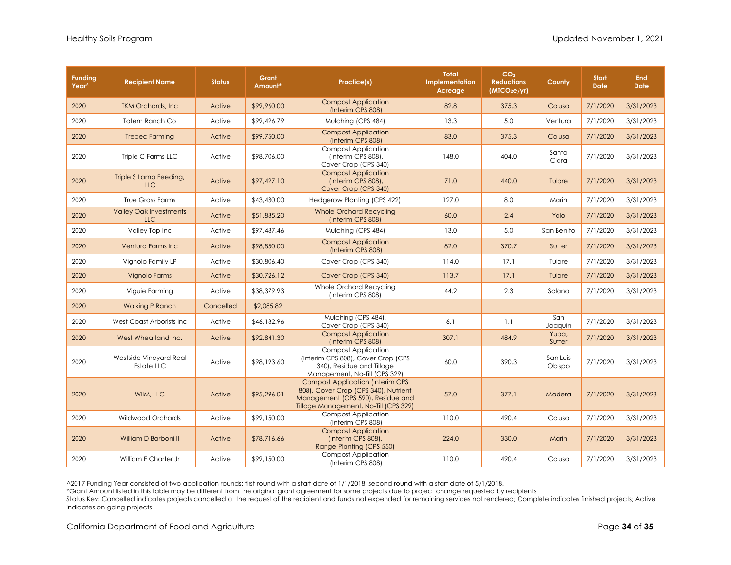| Funding Year^ | Recipient Name | Status | Grant Amount* | Practice(s) | Total Implementation Acreage | $CO_2$ Reductions ($MTCO_2e$/yr) | County | Start Date | End Date |
|---|---|---|---|---|---|---|---|---|---|
| 2020 | TKM Orchards, Inc | Active | $99,960.00 | Compost Application (Interim CPS 808) | 82.8 | 375.3 | Colusa | 7/1/2020 | 3/31/2023 |
| 2020 | Totem Ranch Co | Active | $99,426.79 | Mulching (CPS 484) | 13.3 | 5.0 | Ventura | 7/1/2020 | 3/31/2023 |
| 2020 | Trebec Farming | Active | $99,750.00 | Compost Application (Interim CPS 808) | 83.0 | 375.3 | Colusa | 7/1/2020 | 3/31/2023 |
| 2020 | Triple C Farms LLC | Active | $98,706.00 | Compost Application (Interim CPS 808), Cover Crop (CPS 340) | 148.0 | 404.0 | Santa Clara | 7/1/2020 | 3/31/2023 |
| 2020 | Triple S Lamb Feeding, LLC | Active | $97,427.10 | Compost Application (Interim CPS 808), Cover Crop (CPS 340) | 71.0 | 440.0 | Tulare | 7/1/2020 | 3/31/2023 |
| 2020 | True Grass Farms | Active | $43,430.00 | Hedgerow Planting (CPS 422) | 127.0 | 8.0 | Marin | 7/1/2020 | 3/31/2023 |
| 2020 | Valley Oak Investments LLC | Active | $51,835.20 | Whole Orchard Recycling (Interim CPS 808) | 60.0 | 2.4 | Yolo | 7/1/2020 | 3/31/2023 |
| 2020 | Valley Top Inc | Active | $97,487.46 | Mulching (CPS 484) | 13.0 | 5.0 | San Benito | 7/1/2020 | 3/31/2023 |
| 2020 | Ventura Farms Inc | Active | $98,850.00 | Compost Application (Interim CPS 808) | 82.0 | 370.7 | Sutter | 7/1/2020 | 3/31/2023 |
| 2020 | Vignolo Family LP | Active | $30,806.40 | Cover Crop (CPS 340) | 114.0 | 17.1 | Tulare | 7/1/2020 | 3/31/2023 |
| 2020 | Vignolo Farms | Active | $30,726.12 | Cover Crop (CPS 340) | 113.7 | 17.1 | Tulare | 7/1/2020 | 3/31/2023 |
| 2020 | Viguie Farming | Active | $38,379.93 | Whole Orchard Recycling (Interim CPS 808) | 44.2 | 2.3 | Solano | 7/1/2020 | 3/31/2023 |
| ~~2020~~ | ~~Walking P Ranch~~ | Cancelled | ~~$2,085.82~~ | | | | | | |
| 2020 | West Coast Arborists Inc | Active | $46,132.96 | Mulching (CPS 484), Cover Crop (CPS 340) | 6.1 | 1.1 | San Joaquin | 7/1/2020 | 3/31/2023 |
| 2020 | West Wheatland Inc. | Active | $92,841.30 | Compost Application (Interim CPS 808) | 307.1 | 484.9 | Yuba, Sutter | 7/1/2020 | 3/31/2023 |
| 2020 | Westside Vineyard Real Estate LLC | Active | $98,193.60 | Compost Application (Interim CPS 808), Cover Crop (CPS 340), Residue and Tillage Management, No-Till (CPS 329) | 60.0 | 390.3 | San Luis Obispo | 7/1/2020 | 3/31/2023 |
| 2020 | WIIM, LLC | Active | $95,296.01 | Compost Application (Interim CPS 808), Cover Crop (CPS 340), Nutrient Management (CPS 590), Residue and Tillage Management, No-Till (CPS 329) | 57.0 | 377.1 | Madera | 7/1/2020 | 3/31/2023 |
| 2020 | Wildwood Orchards | Active | $99,150.00 | Compost Application (Interim CPS 808) | 110.0 | 490.4 | Colusa | 7/1/2020 | 3/31/2023 |
| 2020 | William D Barboni II | Active | $78,716.66 | Compost Application (Interim CPS 808), Range Planting (CPS 550) | 224.0 | 330.0 | Marin | 7/1/2020 | 3/31/2023 |
| 2020 | William E Charter Jr | Active | $99,150.00 | Compost Application (Interim CPS 808) | 110.0 | 490.4 | Colusa | 7/1/2020 | 3/31/2023 |

^2017 Funding Year consisted of two application rounds: first round with a start date of 1/1/2018, second round with a start date of 5/1/2018.

*Grant Amount listed in this table may be different from the original grant agreement for some projects due to project change requested by recipients

Status Key: Cancelled indicates projects cancelled at the request of the recipient and funds not expended for remaining services not rendered; Complete indicates finished projects; Active indicates on-going projects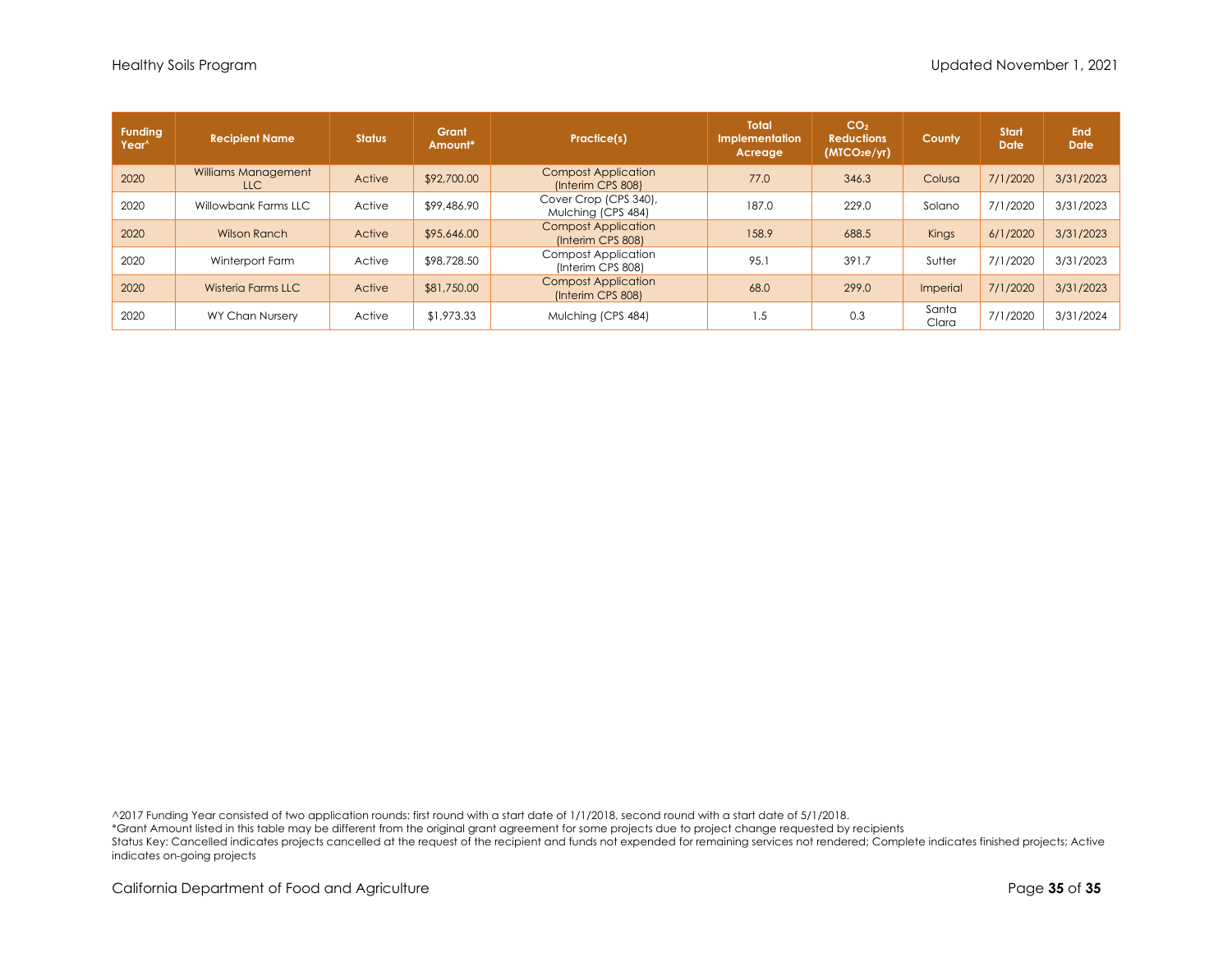| Funding Year^ | Recipient Name | Status | Grant Amount* | Practice(s) | Total Implementation Acreage | $CO_2$ Reductions ($MTCO_2e/yr$) | County | Start Date | End Date |
|---|---|---|---|---|---|---|---|---|---|
| 2020 | Williams Management LLC | Active | $92,700.00 | Compost Application (Interim CPS 808) | 77.0 | 346.3 | Colusa | 7/1/2020 | 3/31/2023 |
| 2020 | Willowbank Farms LLC | Active | $99,486.90 | Cover Crop (CPS 340), Mulching (CPS 484) | 187.0 | 229.0 | Solano | 7/1/2020 | 3/31/2023 |
| 2020 | Wilson Ranch | Active | $95,646.00 | Compost Application (Interim CPS 808) | 158.9 | 688.5 | Kings | 6/1/2020 | 3/31/2023 |
| 2020 | Winterport Farm | Active | $98,728.50 | Compost Application (Interim CPS 808) | 95.1 | 391.7 | Sutter | 7/1/2020 | 3/31/2023 |
| 2020 | Wisteria Farms LLC | Active | $81,750.00 | Compost Application (Interim CPS 808) | 68.0 | 299.0 | Imperial | 7/1/2020 | 3/31/2023 |
| 2020 | WY Chan Nursery | Active | $1,973.33 | Mulching (CPS 484) | 1.5 | 0.3 | Santa Clara | 7/1/2020 | 3/31/2024 |

^2017 Funding Year consisted of two application rounds: first round with a start date of 1/1/2018, second round with a start date of 5/1/2018.

*Grant Amount listed in this table may be different from the original grant agreement for some projects due to project change requested by recipients

Status Key: Cancelled indicates projects cancelled at the request of the recipient and funds not expended for remaining services not rendered; Complete indicates finished projects; Active indicates on-going projects